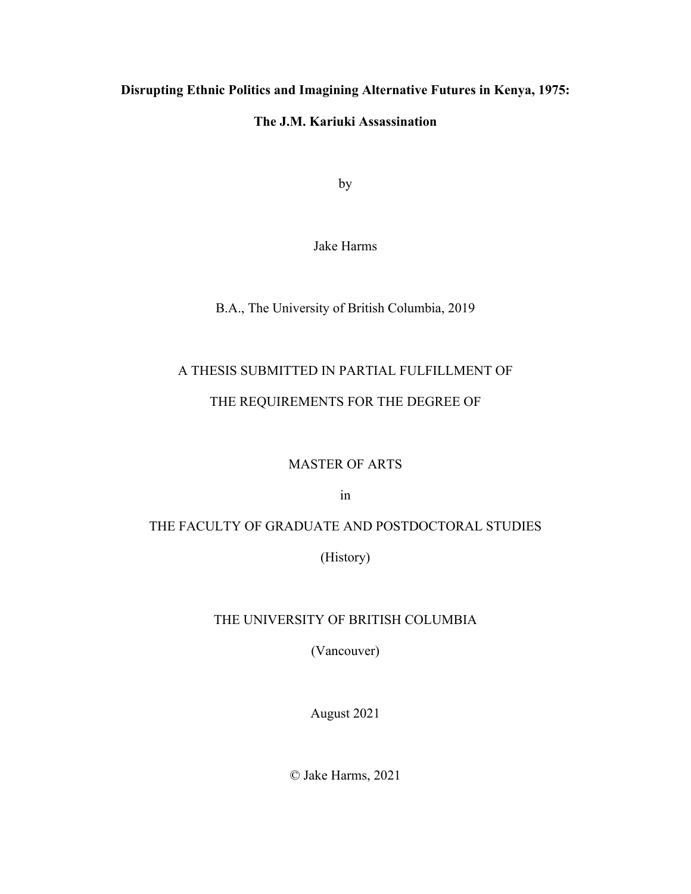**Disrupting Ethnic Politics and Imagining Alternative Futures in Kenya, 1975:**

**The J.M. Kariuki Assassination**

by

Jake Harms

B.A., The University of British Columbia, 2019

A THESIS SUBMITTED IN PARTIAL FULFILLMENT OF

THE REQUIREMENTS FOR THE DEGREE OF

MASTER OF ARTS

in

THE FACULTY OF GRADUATE AND POSTDOCTORAL STUDIES

(History)

THE UNIVERSITY OF BRITISH COLUMBIA

(Vancouver)

August 2021

© Jake Harms, 2021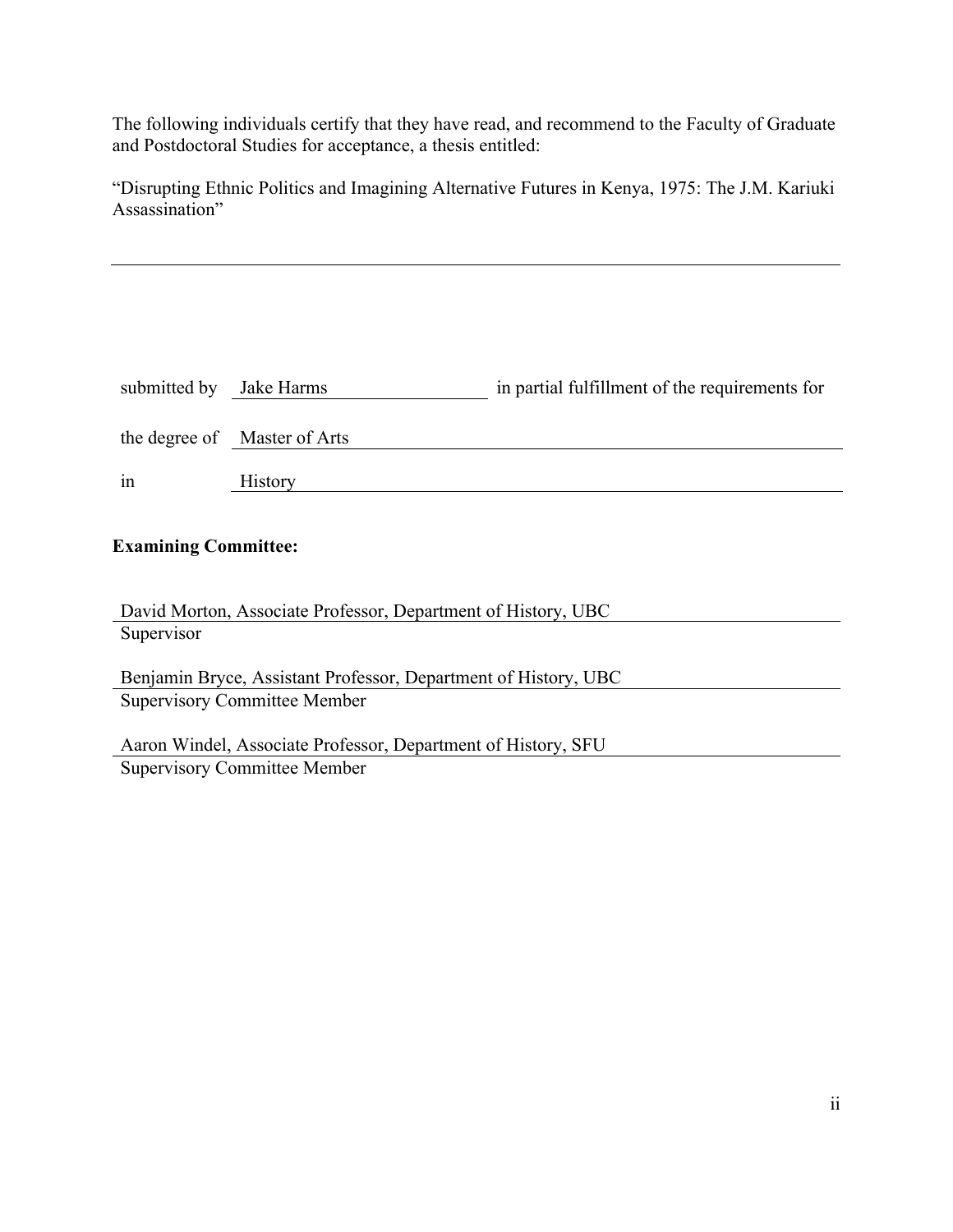The following individuals certify that they have read, and recommend to the Faculty of Graduate and Postdoctoral Studies for acceptance, a thesis entitled:

"Disrupting Ethnic Politics and Imagining Alternative Futures in Kenya, 1975: The J.M. Kariuki Assassination"

submitted by Jake Harms in partial fulfillment of the requirements for

the degree of Master of Arts

in History

**Examining Committee:**

David Morton, Associate Professor, Department of History, UBC
Supervisor

Benjamin Bryce, Assistant Professor, Department of History, UBC
Supervisory Committee Member

Aaron Windel, Associate Professor, Department of History, SFU
Supervisory Committee Member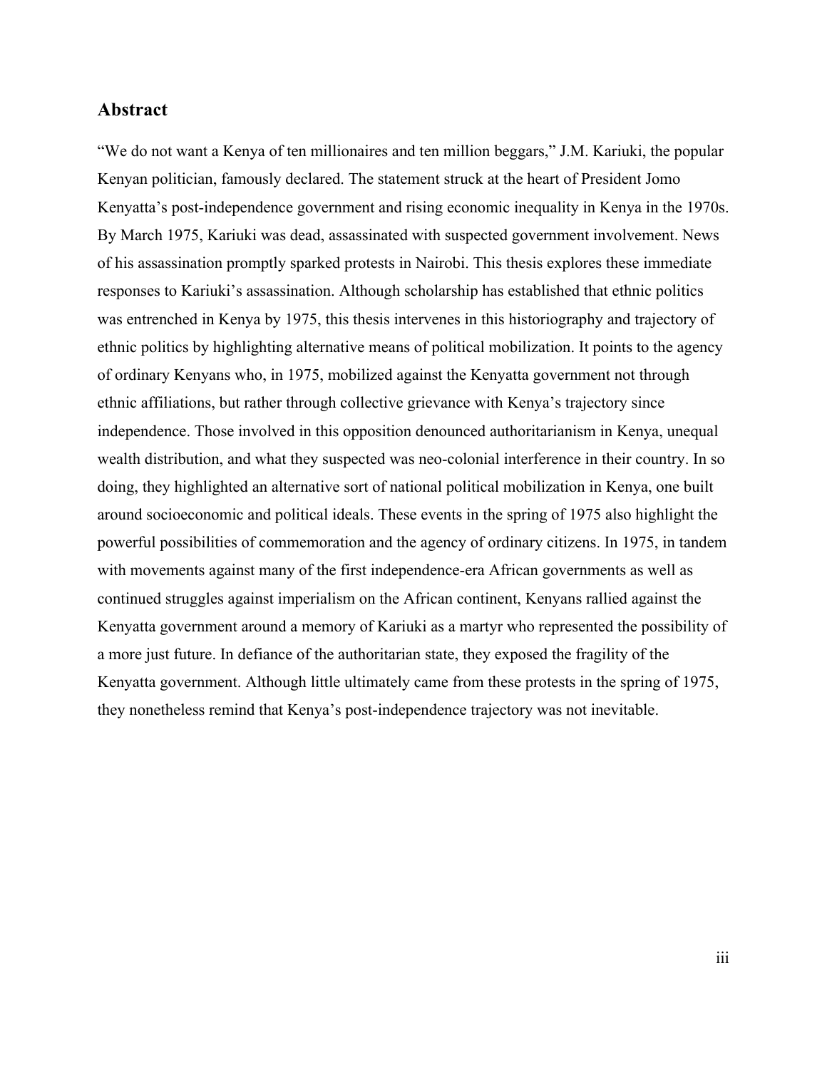## Abstract

"We do not want a Kenya of ten millionaires and ten million beggars," J.M. Kariuki, the popular Kenyan politician, famously declared. The statement struck at the heart of President Jomo Kenyatta's post-independence government and rising economic inequality in Kenya in the 1970s. By March 1975, Kariuki was dead, assassinated with suspected government involvement. News of his assassination promptly sparked protests in Nairobi. This thesis explores these immediate responses to Kariuki's assassination. Although scholarship has established that ethnic politics was entrenched in Kenya by 1975, this thesis intervenes in this historiography and trajectory of ethnic politics by highlighting alternative means of political mobilization. It points to the agency of ordinary Kenyans who, in 1975, mobilized against the Kenyatta government not through ethnic affiliations, but rather through collective grievance with Kenya's trajectory since independence. Those involved in this opposition denounced authoritarianism in Kenya, unequal wealth distribution, and what they suspected was neo-colonial interference in their country. In so doing, they highlighted an alternative sort of national political mobilization in Kenya, one built around socioeconomic and political ideals. These events in the spring of 1975 also highlight the powerful possibilities of commemoration and the agency of ordinary citizens. In 1975, in tandem with movements against many of the first independence-era African governments as well as continued struggles against imperialism on the African continent, Kenyans rallied against the Kenyatta government around a memory of Kariuki as a martyr who represented the possibility of a more just future. In defiance of the authoritarian state, they exposed the fragility of the Kenyatta government. Although little ultimately came from these protests in the spring of 1975, they nonetheless remind that Kenya's post-independence trajectory was not inevitable.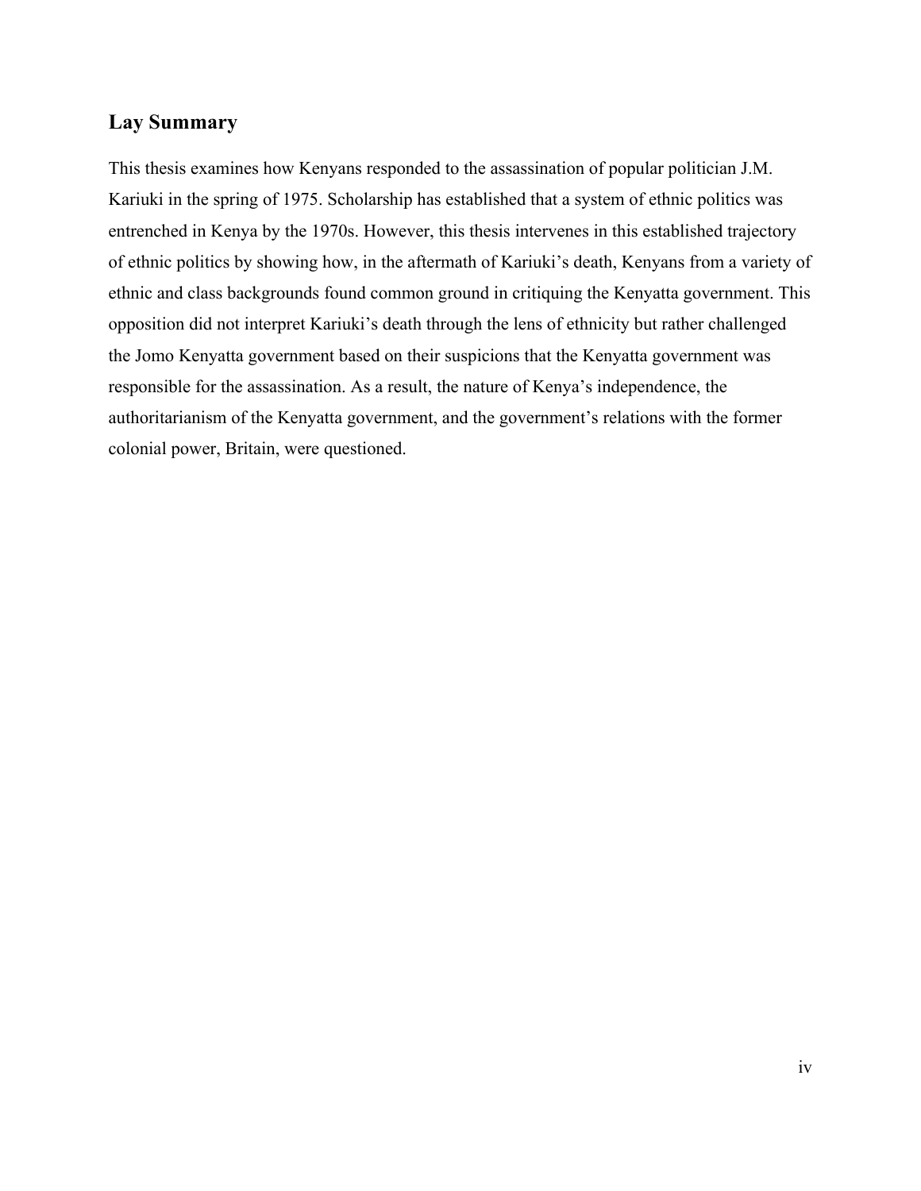## Lay Summary

This thesis examines how Kenyans responded to the assassination of popular politician J.M. Kariuki in the spring of 1975. Scholarship has established that a system of ethnic politics was entrenched in Kenya by the 1970s. However, this thesis intervenes in this established trajectory of ethnic politics by showing how, in the aftermath of Kariuki's death, Kenyans from a variety of ethnic and class backgrounds found common ground in critiquing the Kenyatta government. This opposition did not interpret Kariuki's death through the lens of ethnicity but rather challenged the Jomo Kenyatta government based on their suspicions that the Kenyatta government was responsible for the assassination. As a result, the nature of Kenya's independence, the authoritarianism of the Kenyatta government, and the government's relations with the former colonial power, Britain, were questioned.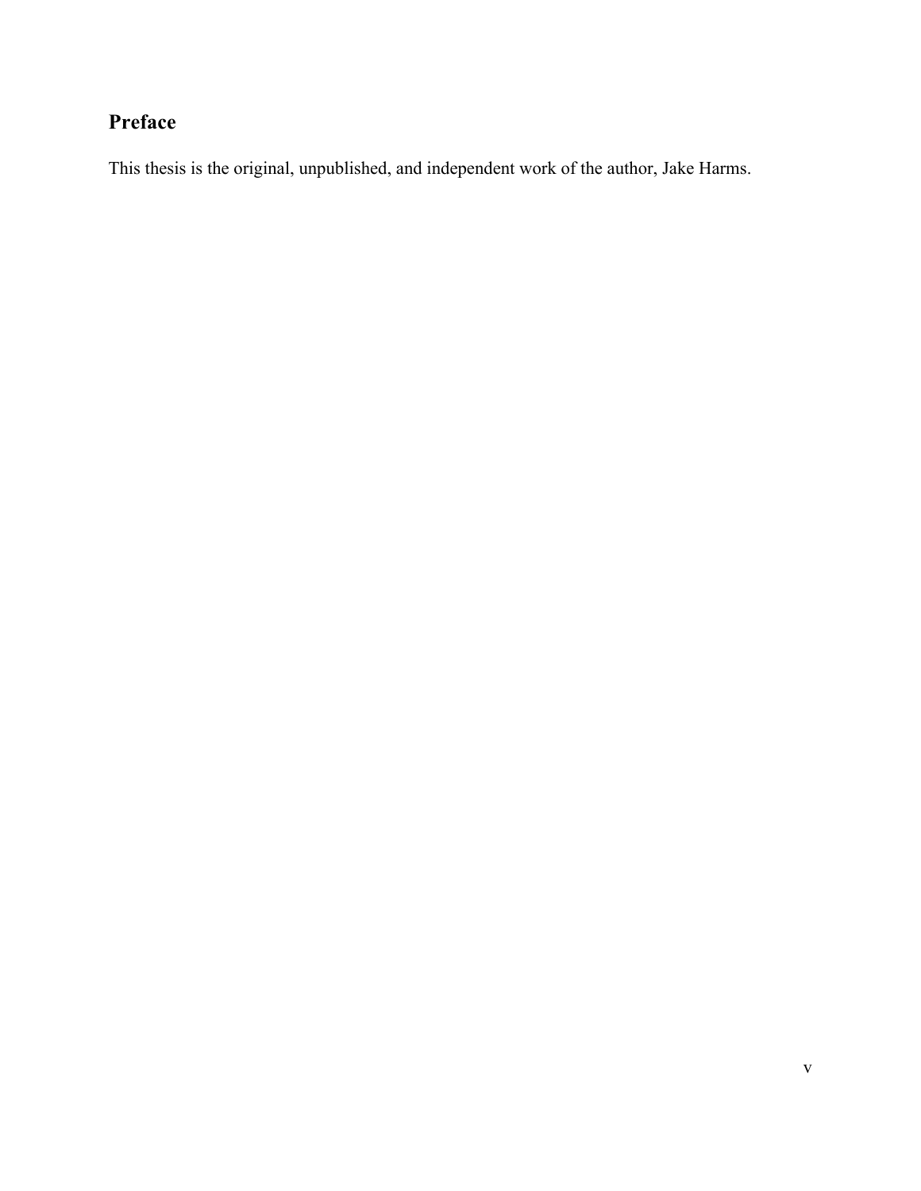## Preface

This thesis is the original, unpublished, and independent work of the author, Jake Harms.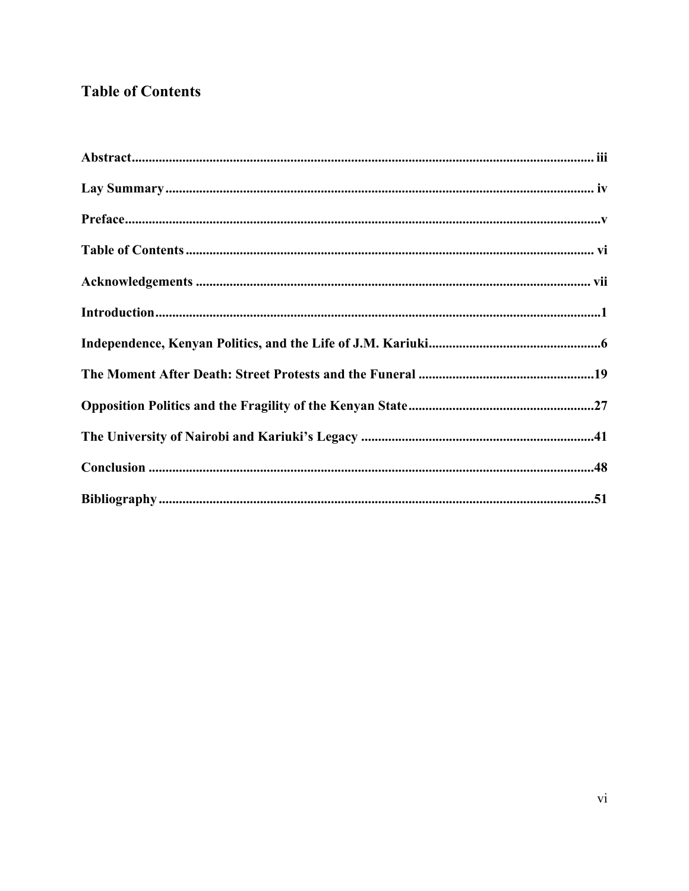# Table of Contents

| | |
|---|---|
| **Abstract** | **iii** |
| **Lay Summary** | **iv** |
| **Preface** | **v** |
| **Table of Contents** | **vi** |
| **Acknowledgements** | **vii** |
| **Introduction** | **1** |
| **Independence, Kenyan Politics, and the Life of J.M. Kariuki** | **6** |
| **The Moment After Death: Street Protests and the Funeral** | **19** |
| **Opposition Politics and the Fragility of the Kenyan State** | **27** |
| **The University of Nairobi and Kariuki's Legacy** | **41** |
| **Conclusion** | **48** |
| **Bibliography** | **51** |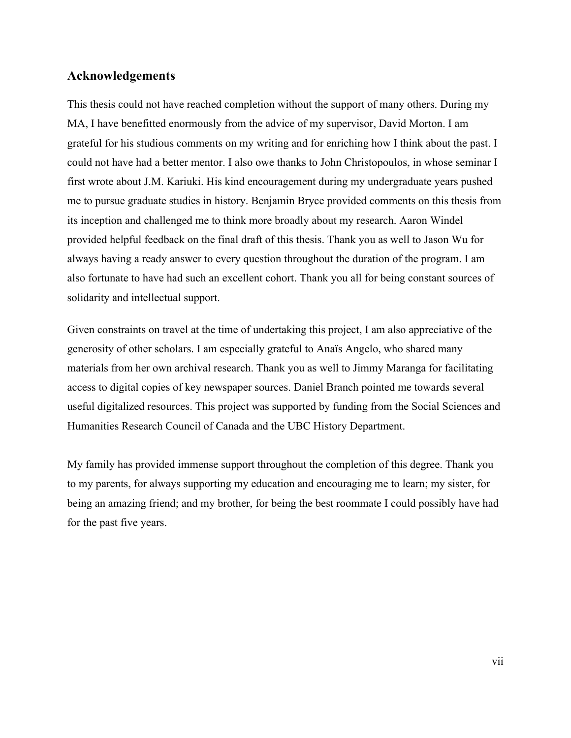## Acknowledgements

This thesis could not have reached completion without the support of many others. During my MA, I have benefitted enormously from the advice of my supervisor, David Morton. I am grateful for his studious comments on my writing and for enriching how I think about the past. I could not have had a better mentor. I also owe thanks to John Christopoulos, in whose seminar I first wrote about J.M. Kariuki. His kind encouragement during my undergraduate years pushed me to pursue graduate studies in history. Benjamin Bryce provided comments on this thesis from its inception and challenged me to think more broadly about my research. Aaron Windel provided helpful feedback on the final draft of this thesis. Thank you as well to Jason Wu for always having a ready answer to every question throughout the duration of the program. I am also fortunate to have had such an excellent cohort. Thank you all for being constant sources of solidarity and intellectual support.

Given constraints on travel at the time of undertaking this project, I am also appreciative of the generosity of other scholars. I am especially grateful to Anaïs Angelo, who shared many materials from her own archival research. Thank you as well to Jimmy Maranga for facilitating access to digital copies of key newspaper sources. Daniel Branch pointed me towards several useful digitalized resources. This project was supported by funding from the Social Sciences and Humanities Research Council of Canada and the UBC History Department.

My family has provided immense support throughout the completion of this degree. Thank you to my parents, for always supporting my education and encouraging me to learn; my sister, for being an amazing friend; and my brother, for being the best roommate I could possibly have had for the past five years.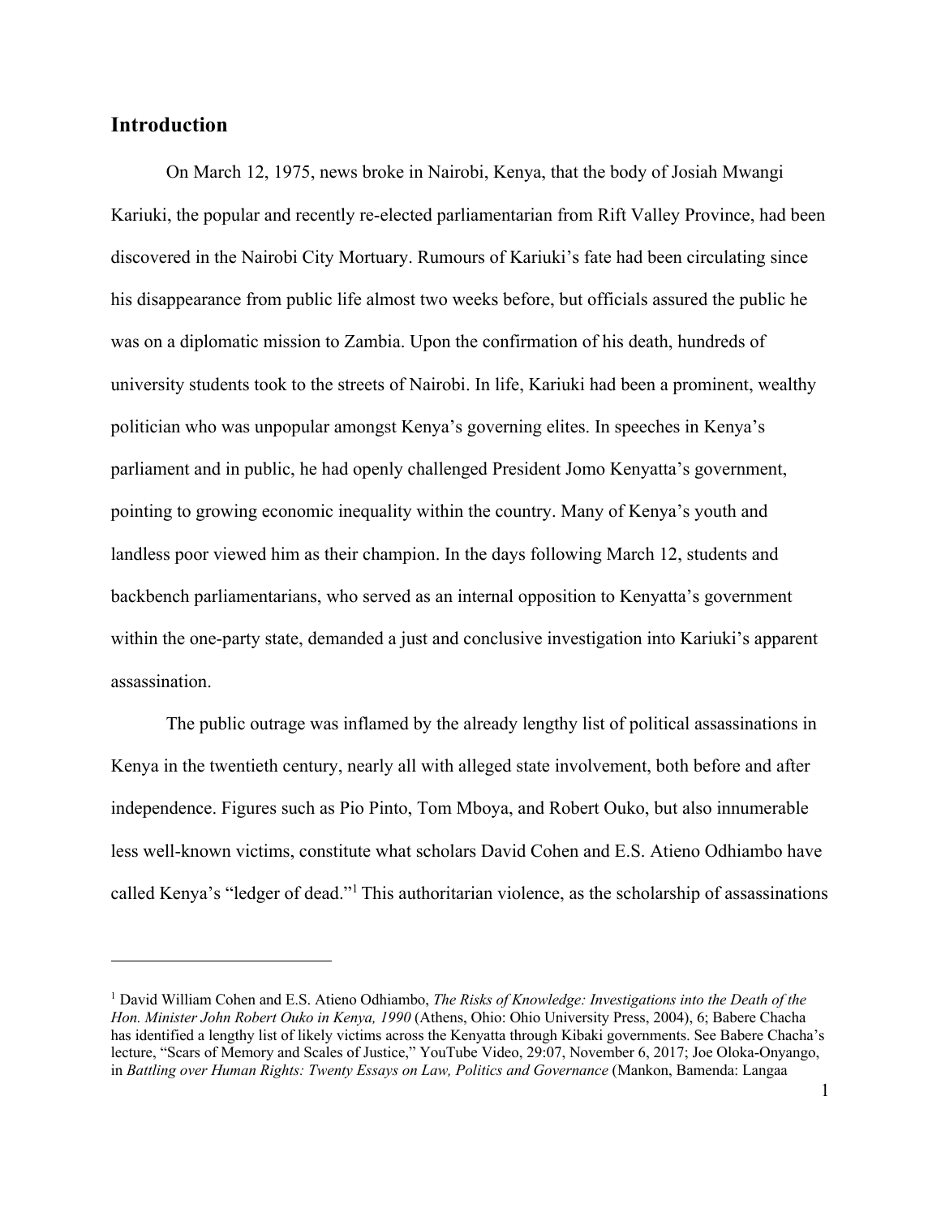## Introduction

On March 12, 1975, news broke in Nairobi, Kenya, that the body of Josiah Mwangi Kariuki, the popular and recently re-elected parliamentarian from Rift Valley Province, had been discovered in the Nairobi City Mortuary. Rumours of Kariuki's fate had been circulating since his disappearance from public life almost two weeks before, but officials assured the public he was on a diplomatic mission to Zambia. Upon the confirmation of his death, hundreds of university students took to the streets of Nairobi. In life, Kariuki had been a prominent, wealthy politician who was unpopular amongst Kenya's governing elites. In speeches in Kenya's parliament and in public, he had openly challenged President Jomo Kenyatta's government, pointing to growing economic inequality within the country. Many of Kenya's youth and landless poor viewed him as their champion. In the days following March 12, students and backbench parliamentarians, who served as an internal opposition to Kenyatta's government within the one-party state, demanded a just and conclusive investigation into Kariuki's apparent assassination.

The public outrage was inflamed by the already lengthy list of political assassinations in Kenya in the twentieth century, nearly all with alleged state involvement, both before and after independence. Figures such as Pio Pinto, Tom Mboya, and Robert Ouko, but also innumerable less well-known victims, constitute what scholars David Cohen and E.S. Atieno Odhiambo have called Kenya's "ledger of dead."[1] This authoritarian violence, as the scholarship of assassinations

---

[1] David William Cohen and E.S. Atieno Odhiambo, *The Risks of Knowledge: Investigations into the Death of the Hon. Minister John Robert Ouko in Kenya, 1990* (Athens, Ohio: Ohio University Press, 2004), 6; Babere Chacha has identified a lengthy list of likely victims across the Kenyatta through Kibaki governments. See Babere Chacha's lecture, "Scars of Memory and Scales of Justice," YouTube Video, 29:07, November 6, 2017; Joe Oloka-Onyango, in *Battling over Human Rights: Twenty Essays on Law, Politics and Governance* (Mankon, Bamenda: Langaa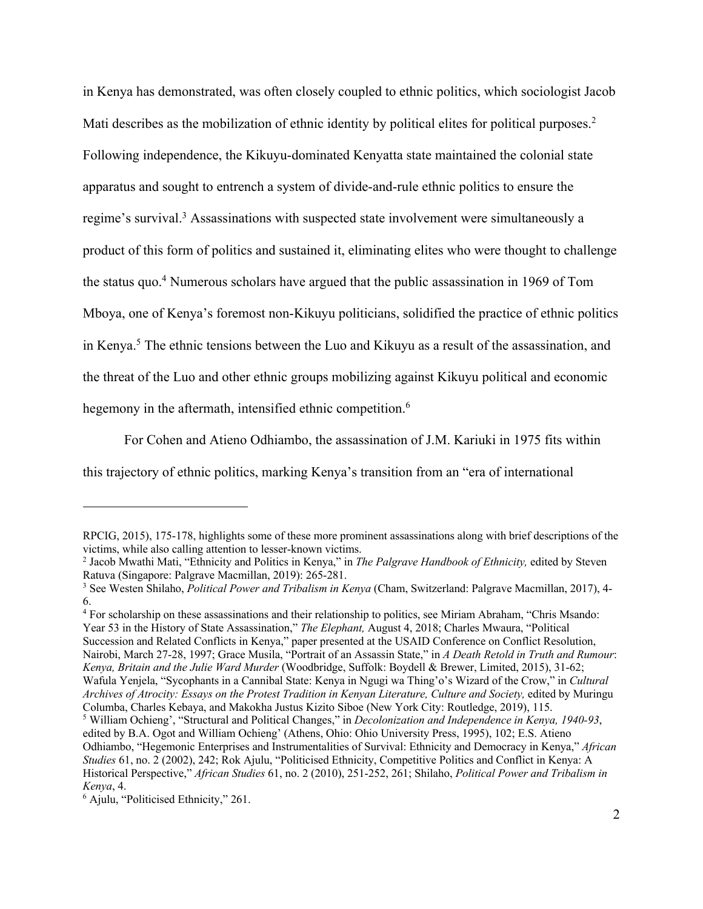in Kenya has demonstrated, was often closely coupled to ethnic politics, which sociologist Jacob Mati describes as the mobilization of ethnic identity by political elites for political purposes.[2] Following independence, the Kikuyu-dominated Kenyatta state maintained the colonial state apparatus and sought to entrench a system of divide-and-rule ethnic politics to ensure the regime's survival.[3] Assassinations with suspected state involvement were simultaneously a product of this form of politics and sustained it, eliminating elites who were thought to challenge the status quo.[4] Numerous scholars have argued that the public assassination in 1969 of Tom Mboya, one of Kenya's foremost non-Kikuyu politicians, solidified the practice of ethnic politics in Kenya.[5] The ethnic tensions between the Luo and Kikuyu as a result of the assassination, and the threat of the Luo and other ethnic groups mobilizing against Kikuyu political and economic hegemony in the aftermath, intensified ethnic competition.[6]

For Cohen and Atieno Odhiambo, the assassination of J.M. Kariuki in 1975 fits within this trajectory of ethnic politics, marking Kenya's transition from an "era of international

---

RPCIG, 2015), 175-178, highlights some of these more prominent assassinations along with brief descriptions of the victims, while also calling attention to lesser-known victims.

[2] Jacob Mwathi Mati, "Ethnicity and Politics in Kenya," in *The Palgrave Handbook of Ethnicity,* edited by Steven Ratuva (Singapore: Palgrave Macmillan, 2019): 265-281.

[3] See Westen Shilaho, *Political Power and Tribalism in Kenya* (Cham, Switzerland: Palgrave Macmillan, 2017), 4-6.

[4] For scholarship on these assassinations and their relationship to politics, see Miriam Abraham, "Chris Msando: Year 53 in the History of State Assassination," *The Elephant,* August 4, 2018; Charles Mwaura, "Political Succession and Related Conflicts in Kenya," paper presented at the USAID Conference on Conflict Resolution, Nairobi, March 27-28, 1997; Grace Musila, "Portrait of an Assassin State," in *A Death Retold in Truth and Rumour*: *Kenya, Britain and the Julie Ward Murder* (Woodbridge, Suffolk: Boydell & Brewer, Limited, 2015), 31-62; Wafula Yenjela, "Sycophants in a Cannibal State: Kenya in Ngugi wa Thing'o's Wizard of the Crow," in *Cultural Archives of Atrocity: Essays on the Protest Tradition in Kenyan Literature, Culture and Society,* edited by Muringu Columba, Charles Kebaya, and Makokha Justus Kizito Siboe (New York City: Routledge, 2019), 115.

[5] William Ochieng', "Structural and Political Changes," in *Decolonization and Independence in Kenya, 1940-93*, edited by B.A. Ogot and William Ochieng' (Athens, Ohio: Ohio University Press, 1995), 102; E.S. Atieno Odhiambo, "Hegemonic Enterprises and Instrumentalities of Survival: Ethnicity and Democracy in Kenya," *African Studies* 61, no. 2 (2002), 242; Rok Ajulu, "Politicised Ethnicity, Competitive Politics and Conflict in Kenya: A Historical Perspective," *African Studies* 61, no. 2 (2010), 251-252, 261; Shilaho, *Political Power and Tribalism in Kenya*, 4.

[6] Ajulu, "Politicised Ethnicity," 261.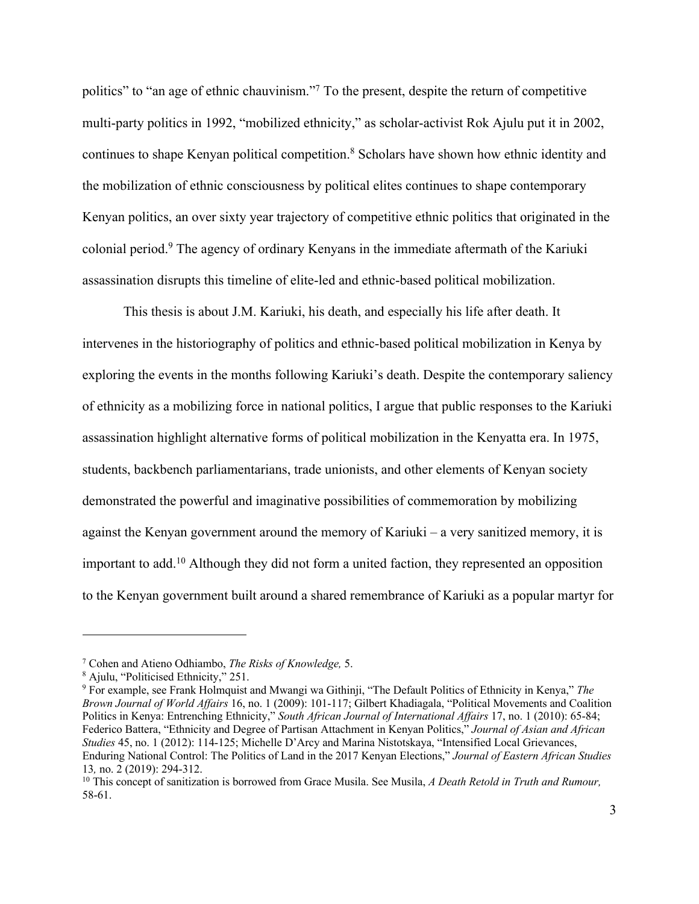politics" to "an age of ethnic chauvinism."[7] To the present, despite the return of competitive multi-party politics in 1992, "mobilized ethnicity," as scholar-activist Rok Ajulu put it in 2002, continues to shape Kenyan political competition.[8] Scholars have shown how ethnic identity and the mobilization of ethnic consciousness by political elites continues to shape contemporary Kenyan politics, an over sixty year trajectory of competitive ethnic politics that originated in the colonial period.[9] The agency of ordinary Kenyans in the immediate aftermath of the Kariuki assassination disrupts this timeline of elite-led and ethnic-based political mobilization.

This thesis is about J.M. Kariuki, his death, and especially his life after death. It intervenes in the historiography of politics and ethnic-based political mobilization in Kenya by exploring the events in the months following Kariuki's death. Despite the contemporary saliency of ethnicity as a mobilizing force in national politics, I argue that public responses to the Kariuki assassination highlight alternative forms of political mobilization in the Kenyatta era. In 1975, students, backbench parliamentarians, trade unionists, and other elements of Kenyan society demonstrated the powerful and imaginative possibilities of commemoration by mobilizing against the Kenyan government around the memory of Kariuki – a very sanitized memory, it is important to add.[10] Although they did not form a united faction, they represented an opposition to the Kenyan government built around a shared remembrance of Kariuki as a popular martyr for

---

[7] Cohen and Atieno Odhiambo, *The Risks of Knowledge,* 5.

[8] Ajulu, "Politicised Ethnicity," 251.

[9] For example, see Frank Holmquist and Mwangi wa Githinji, "The Default Politics of Ethnicity in Kenya," *The Brown Journal of World Affairs* 16, no. 1 (2009): 101-117; Gilbert Khadiagala, "Political Movements and Coalition Politics in Kenya: Entrenching Ethnicity," *South African Journal of International Affairs* 17, no. 1 (2010): 65-84; Federico Battera, "Ethnicity and Degree of Partisan Attachment in Kenyan Politics," *Journal of Asian and African Studies* 45, no. 1 (2012): 114-125; Michelle D'Arcy and Marina Nistotskaya, "Intensified Local Grievances, Enduring National Control: The Politics of Land in the 2017 Kenyan Elections," *Journal of Eastern African Studies* 13*,* no. 2 (2019): 294-312.

[10] This concept of sanitization is borrowed from Grace Musila. See Musila, *A Death Retold in Truth and Rumour,* 58-61.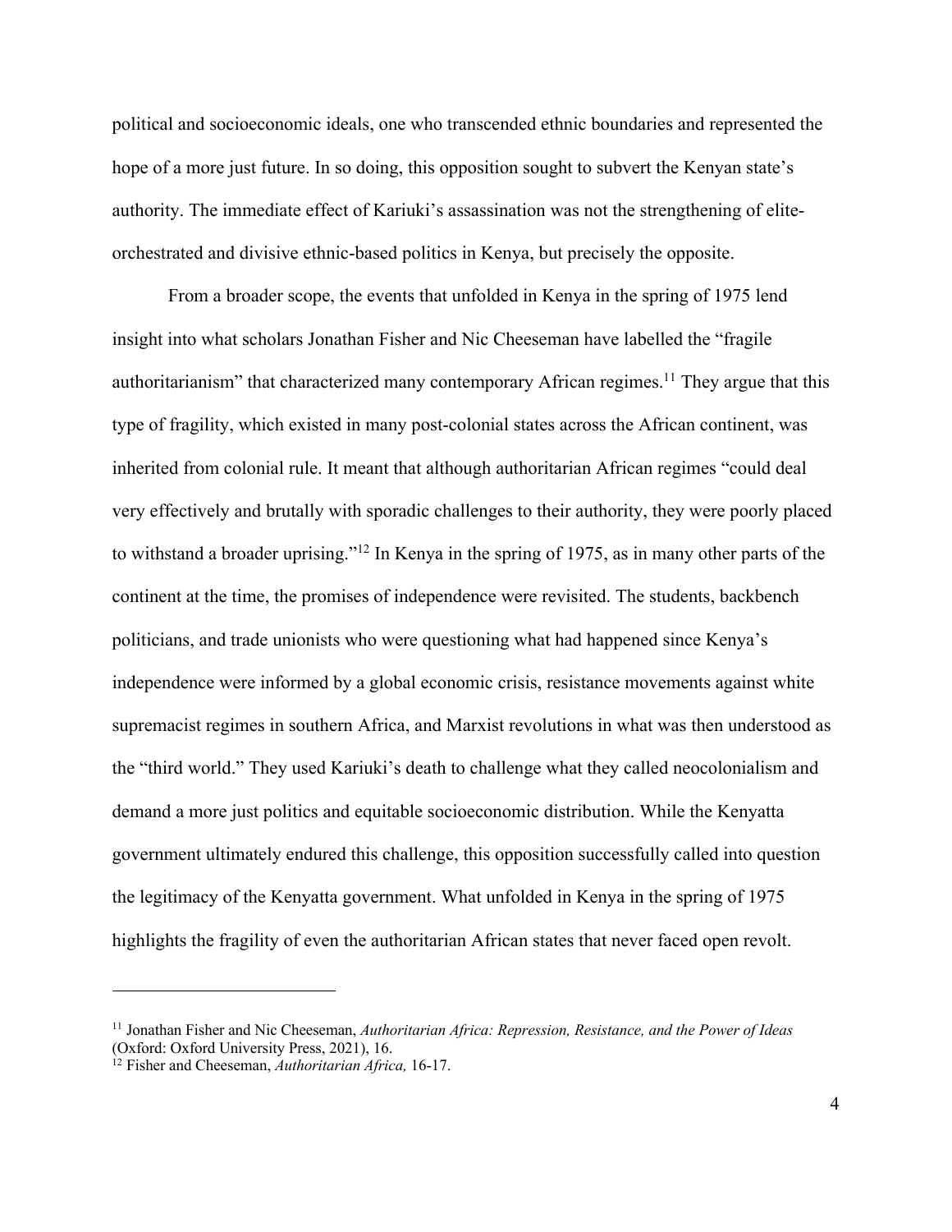political and socioeconomic ideals, one who transcended ethnic boundaries and represented the hope of a more just future. In so doing, this opposition sought to subvert the Kenyan state's authority. The immediate effect of Kariuki's assassination was not the strengthening of elite-orchestrated and divisive ethnic-based politics in Kenya, but precisely the opposite.

From a broader scope, the events that unfolded in Kenya in the spring of 1975 lend insight into what scholars Jonathan Fisher and Nic Cheeseman have labelled the "fragile authoritarianism" that characterized many contemporary African regimes.[11] They argue that this type of fragility, which existed in many post-colonial states across the African continent, was inherited from colonial rule. It meant that although authoritarian African regimes "could deal very effectively and brutally with sporadic challenges to their authority, they were poorly placed to withstand a broader uprising."[12] In Kenya in the spring of 1975, as in many other parts of the continent at the time, the promises of independence were revisited. The students, backbench politicians, and trade unionists who were questioning what had happened since Kenya's independence were informed by a global economic crisis, resistance movements against white supremacist regimes in southern Africa, and Marxist revolutions in what was then understood as the "third world." They used Kariuki's death to challenge what they called neocolonialism and demand a more just politics and equitable socioeconomic distribution. While the Kenyatta government ultimately endured this challenge, this opposition successfully called into question the legitimacy of the Kenyatta government. What unfolded in Kenya in the spring of 1975 highlights the fragility of even the authoritarian African states that never faced open revolt.

---

[11] Jonathan Fisher and Nic Cheeseman, *Authoritarian Africa: Repression, Resistance, and the Power of Ideas* (Oxford: Oxford University Press, 2021), 16.

[12] Fisher and Cheeseman, *Authoritarian Africa,* 16-17.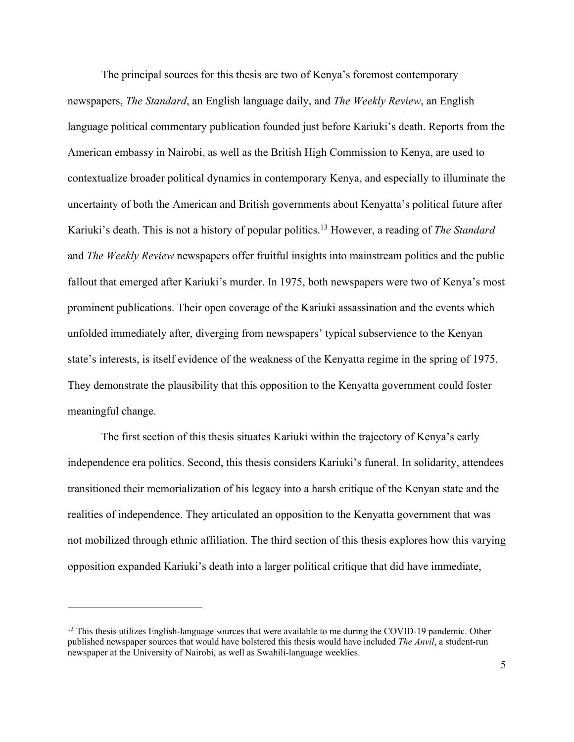The principal sources for this thesis are two of Kenya's foremost contemporary newspapers, *The Standard*, an English language daily, and *The Weekly Review*, an English language political commentary publication founded just before Kariuki's death. Reports from the American embassy in Nairobi, as well as the British High Commission to Kenya, are used to contextualize broader political dynamics in contemporary Kenya, and especially to illuminate the uncertainty of both the American and British governments about Kenyatta's political future after Kariuki's death. This is not a history of popular politics.[13] However, a reading of *The Standard* and *The Weekly Review* newspapers offer fruitful insights into mainstream politics and the public fallout that emerged after Kariuki's murder. In 1975, both newspapers were two of Kenya's most prominent publications. Their open coverage of the Kariuki assassination and the events which unfolded immediately after, diverging from newspapers' typical subservience to the Kenyan state's interests, is itself evidence of the weakness of the Kenyatta regime in the spring of 1975. They demonstrate the plausibility that this opposition to the Kenyatta government could foster meaningful change.

The first section of this thesis situates Kariuki within the trajectory of Kenya's early independence era politics. Second, this thesis considers Kariuki's funeral. In solidarity, attendees transitioned their memorialization of his legacy into a harsh critique of the Kenyan state and the realities of independence. They articulated an opposition to the Kenyatta government that was not mobilized through ethnic affiliation. The third section of this thesis explores how this varying opposition expanded Kariuki's death into a larger political critique that did have immediate,

---

[13] This thesis utilizes English-language sources that were available to me during the COVID-19 pandemic. Other published newspaper sources that would have bolstered this thesis would have included *The Anvil*, a student-run newspaper at the University of Nairobi, as well as Swahili-language weeklies.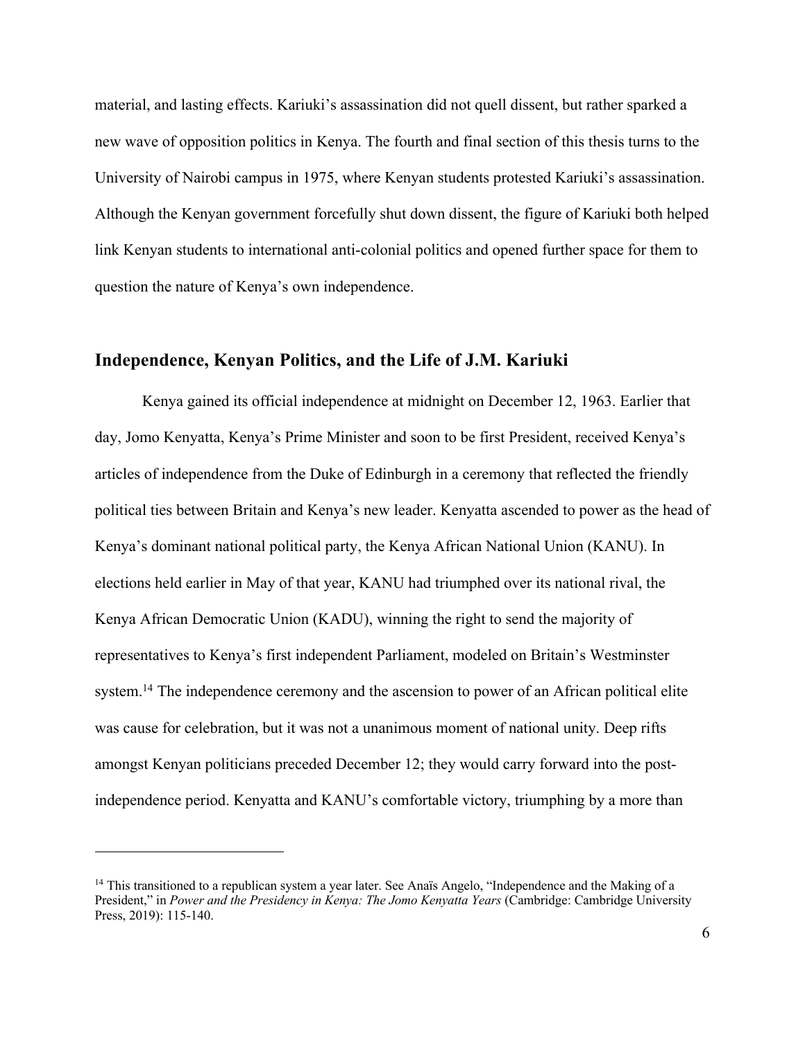material, and lasting effects. Kariuki's assassination did not quell dissent, but rather sparked a new wave of opposition politics in Kenya. The fourth and final section of this thesis turns to the University of Nairobi campus in 1975, where Kenyan students protested Kariuki's assassination. Although the Kenyan government forcefully shut down dissent, the figure of Kariuki both helped link Kenyan students to international anti-colonial politics and opened further space for them to question the nature of Kenya's own independence.

## Independence, Kenyan Politics, and the Life of J.M. Kariuki

Kenya gained its official independence at midnight on December 12, 1963. Earlier that day, Jomo Kenyatta, Kenya's Prime Minister and soon to be first President, received Kenya's articles of independence from the Duke of Edinburgh in a ceremony that reflected the friendly political ties between Britain and Kenya's new leader. Kenyatta ascended to power as the head of Kenya's dominant national political party, the Kenya African National Union (KANU). In elections held earlier in May of that year, KANU had triumphed over its national rival, the Kenya African Democratic Union (KADU), winning the right to send the majority of representatives to Kenya's first independent Parliament, modeled on Britain's Westminster system.[14] The independence ceremony and the ascension to power of an African political elite was cause for celebration, but it was not a unanimous moment of national unity. Deep rifts amongst Kenyan politicians preceded December 12; they would carry forward into the post-independence period. Kenyatta and KANU's comfortable victory, triumphing by a more than

---

[14] This transitioned to a republican system a year later. See Anaïs Angelo, "Independence and the Making of a President," in *Power and the Presidency in Kenya: The Jomo Kenyatta Years* (Cambridge: Cambridge University Press, 2019): 115-140.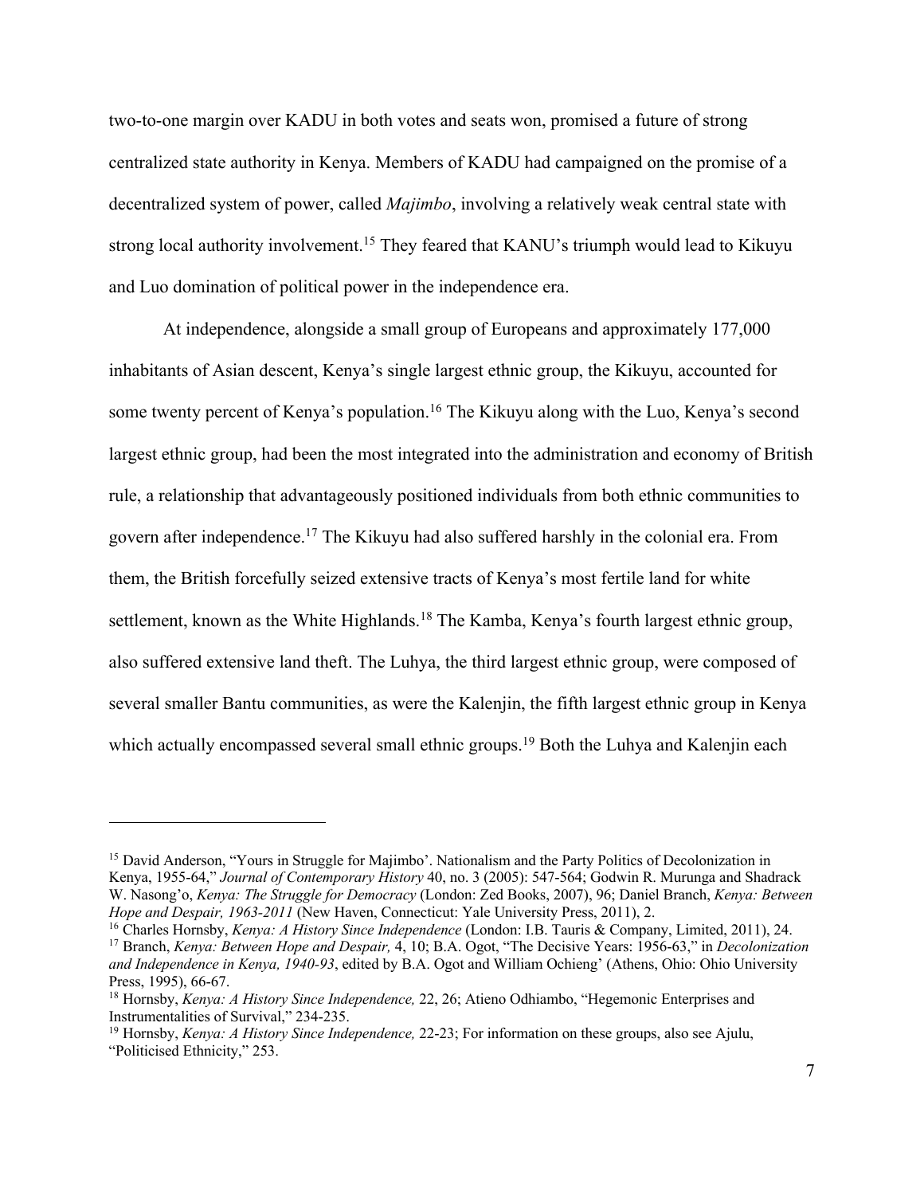two-to-one margin over KADU in both votes and seats won, promised a future of strong centralized state authority in Kenya. Members of KADU had campaigned on the promise of a decentralized system of power, called *Majimbo*, involving a relatively weak central state with strong local authority involvement.[15] They feared that KANU's triumph would lead to Kikuyu and Luo domination of political power in the independence era.

At independence, alongside a small group of Europeans and approximately 177,000 inhabitants of Asian descent, Kenya's single largest ethnic group, the Kikuyu, accounted for some twenty percent of Kenya's population.[16] The Kikuyu along with the Luo, Kenya's second largest ethnic group, had been the most integrated into the administration and economy of British rule, a relationship that advantageously positioned individuals from both ethnic communities to govern after independence.[17] The Kikuyu had also suffered harshly in the colonial era. From them, the British forcefully seized extensive tracts of Kenya's most fertile land for white settlement, known as the White Highlands.[18] The Kamba, Kenya's fourth largest ethnic group, also suffered extensive land theft. The Luhya, the third largest ethnic group, were composed of several smaller Bantu communities, as were the Kalenjin, the fifth largest ethnic group in Kenya which actually encompassed several small ethnic groups.[19] Both the Luhya and Kalenjin each

---

[15] David Anderson, "Yours in Struggle for Majimbo'. Nationalism and the Party Politics of Decolonization in Kenya, 1955-64," *Journal of Contemporary History* 40, no. 3 (2005): 547-564; Godwin R. Murunga and Shadrack W. Nasong'o, *Kenya: The Struggle for Democracy* (London: Zed Books, 2007), 96; Daniel Branch, *Kenya: Between Hope and Despair, 1963-2011* (New Haven, Connecticut: Yale University Press, 2011), 2.

[16] Charles Hornsby, *Kenya: A History Since Independence* (London: I.B. Tauris & Company, Limited, 2011), 24.

[17] Branch, *Kenya: Between Hope and Despair,* 4, 10; B.A. Ogot, "The Decisive Years: 1956-63," in *Decolonization and Independence in Kenya, 1940-93*, edited by B.A. Ogot and William Ochieng' (Athens, Ohio: Ohio University Press, 1995), 66-67.

[18] Hornsby, *Kenya: A History Since Independence,* 22, 26; Atieno Odhiambo, "Hegemonic Enterprises and Instrumentalities of Survival," 234-235.

[19] Hornsby, *Kenya: A History Since Independence,* 22-23; For information on these groups, also see Ajulu, "Politicised Ethnicity," 253.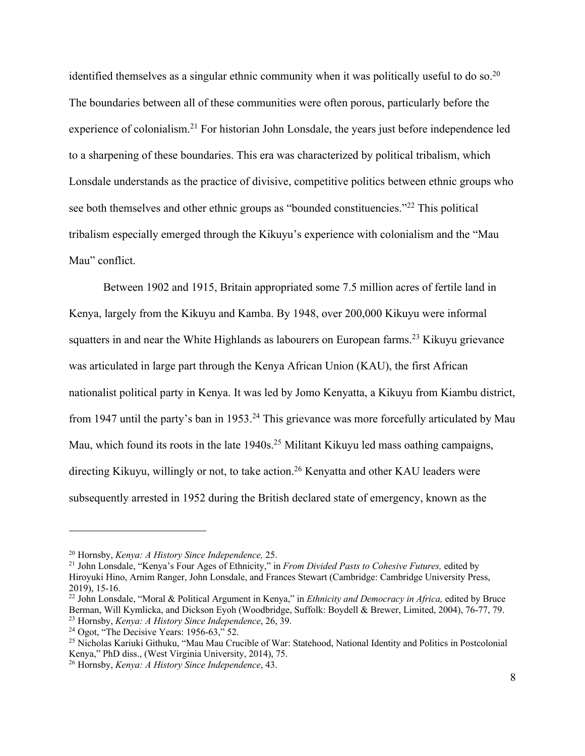identified themselves as a singular ethnic community when it was politically useful to do so.[20] The boundaries between all of these communities were often porous, particularly before the experience of colonialism.[21] For historian John Lonsdale, the years just before independence led to a sharpening of these boundaries. This era was characterized by political tribalism, which Lonsdale understands as the practice of divisive, competitive politics between ethnic groups who see both themselves and other ethnic groups as "bounded constituencies."[22] This political tribalism especially emerged through the Kikuyu's experience with colonialism and the "Mau Mau" conflict.

Between 1902 and 1915, Britain appropriated some 7.5 million acres of fertile land in Kenya, largely from the Kikuyu and Kamba. By 1948, over 200,000 Kikuyu were informal squatters in and near the White Highlands as labourers on European farms.[23] Kikuyu grievance was articulated in large part through the Kenya African Union (KAU), the first African nationalist political party in Kenya. It was led by Jomo Kenyatta, a Kikuyu from Kiambu district, from 1947 until the party's ban in 1953.[24] This grievance was more forcefully articulated by Mau Mau, which found its roots in the late 1940s.[25] Militant Kikuyu led mass oathing campaigns, directing Kikuyu, willingly or not, to take action.[26] Kenyatta and other KAU leaders were subsequently arrested in 1952 during the British declared state of emergency, known as the

---

[20] Hornsby, *Kenya: A History Since Independence,* 25.

[21] John Lonsdale, "Kenya's Four Ages of Ethnicity," in *From Divided Pasts to Cohesive Futures,* edited by Hiroyuki Hino, Arnim Ranger, John Lonsdale, and Frances Stewart (Cambridge: Cambridge University Press, 2019), 15-16.

[22] John Lonsdale, "Moral & Political Argument in Kenya," in *Ethnicity and Democracy in Africa,* edited by Bruce Berman, Will Kymlicka, and Dickson Eyoh (Woodbridge, Suffolk: Boydell & Brewer, Limited, 2004), 76-77, 79.

[23] Hornsby, *Kenya: A History Since Independence*, 26, 39.

[24] Ogot, "The Decisive Years: 1956-63," 52.

[25] Nicholas Kariuki Githuku, "Mau Mau Crucible of War: Statehood, National Identity and Politics in Postcolonial Kenya," PhD diss., (West Virginia University, 2014), 75.

[26] Hornsby, *Kenya: A History Since Independence*, 43.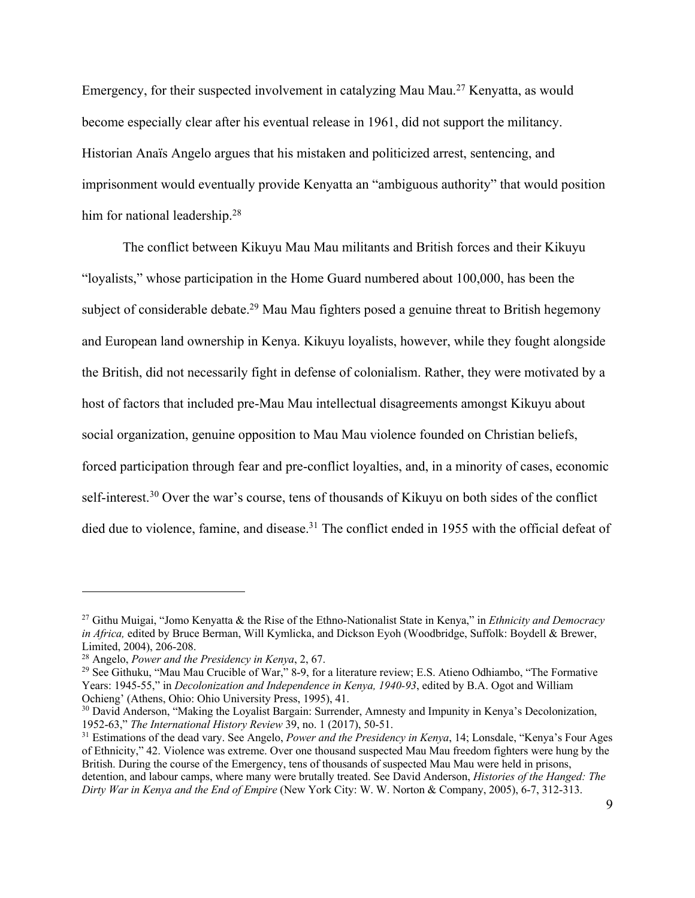Emergency, for their suspected involvement in catalyzing Mau Mau.[27] Kenyatta, as would become especially clear after his eventual release in 1961, did not support the militancy. Historian Anaïs Angelo argues that his mistaken and politicized arrest, sentencing, and imprisonment would eventually provide Kenyatta an "ambiguous authority" that would position him for national leadership.[28]

The conflict between Kikuyu Mau Mau militants and British forces and their Kikuyu "loyalists," whose participation in the Home Guard numbered about 100,000, has been the subject of considerable debate.[29] Mau Mau fighters posed a genuine threat to British hegemony and European land ownership in Kenya. Kikuyu loyalists, however, while they fought alongside the British, did not necessarily fight in defense of colonialism. Rather, they were motivated by a host of factors that included pre-Mau Mau intellectual disagreements amongst Kikuyu about social organization, genuine opposition to Mau Mau violence founded on Christian beliefs, forced participation through fear and pre-conflict loyalties, and, in a minority of cases, economic self-interest.[30] Over the war's course, tens of thousands of Kikuyu on both sides of the conflict died due to violence, famine, and disease.[31] The conflict ended in 1955 with the official defeat of

---

[27] Githu Muigai, "Jomo Kenyatta & the Rise of the Ethno-Nationalist State in Kenya," in *Ethnicity and Democracy in Africa,* edited by Bruce Berman, Will Kymlicka, and Dickson Eyoh (Woodbridge, Suffolk: Boydell & Brewer, Limited, 2004), 206-208.

[28] Angelo, *Power and the Presidency in Kenya*, 2, 67.

[29] See Githuku, "Mau Mau Crucible of War," 8-9, for a literature review; E.S. Atieno Odhiambo, "The Formative Years: 1945-55," in *Decolonization and Independence in Kenya, 1940-93*, edited by B.A. Ogot and William Ochieng' (Athens, Ohio: Ohio University Press, 1995), 41.

[30] David Anderson, "Making the Loyalist Bargain: Surrender, Amnesty and Impunity in Kenya's Decolonization, 1952-63," *The International History Review* 39, no. 1 (2017), 50-51.

[31] Estimations of the dead vary. See Angelo, *Power and the Presidency in Kenya*, 14; Lonsdale, "Kenya's Four Ages of Ethnicity," 42. Violence was extreme. Over one thousand suspected Mau Mau freedom fighters were hung by the British. During the course of the Emergency, tens of thousands of suspected Mau Mau were held in prisons, detention, and labour camps, where many were brutally treated. See David Anderson, *Histories of the Hanged: The Dirty War in Kenya and the End of Empire* (New York City: W. W. Norton & Company, 2005), 6-7, 312-313.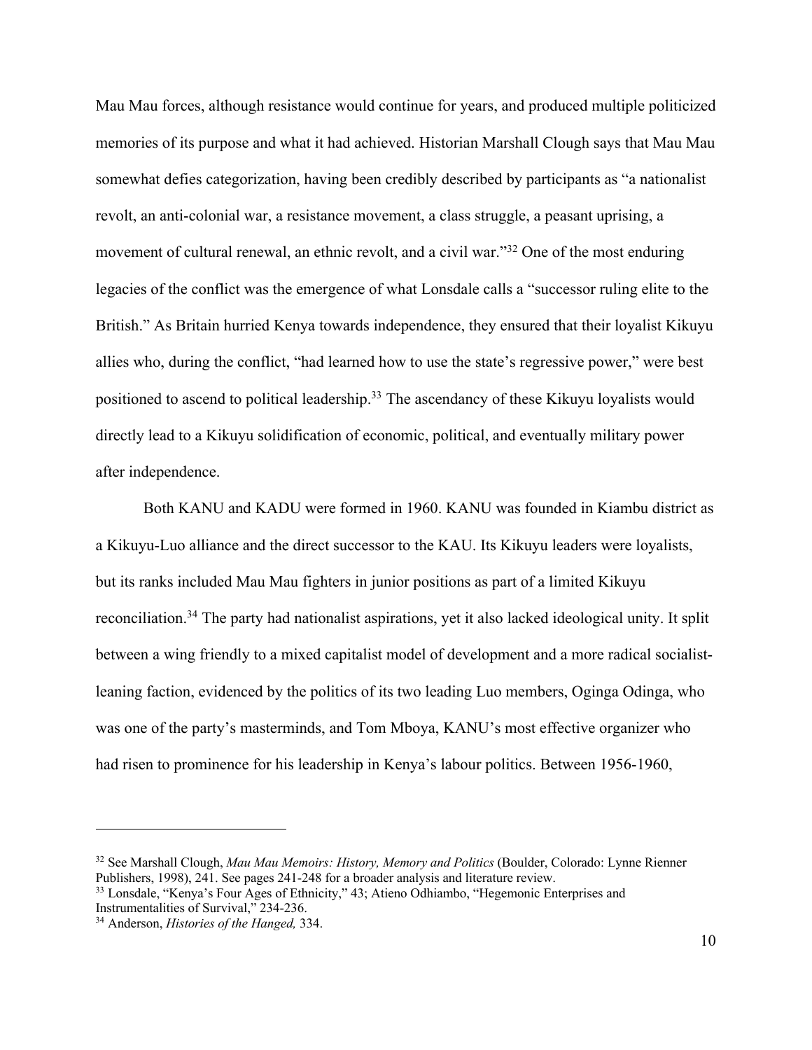Mau Mau forces, although resistance would continue for years, and produced multiple politicized memories of its purpose and what it had achieved. Historian Marshall Clough says that Mau Mau somewhat defies categorization, having been credibly described by participants as "a nationalist revolt, an anti-colonial war, a resistance movement, a class struggle, a peasant uprising, a movement of cultural renewal, an ethnic revolt, and a civil war."[32] One of the most enduring legacies of the conflict was the emergence of what Lonsdale calls a "successor ruling elite to the British." As Britain hurried Kenya towards independence, they ensured that their loyalist Kikuyu allies who, during the conflict, "had learned how to use the state's regressive power," were best positioned to ascend to political leadership.[33] The ascendancy of these Kikuyu loyalists would directly lead to a Kikuyu solidification of economic, political, and eventually military power after independence.

Both KANU and KADU were formed in 1960. KANU was founded in Kiambu district as a Kikuyu-Luo alliance and the direct successor to the KAU. Its Kikuyu leaders were loyalists, but its ranks included Mau Mau fighters in junior positions as part of a limited Kikuyu reconciliation.[34] The party had nationalist aspirations, yet it also lacked ideological unity. It split between a wing friendly to a mixed capitalist model of development and a more radical socialist-leaning faction, evidenced by the politics of its two leading Luo members, Oginga Odinga, who was one of the party's masterminds, and Tom Mboya, KANU's most effective organizer who had risen to prominence for his leadership in Kenya's labour politics. Between 1956-1960,

---

[32] See Marshall Clough, *Mau Mau Memoirs: History, Memory and Politics* (Boulder, Colorado: Lynne Rienner Publishers, 1998), 241. See pages 241-248 for a broader analysis and literature review.

[33] Lonsdale, "Kenya's Four Ages of Ethnicity," 43; Atieno Odhiambo, "Hegemonic Enterprises and Instrumentalities of Survival," 234-236.

[34] Anderson, *Histories of the Hanged,* 334.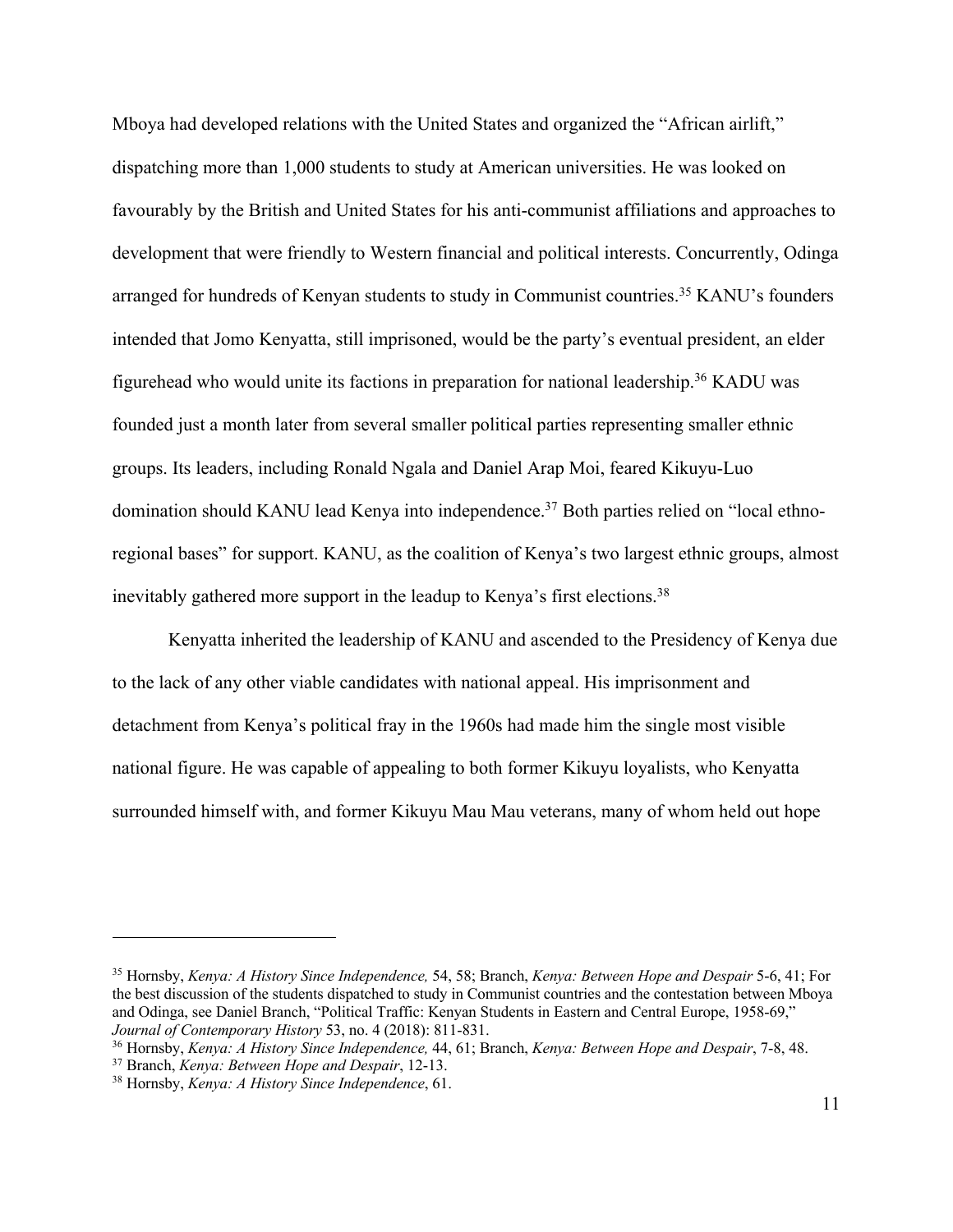Mboya had developed relations with the United States and organized the "African airlift," dispatching more than 1,000 students to study at American universities. He was looked on favourably by the British and United States for his anti-communist affiliations and approaches to development that were friendly to Western financial and political interests. Concurrently, Odinga arranged for hundreds of Kenyan students to study in Communist countries.[35] KANU's founders intended that Jomo Kenyatta, still imprisoned, would be the party's eventual president, an elder figurehead who would unite its factions in preparation for national leadership.[36] KADU was founded just a month later from several smaller political parties representing smaller ethnic groups. Its leaders, including Ronald Ngala and Daniel Arap Moi, feared Kikuyu-Luo domination should KANU lead Kenya into independence.[37] Both parties relied on "local ethno-regional bases" for support. KANU, as the coalition of Kenya's two largest ethnic groups, almost inevitably gathered more support in the leadup to Kenya's first elections.[38]

Kenyatta inherited the leadership of KANU and ascended to the Presidency of Kenya due to the lack of any other viable candidates with national appeal. His imprisonment and detachment from Kenya's political fray in the 1960s had made him the single most visible national figure. He was capable of appealing to both former Kikuyu loyalists, who Kenyatta surrounded himself with, and former Kikuyu Mau Mau veterans, many of whom held out hope

---

[35] Hornsby, *Kenya: A History Since Independence,* 54, 58; Branch, *Kenya: Between Hope and Despair* 5-6, 41; For the best discussion of the students dispatched to study in Communist countries and the contestation between Mboya and Odinga, see Daniel Branch, "Political Traffic: Kenyan Students in Eastern and Central Europe, 1958-69," *Journal of Contemporary History* 53, no. 4 (2018): 811-831.

[36] Hornsby, *Kenya: A History Since Independence,* 44, 61; Branch, *Kenya: Between Hope and Despair*, 7-8, 48.

[37] Branch, *Kenya: Between Hope and Despair*, 12-13.

[38] Hornsby, *Kenya: A History Since Independence*, 61.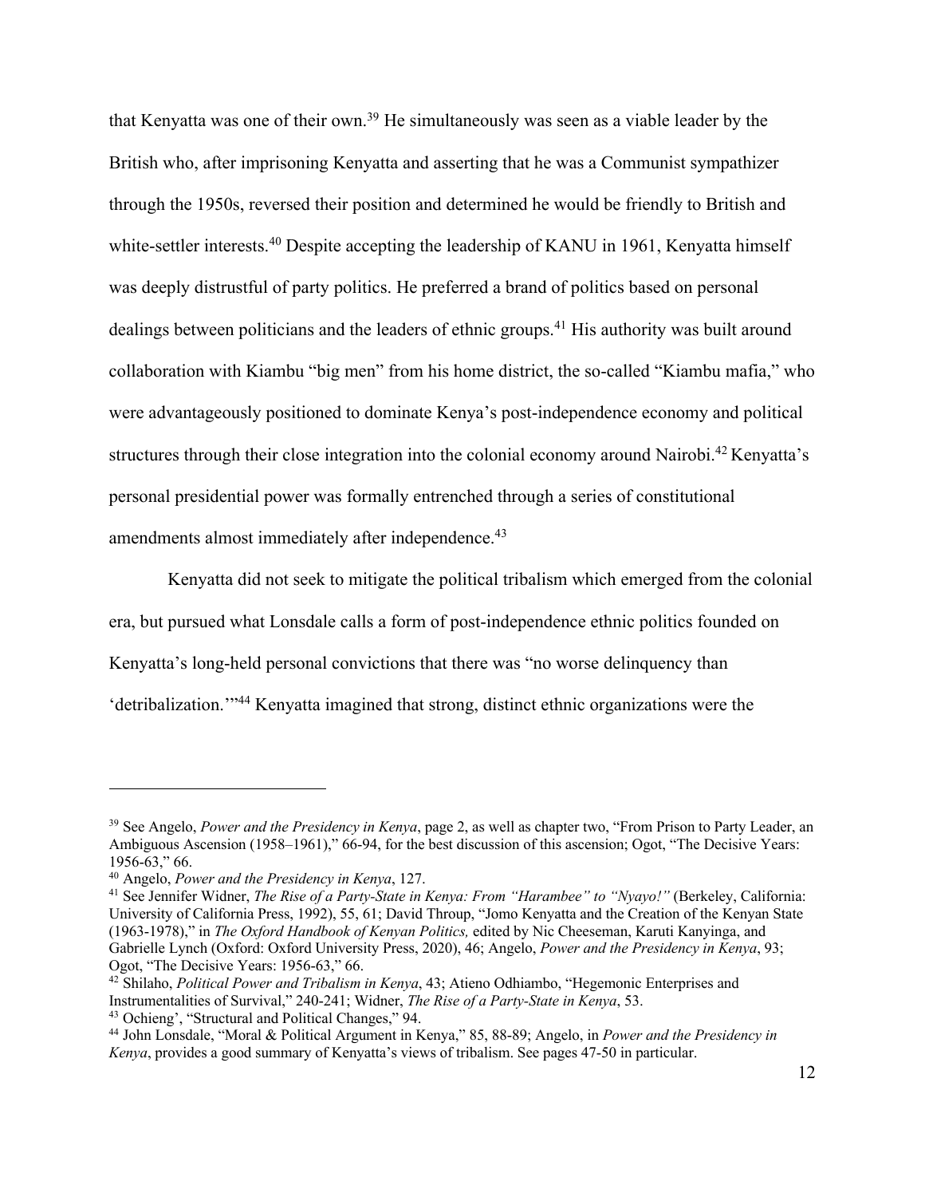that Kenyatta was one of their own.[39] He simultaneously was seen as a viable leader by the British who, after imprisoning Kenyatta and asserting that he was a Communist sympathizer through the 1950s, reversed their position and determined he would be friendly to British and white-settler interests.[40] Despite accepting the leadership of KANU in 1961, Kenyatta himself was deeply distrustful of party politics. He preferred a brand of politics based on personal dealings between politicians and the leaders of ethnic groups.[41] His authority was built around collaboration with Kiambu "big men" from his home district, the so-called "Kiambu mafia," who were advantageously positioned to dominate Kenya's post-independence economy and political structures through their close integration into the colonial economy around Nairobi.[42] Kenyatta's personal presidential power was formally entrenched through a series of constitutional amendments almost immediately after independence.[43]

Kenyatta did not seek to mitigate the political tribalism which emerged from the colonial era, but pursued what Lonsdale calls a form of post-independence ethnic politics founded on Kenyatta's long-held personal convictions that there was "no worse delinquency than 'detribalization.'"[44] Kenyatta imagined that strong, distinct ethnic organizations were the

---

[39] See Angelo, *Power and the Presidency in Kenya*, page 2, as well as chapter two, "From Prison to Party Leader, an Ambiguous Ascension (1958–1961)," 66-94, for the best discussion of this ascension; Ogot, "The Decisive Years: 1956-63," 66.

[40] Angelo, *Power and the Presidency in Kenya*, 127.

[41] See Jennifer Widner, *The Rise of a Party-State in Kenya: From "Harambee" to "Nyayo!"* (Berkeley, California: University of California Press, 1992), 55, 61; David Throup, "Jomo Kenyatta and the Creation of the Kenyan State (1963-1978)," in *The Oxford Handbook of Kenyan Politics,* edited by Nic Cheeseman, Karuti Kanyinga, and Gabrielle Lynch (Oxford: Oxford University Press, 2020), 46; Angelo, *Power and the Presidency in Kenya*, 93; Ogot, "The Decisive Years: 1956-63," 66.

[42] Shilaho, *Political Power and Tribalism in Kenya*, 43; Atieno Odhiambo, "Hegemonic Enterprises and Instrumentalities of Survival," 240-241; Widner, *The Rise of a Party-State in Kenya*, 53.

[43] Ochieng', "Structural and Political Changes," 94.

[44] John Lonsdale, "Moral & Political Argument in Kenya," 85, 88-89; Angelo, in *Power and the Presidency in Kenya*, provides a good summary of Kenyatta's views of tribalism. See pages 47-50 in particular.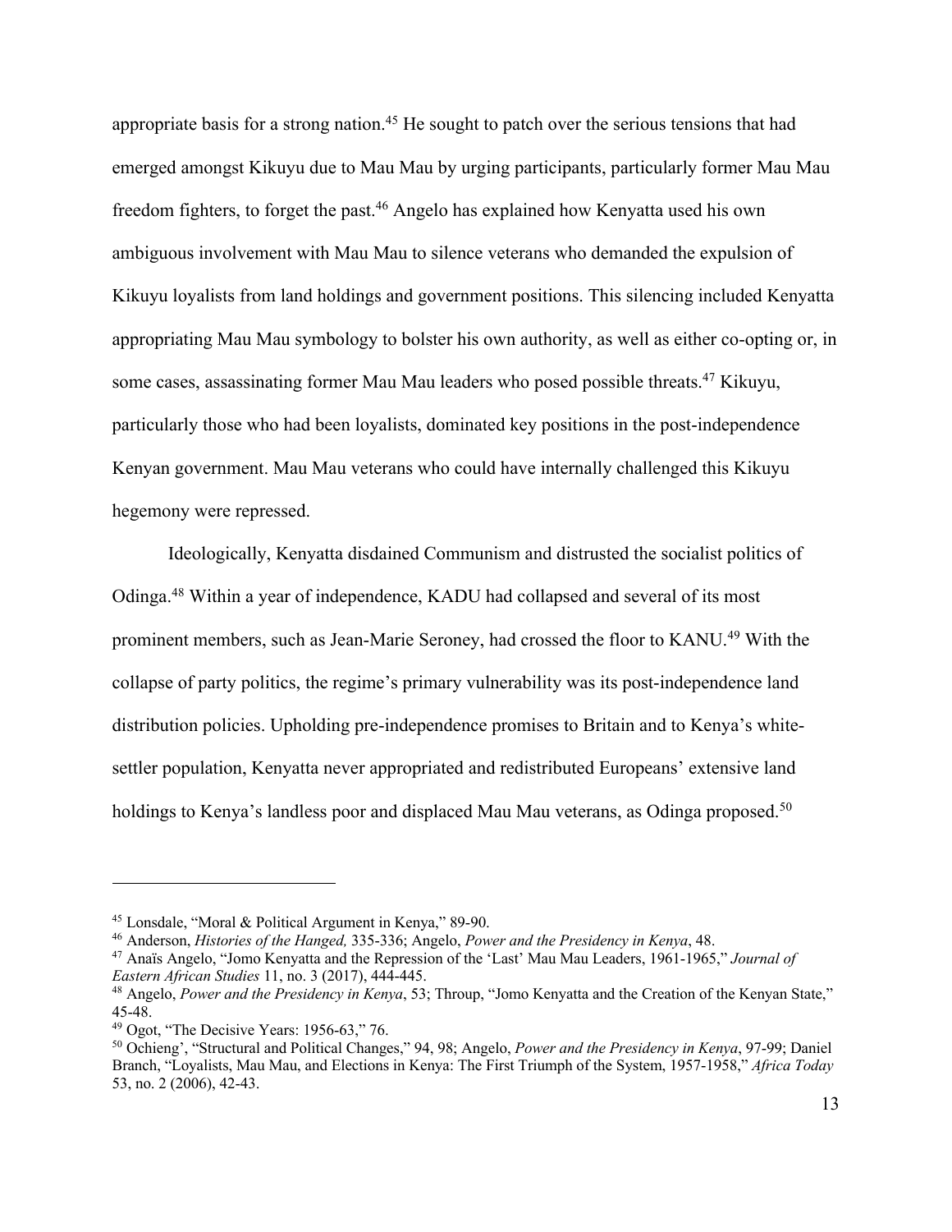appropriate basis for a strong nation.[45] He sought to patch over the serious tensions that had emerged amongst Kikuyu due to Mau Mau by urging participants, particularly former Mau Mau freedom fighters, to forget the past.[46] Angelo has explained how Kenyatta used his own ambiguous involvement with Mau Mau to silence veterans who demanded the expulsion of Kikuyu loyalists from land holdings and government positions. This silencing included Kenyatta appropriating Mau Mau symbology to bolster his own authority, as well as either co-opting or, in some cases, assassinating former Mau Mau leaders who posed possible threats.[47] Kikuyu, particularly those who had been loyalists, dominated key positions in the post-independence Kenyan government. Mau Mau veterans who could have internally challenged this Kikuyu hegemony were repressed.

Ideologically, Kenyatta disdained Communism and distrusted the socialist politics of Odinga.[48] Within a year of independence, KADU had collapsed and several of its most prominent members, such as Jean-Marie Seroney, had crossed the floor to KANU.[49] With the collapse of party politics, the regime's primary vulnerability was its post-independence land distribution policies. Upholding pre-independence promises to Britain and to Kenya's white-settler population, Kenyatta never appropriated and redistributed Europeans' extensive land holdings to Kenya's landless poor and displaced Mau Mau veterans, as Odinga proposed.[50]

---

[45] Lonsdale, "Moral & Political Argument in Kenya," 89-90.

[46] Anderson, *Histories of the Hanged,* 335-336; Angelo, *Power and the Presidency in Kenya*, 48.

[47] Anaïs Angelo, "Jomo Kenyatta and the Repression of the 'Last' Mau Mau Leaders, 1961-1965," *Journal of Eastern African Studies* 11, no. 3 (2017), 444-445.

[48] Angelo, *Power and the Presidency in Kenya*, 53; Throup, "Jomo Kenyatta and the Creation of the Kenyan State," 45-48.

[49] Ogot, "The Decisive Years: 1956-63," 76.

[50] Ochieng', "Structural and Political Changes," 94, 98; Angelo, *Power and the Presidency in Kenya*, 97-99; Daniel Branch, "Loyalists, Mau Mau, and Elections in Kenya: The First Triumph of the System, 1957-1958," *Africa Today* 53, no. 2 (2006), 42-43.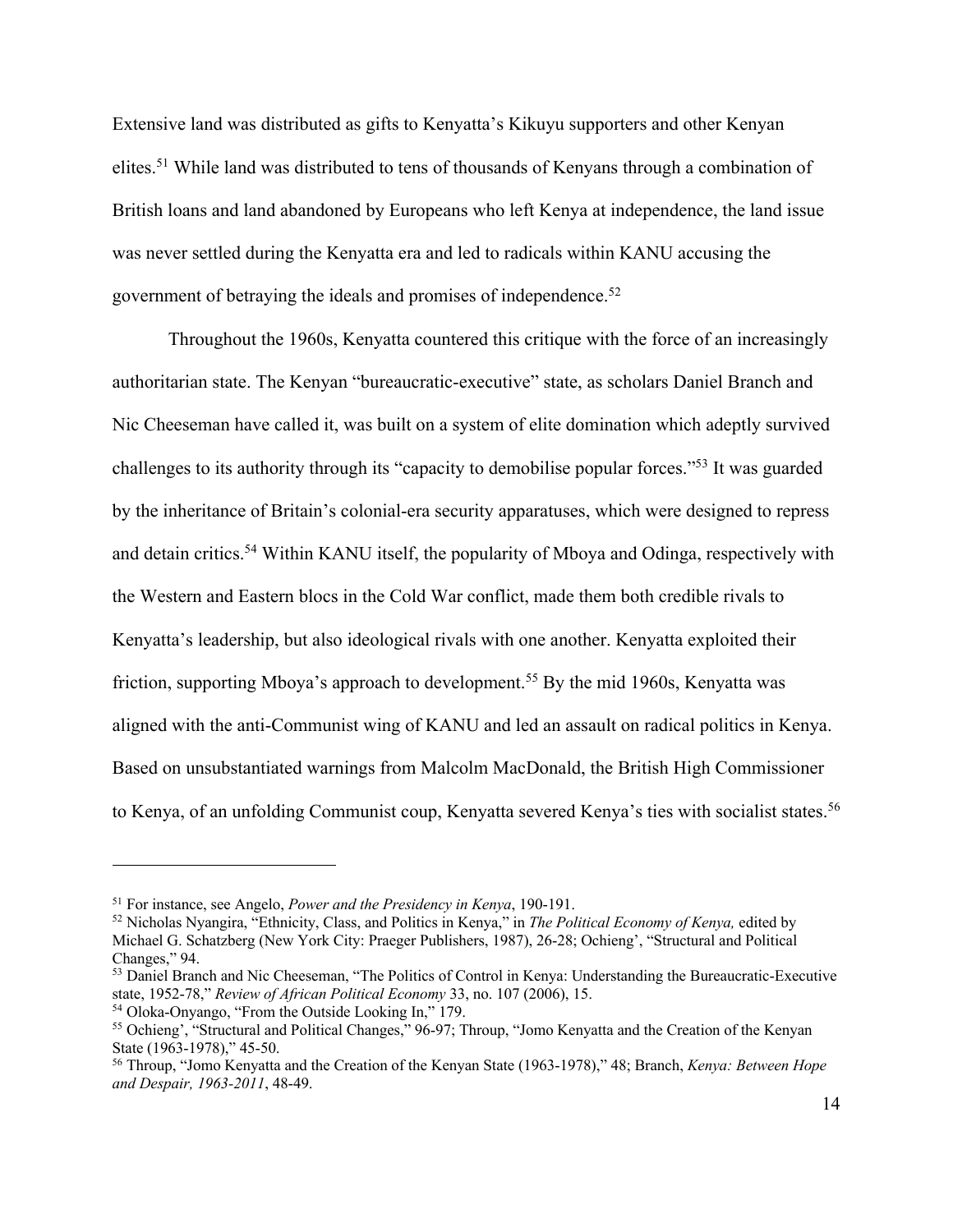Extensive land was distributed as gifts to Kenyatta's Kikuyu supporters and other Kenyan elites.[51] While land was distributed to tens of thousands of Kenyans through a combination of British loans and land abandoned by Europeans who left Kenya at independence, the land issue was never settled during the Kenyatta era and led to radicals within KANU accusing the government of betraying the ideals and promises of independence.[52]

Throughout the 1960s, Kenyatta countered this critique with the force of an increasingly authoritarian state. The Kenyan "bureaucratic-executive" state, as scholars Daniel Branch and Nic Cheeseman have called it, was built on a system of elite domination which adeptly survived challenges to its authority through its "capacity to demobilise popular forces."[53] It was guarded by the inheritance of Britain's colonial-era security apparatuses, which were designed to repress and detain critics.[54] Within KANU itself, the popularity of Mboya and Odinga, respectively with the Western and Eastern blocs in the Cold War conflict, made them both credible rivals to Kenyatta's leadership, but also ideological rivals with one another. Kenyatta exploited their friction, supporting Mboya's approach to development.[55] By the mid 1960s, Kenyatta was aligned with the anti-Communist wing of KANU and led an assault on radical politics in Kenya. Based on unsubstantiated warnings from Malcolm MacDonald, the British High Commissioner to Kenya, of an unfolding Communist coup, Kenyatta severed Kenya's ties with socialist states.[56]

---

[51] For instance, see Angelo, *Power and the Presidency in Kenya*, 190-191.

[52] Nicholas Nyangira, "Ethnicity, Class, and Politics in Kenya," in *The Political Economy of Kenya,* edited by Michael G. Schatzberg (New York City: Praeger Publishers, 1987), 26-28; Ochieng', "Structural and Political Changes," 94.

[53] Daniel Branch and Nic Cheeseman, "The Politics of Control in Kenya: Understanding the Bureaucratic-Executive state, 1952-78," *Review of African Political Economy* 33, no. 107 (2006), 15.

[54] Oloka-Onyango, "From the Outside Looking In," 179.

[55] Ochieng', "Structural and Political Changes," 96-97; Throup, "Jomo Kenyatta and the Creation of the Kenyan State (1963-1978)," 45-50.

[56] Throup, "Jomo Kenyatta and the Creation of the Kenyan State (1963-1978)," 48; Branch, *Kenya: Between Hope and Despair, 1963-2011*, 48-49.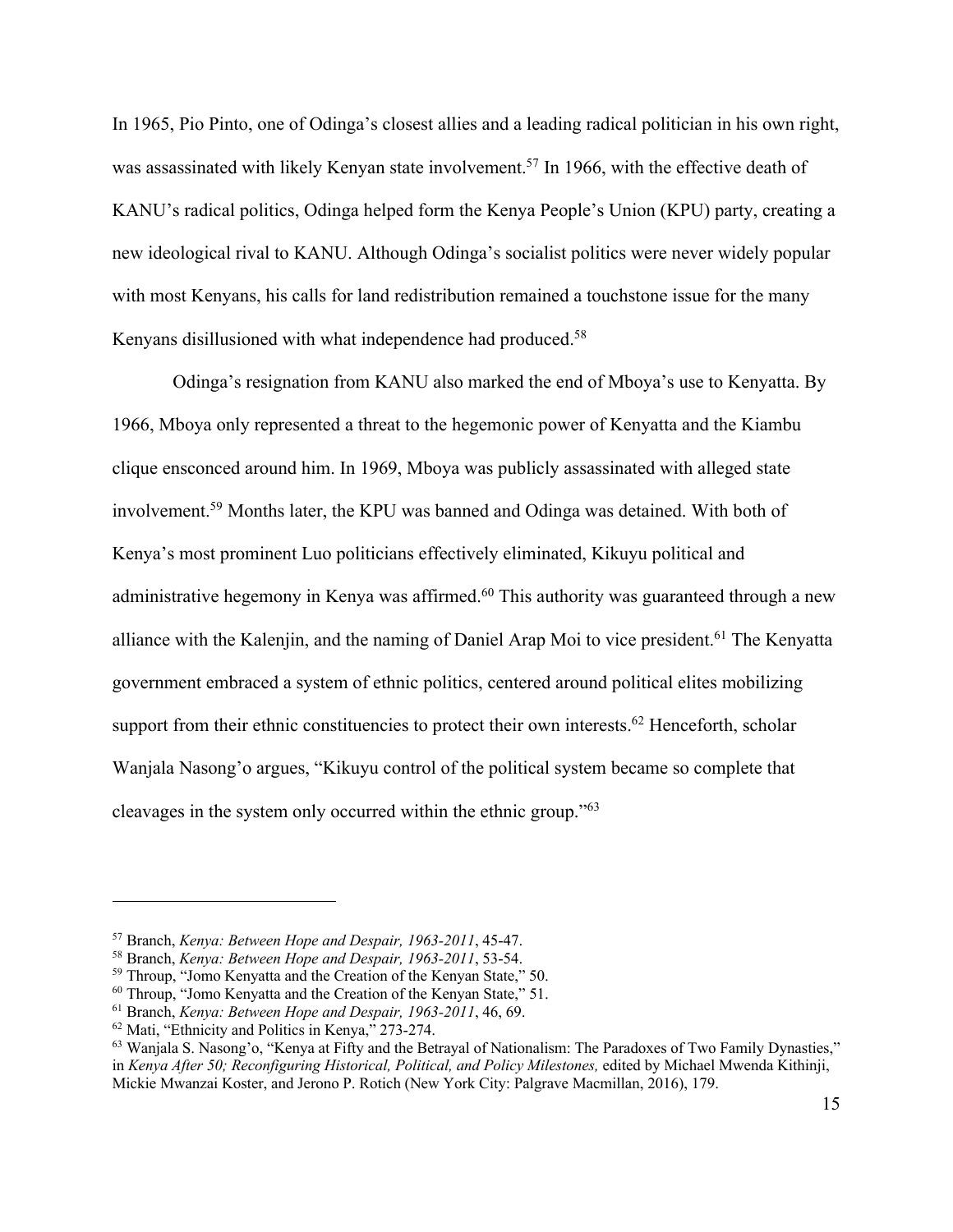In 1965, Pio Pinto, one of Odinga's closest allies and a leading radical politician in his own right, was assassinated with likely Kenyan state involvement.[57] In 1966, with the effective death of KANU's radical politics, Odinga helped form the Kenya People's Union (KPU) party, creating a new ideological rival to KANU. Although Odinga's socialist politics were never widely popular with most Kenyans, his calls for land redistribution remained a touchstone issue for the many Kenyans disillusioned with what independence had produced.[58]

Odinga's resignation from KANU also marked the end of Mboya's use to Kenyatta. By 1966, Mboya only represented a threat to the hegemonic power of Kenyatta and the Kiambu clique ensconced around him. In 1969, Mboya was publicly assassinated with alleged state involvement.[59] Months later, the KPU was banned and Odinga was detained. With both of Kenya's most prominent Luo politicians effectively eliminated, Kikuyu political and administrative hegemony in Kenya was affirmed.[60] This authority was guaranteed through a new alliance with the Kalenjin, and the naming of Daniel Arap Moi to vice president.[61] The Kenyatta government embraced a system of ethnic politics, centered around political elites mobilizing support from their ethnic constituencies to protect their own interests.[62] Henceforth, scholar Wanjala Nasong'o argues, "Kikuyu control of the political system became so complete that cleavages in the system only occurred within the ethnic group."[63]

---

[57] Branch, *Kenya: Between Hope and Despair, 1963-2011*, 45-47.
[58] Branch, *Kenya: Between Hope and Despair, 1963-2011*, 53-54.
[59] Throup, "Jomo Kenyatta and the Creation of the Kenyan State," 50.
[60] Throup, "Jomo Kenyatta and the Creation of the Kenyan State," 51.
[61] Branch, *Kenya: Between Hope and Despair, 1963-2011*, 46, 69.
[62] Mati, "Ethnicity and Politics in Kenya," 273-274.
[63] Wanjala S. Nasong'o, "Kenya at Fifty and the Betrayal of Nationalism: The Paradoxes of Two Family Dynasties," in *Kenya After 50; Reconfiguring Historical, Political, and Policy Milestones,* edited by Michael Mwenda Kithinji, Mickie Mwanzai Koster, and Jerono P. Rotich (New York City: Palgrave Macmillan, 2016), 179.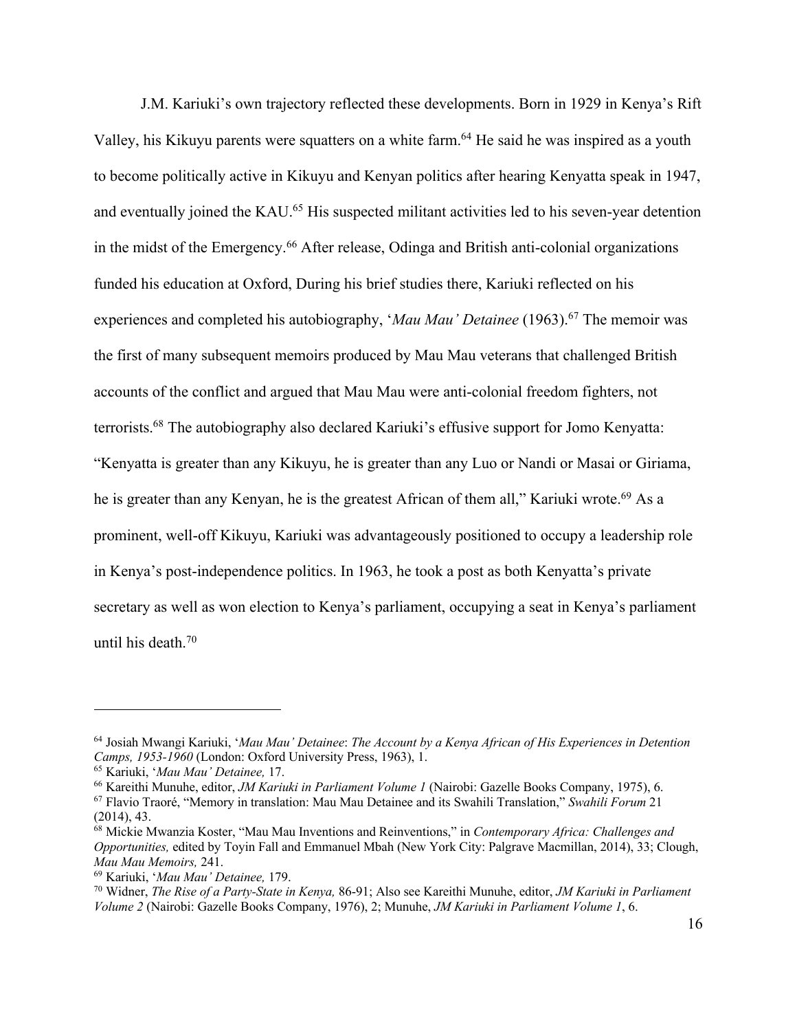J.M. Kariuki's own trajectory reflected these developments. Born in 1929 in Kenya's Rift Valley, his Kikuyu parents were squatters on a white farm.[64] He said he was inspired as a youth to become politically active in Kikuyu and Kenyan politics after hearing Kenyatta speak in 1947, and eventually joined the KAU.[65] His suspected militant activities led to his seven-year detention in the midst of the Emergency.[66] After release, Odinga and British anti-colonial organizations funded his education at Oxford, During his brief studies there, Kariuki reflected on his experiences and completed his autobiography, '*Mau Mau' Detainee* (1963).[67] The memoir was the first of many subsequent memoirs produced by Mau Mau veterans that challenged British accounts of the conflict and argued that Mau Mau were anti-colonial freedom fighters, not terrorists.[68] The autobiography also declared Kariuki's effusive support for Jomo Kenyatta: "Kenyatta is greater than any Kikuyu, he is greater than any Luo or Nandi or Masai or Giriama, he is greater than any Kenyan, he is the greatest African of them all," Kariuki wrote.[69] As a prominent, well-off Kikuyu, Kariuki was advantageously positioned to occupy a leadership role in Kenya's post-independence politics. In 1963, he took a post as both Kenyatta's private secretary as well as won election to Kenya's parliament, occupying a seat in Kenya's parliament until his death.[70]

---

[64] Josiah Mwangi Kariuki, '*Mau Mau' Detainee*: *The Account by a Kenya African of His Experiences in Detention Camps, 1953-1960* (London: Oxford University Press, 1963), 1.

[65] Kariuki, '*Mau Mau' Detainee,* 17.

[66] Kareithi Munuhe, editor, *JM Kariuki in Parliament Volume 1* (Nairobi: Gazelle Books Company, 1975), 6.

[67] Flavio Traoré, "Memory in translation: Mau Mau Detainee and its Swahili Translation," *Swahili Forum* 21 (2014), 43.

[68] Mickie Mwanzia Koster, "Mau Mau Inventions and Reinventions," in *Contemporary Africa: Challenges and Opportunities,* edited by Toyin Fall and Emmanuel Mbah (New York City: Palgrave Macmillan, 2014), 33; Clough, *Mau Mau Memoirs,* 241.

[69] Kariuki, '*Mau Mau' Detainee,* 179.

[70] Widner, *The Rise of a Party-State in Kenya,* 86-91; Also see Kareithi Munuhe, editor, *JM Kariuki in Parliament Volume 2* (Nairobi: Gazelle Books Company, 1976), 2; Munuhe, *JM Kariuki in Parliament Volume 1*, 6.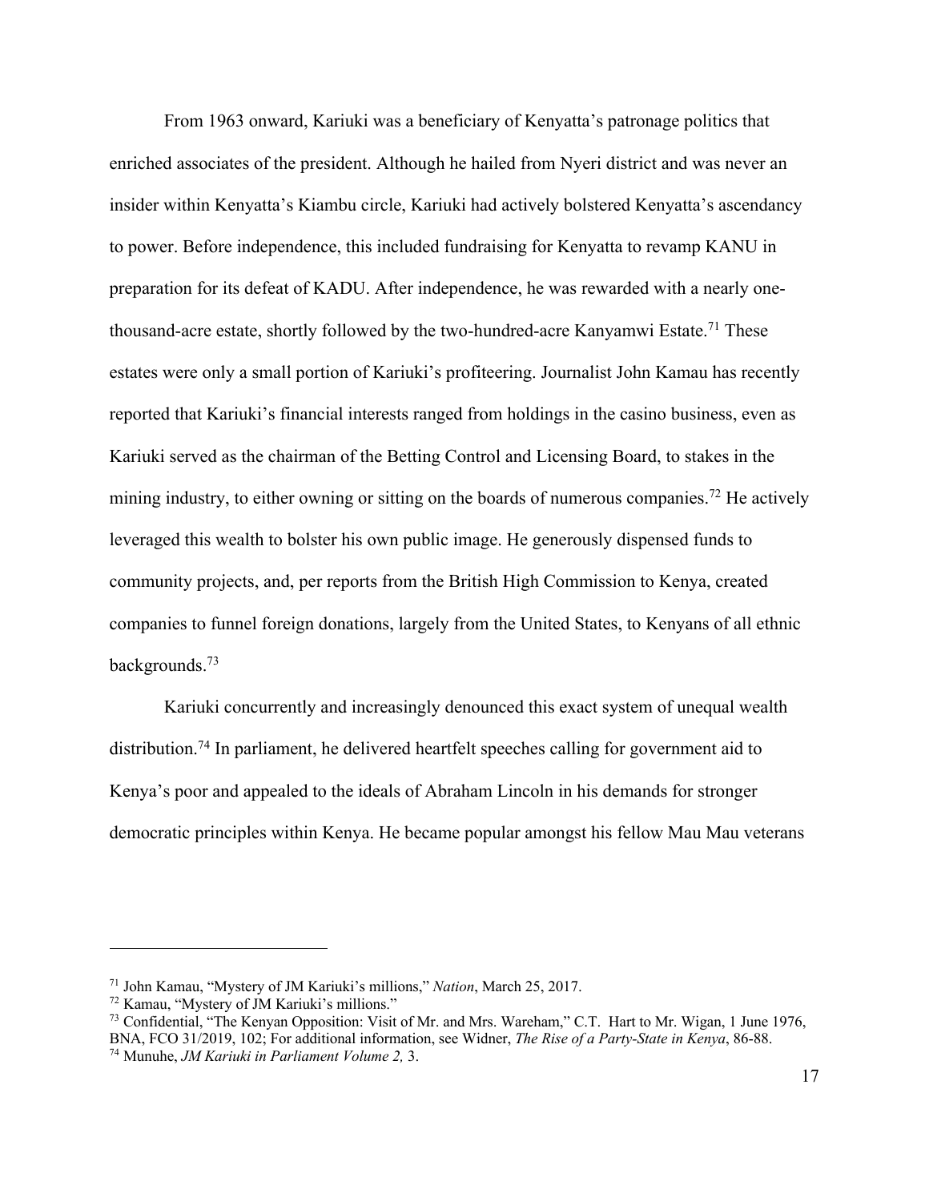From 1963 onward, Kariuki was a beneficiary of Kenyatta's patronage politics that enriched associates of the president. Although he hailed from Nyeri district and was never an insider within Kenyatta's Kiambu circle, Kariuki had actively bolstered Kenyatta's ascendancy to power. Before independence, this included fundraising for Kenyatta to revamp KANU in preparation for its defeat of KADU. After independence, he was rewarded with a nearly one-thousand-acre estate, shortly followed by the two-hundred-acre Kanyamwi Estate.[71] These estates were only a small portion of Kariuki's profiteering. Journalist John Kamau has recently reported that Kariuki's financial interests ranged from holdings in the casino business, even as Kariuki served as the chairman of the Betting Control and Licensing Board, to stakes in the mining industry, to either owning or sitting on the boards of numerous companies.[72] He actively leveraged this wealth to bolster his own public image. He generously dispensed funds to community projects, and, per reports from the British High Commission to Kenya, created companies to funnel foreign donations, largely from the United States, to Kenyans of all ethnic backgrounds.[73]

Kariuki concurrently and increasingly denounced this exact system of unequal wealth distribution.[74] In parliament, he delivered heartfelt speeches calling for government aid to Kenya's poor and appealed to the ideals of Abraham Lincoln in his demands for stronger democratic principles within Kenya. He became popular amongst his fellow Mau Mau veterans

---

[71] John Kamau, "Mystery of JM Kariuki's millions," *Nation*, March 25, 2017.

[72] Kamau, "Mystery of JM Kariuki's millions."

[73] Confidential, "The Kenyan Opposition: Visit of Mr. and Mrs. Wareham," C.T. Hart to Mr. Wigan, 1 June 1976, BNA, FCO 31/2019, 102; For additional information, see Widner, *The Rise of a Party-State in Kenya*, 86-88.

[74] Munuhe, *JM Kariuki in Parliament Volume 2,* 3.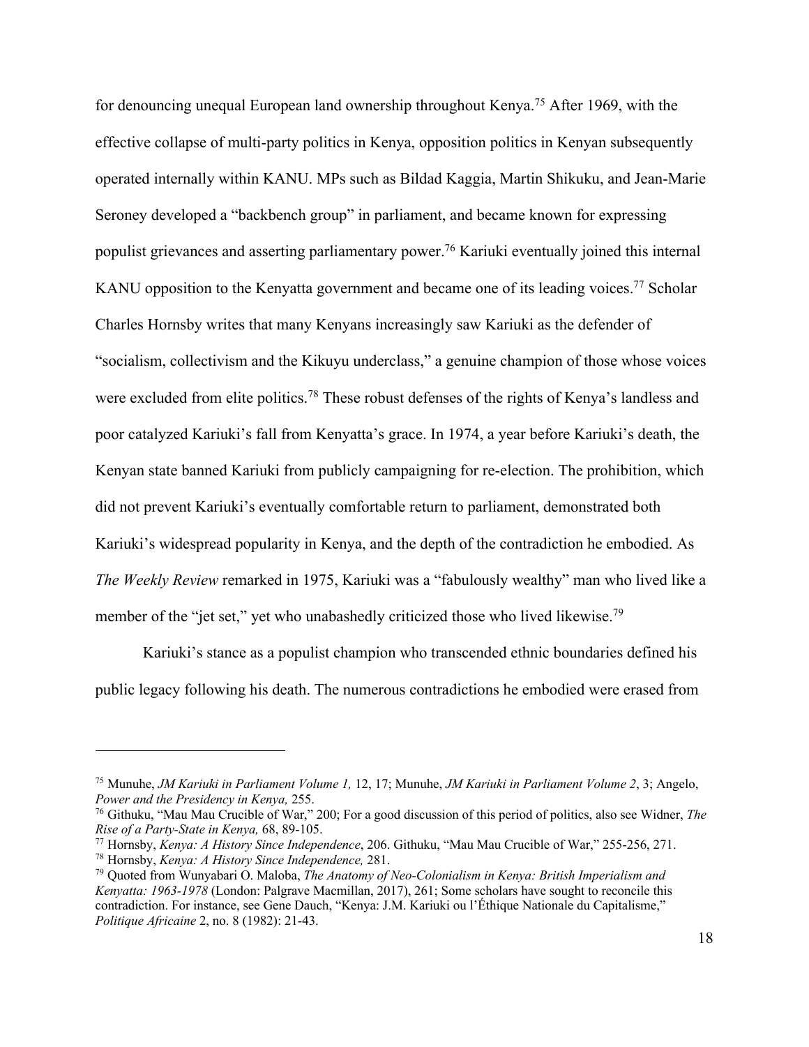for denouncing unequal European land ownership throughout Kenya.[75] After 1969, with the effective collapse of multi-party politics in Kenya, opposition politics in Kenyan subsequently operated internally within KANU. MPs such as Bildad Kaggia, Martin Shikuku, and Jean-Marie Seroney developed a "backbench group" in parliament, and became known for expressing populist grievances and asserting parliamentary power.[76] Kariuki eventually joined this internal KANU opposition to the Kenyatta government and became one of its leading voices.[77] Scholar Charles Hornsby writes that many Kenyans increasingly saw Kariuki as the defender of "socialism, collectivism and the Kikuyu underclass," a genuine champion of those whose voices were excluded from elite politics.[78] These robust defenses of the rights of Kenya's landless and poor catalyzed Kariuki's fall from Kenyatta's grace. In 1974, a year before Kariuki's death, the Kenyan state banned Kariuki from publicly campaigning for re-election. The prohibition, which did not prevent Kariuki's eventually comfortable return to parliament, demonstrated both Kariuki's widespread popularity in Kenya, and the depth of the contradiction he embodied. As *The Weekly Review* remarked in 1975, Kariuki was a "fabulously wealthy" man who lived like a member of the "jet set," yet who unabashedly criticized those who lived likewise.[79]

Kariuki's stance as a populist champion who transcended ethnic boundaries defined his public legacy following his death. The numerous contradictions he embodied were erased from

---

[75] Munuhe, *JM Kariuki in Parliament Volume 1,* 12, 17; Munuhe, *JM Kariuki in Parliament Volume 2*, 3; Angelo, *Power and the Presidency in Kenya,* 255.

[76] Githuku, "Mau Mau Crucible of War," 200; For a good discussion of this period of politics, also see Widner, *The Rise of a Party-State in Kenya,* 68, 89-105.

[77] Hornsby, *Kenya: A History Since Independence*, 206. Githuku, "Mau Mau Crucible of War," 255-256, 271.

[78] Hornsby, *Kenya: A History Since Independence,* 281.

[79] Quoted from Wunyabari O. Maloba, *The Anatomy of Neo-Colonialism in Kenya: British Imperialism and Kenyatta: 1963-1978* (London: Palgrave Macmillan, 2017), 261; Some scholars have sought to reconcile this contradiction. For instance, see Gene Dauch, "Kenya: J.M. Kariuki ou l'Éthique Nationale du Capitalisme," *Politique Africaine* 2, no. 8 (1982): 21-43.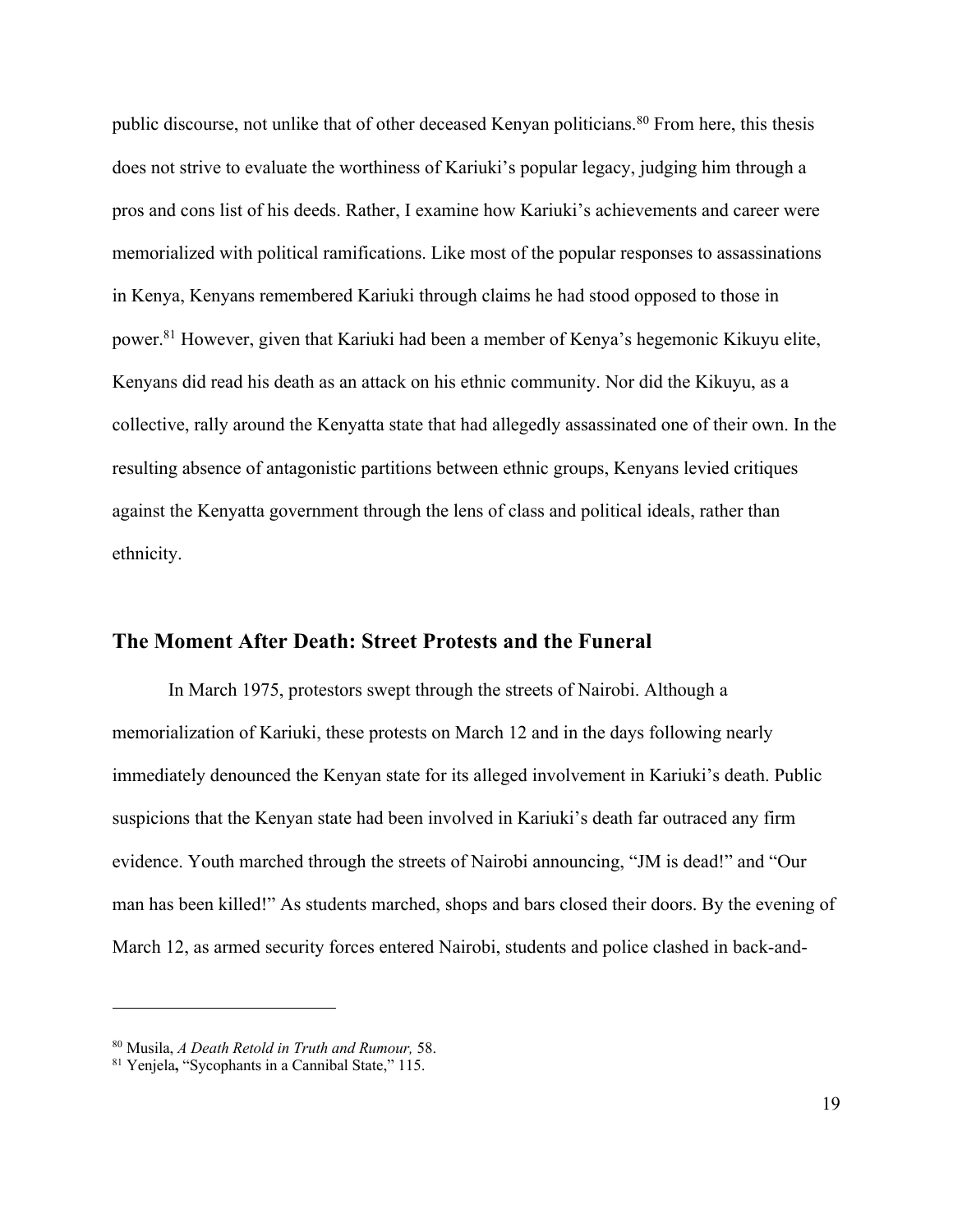public discourse, not unlike that of other deceased Kenyan politicians.[80] From here, this thesis does not strive to evaluate the worthiness of Kariuki's popular legacy, judging him through a pros and cons list of his deeds. Rather, I examine how Kariuki's achievements and career were memorialized with political ramifications. Like most of the popular responses to assassinations in Kenya, Kenyans remembered Kariuki through claims he had stood opposed to those in power.[81] However, given that Kariuki had been a member of Kenya's hegemonic Kikuyu elite, Kenyans did read his death as an attack on his ethnic community. Nor did the Kikuyu, as a collective, rally around the Kenyatta state that had allegedly assassinated one of their own. In the resulting absence of antagonistic partitions between ethnic groups, Kenyans levied critiques against the Kenyatta government through the lens of class and political ideals, rather than ethnicity.

## The Moment After Death: Street Protests and the Funeral

In March 1975, protestors swept through the streets of Nairobi. Although a memorialization of Kariuki, these protests on March 12 and in the days following nearly immediately denounced the Kenyan state for its alleged involvement in Kariuki's death. Public suspicions that the Kenyan state had been involved in Kariuki's death far outraced any firm evidence. Youth marched through the streets of Nairobi announcing, "JM is dead!" and "Our man has been killed!" As students marched, shops and bars closed their doors. By the evening of March 12, as armed security forces entered Nairobi, students and police clashed in back-and-

---

[80] Musila, *A Death Retold in Truth and Rumour,* 58.

[81] Yenjela, "Sycophants in a Cannibal State," 115.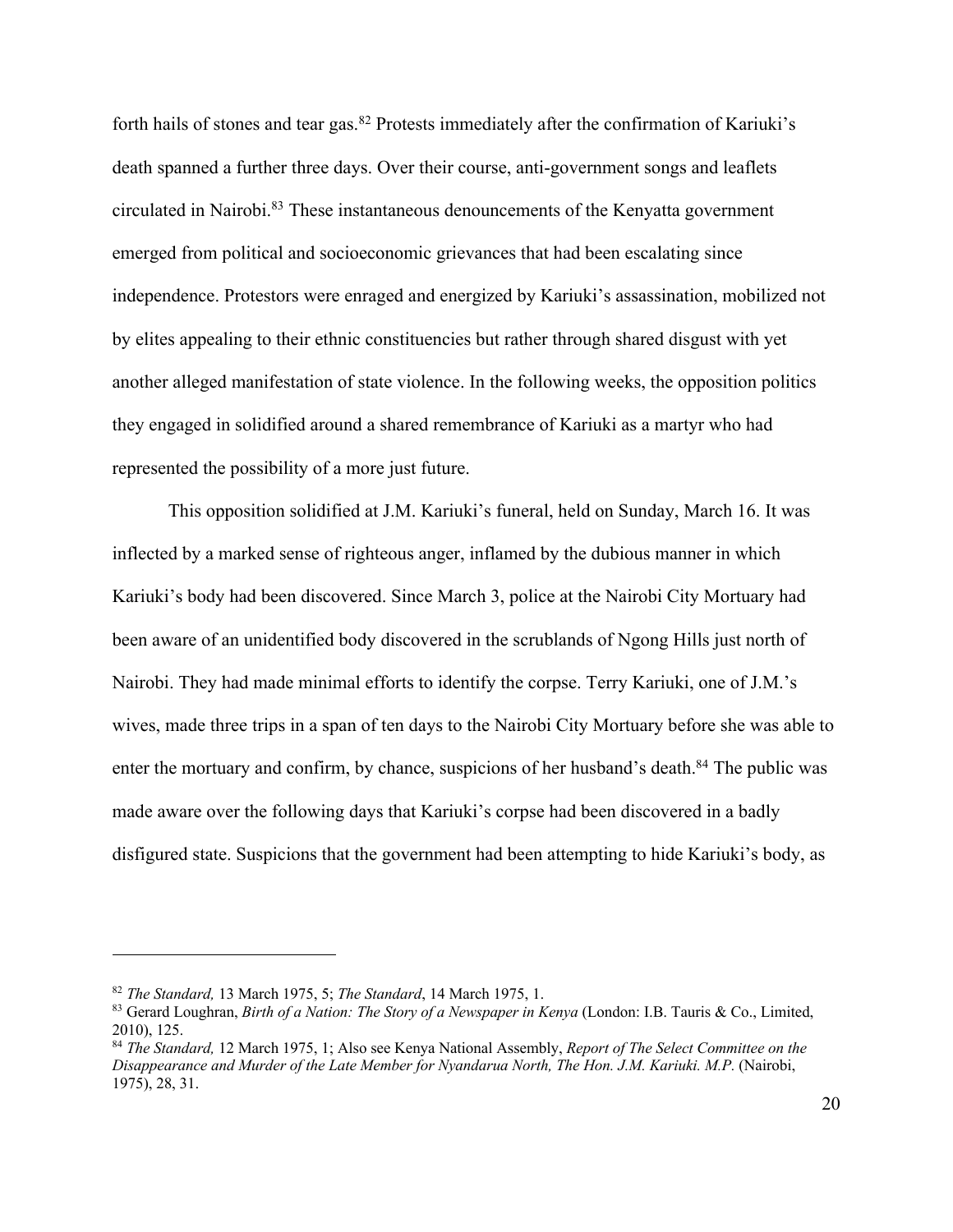forth hails of stones and tear gas.[82] Protests immediately after the confirmation of Kariuki's death spanned a further three days. Over their course, anti-government songs and leaflets circulated in Nairobi.[83] These instantaneous denouncements of the Kenyatta government emerged from political and socioeconomic grievances that had been escalating since independence. Protestors were enraged and energized by Kariuki's assassination, mobilized not by elites appealing to their ethnic constituencies but rather through shared disgust with yet another alleged manifestation of state violence. In the following weeks, the opposition politics they engaged in solidified around a shared remembrance of Kariuki as a martyr who had represented the possibility of a more just future.

This opposition solidified at J.M. Kariuki's funeral, held on Sunday, March 16. It was inflected by a marked sense of righteous anger, inflamed by the dubious manner in which Kariuki's body had been discovered. Since March 3, police at the Nairobi City Mortuary had been aware of an unidentified body discovered in the scrublands of Ngong Hills just north of Nairobi. They had made minimal efforts to identify the corpse. Terry Kariuki, one of J.M.'s wives, made three trips in a span of ten days to the Nairobi City Mortuary before she was able to enter the mortuary and confirm, by chance, suspicions of her husband's death.[84] The public was made aware over the following days that Kariuki's corpse had been discovered in a badly disfigured state. Suspicions that the government had been attempting to hide Kariuki's body, as

---

[82] *The Standard,* 13 March 1975, 5; *The Standard*, 14 March 1975, 1.

[83] Gerard Loughran, *Birth of a Nation: The Story of a Newspaper in Kenya* (London: I.B. Tauris & Co., Limited, 2010), 125.

[84] *The Standard,* 12 March 1975, 1; Also see Kenya National Assembly, *Report of The Select Committee on the Disappearance and Murder of the Late Member for Nyandarua North, The Hon. J.M. Kariuki. M.P.* (Nairobi, 1975), 28, 31.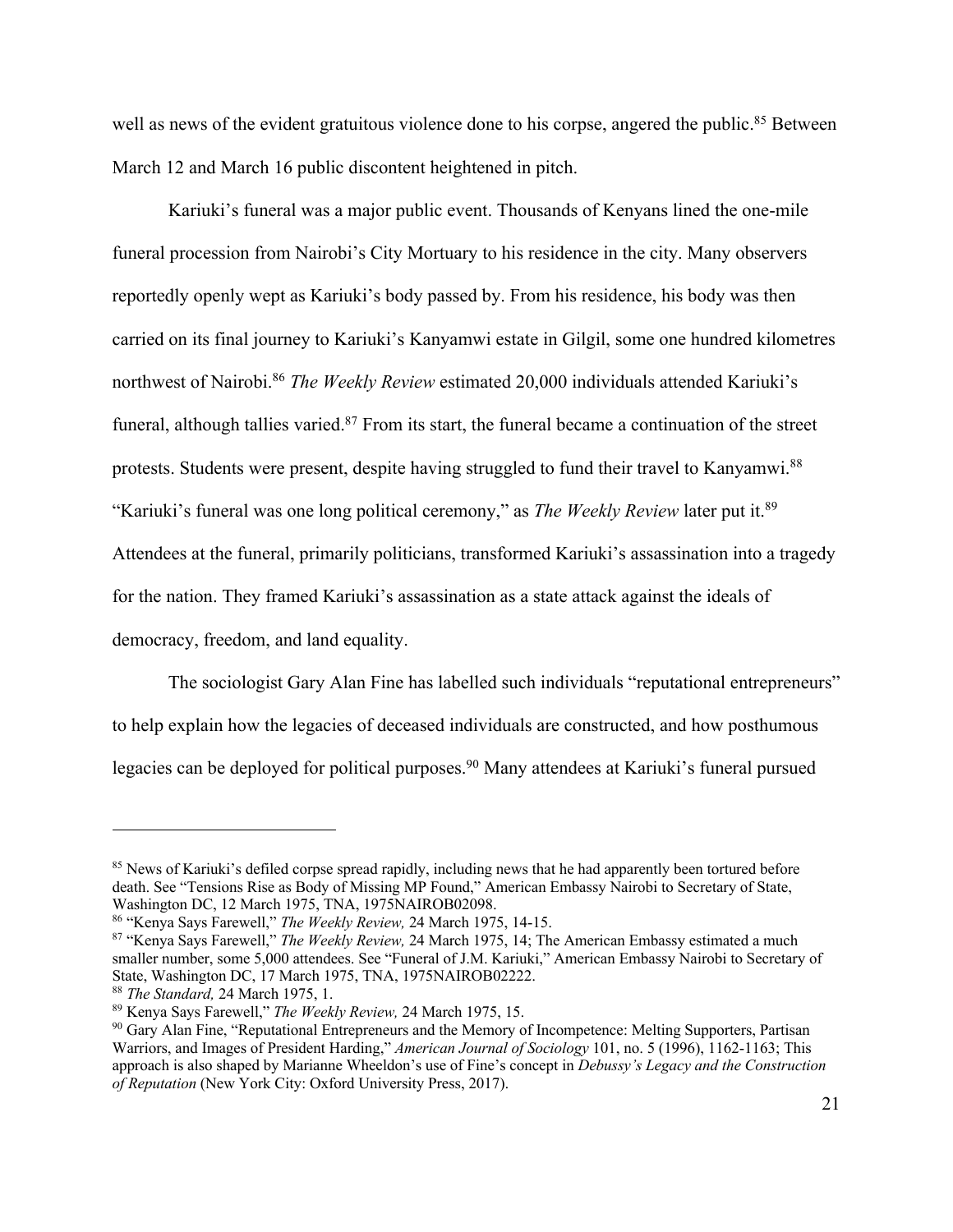well as news of the evident gratuitous violence done to his corpse, angered the public.[85] Between March 12 and March 16 public discontent heightened in pitch.

Kariuki's funeral was a major public event. Thousands of Kenyans lined the one-mile funeral procession from Nairobi's City Mortuary to his residence in the city. Many observers reportedly openly wept as Kariuki's body passed by. From his residence, his body was then carried on its final journey to Kariuki's Kanyamwi estate in Gilgil, some one hundred kilometres northwest of Nairobi.[86] *The Weekly Review* estimated 20,000 individuals attended Kariuki's funeral, although tallies varied.[87] From its start, the funeral became a continuation of the street protests. Students were present, despite having struggled to fund their travel to Kanyamwi.[88] "Kariuki's funeral was one long political ceremony," as *The Weekly Review* later put it.[89] Attendees at the funeral, primarily politicians, transformed Kariuki's assassination into a tragedy for the nation. They framed Kariuki's assassination as a state attack against the ideals of democracy, freedom, and land equality.

The sociologist Gary Alan Fine has labelled such individuals "reputational entrepreneurs" to help explain how the legacies of deceased individuals are constructed, and how posthumous legacies can be deployed for political purposes.[90] Many attendees at Kariuki's funeral pursued

---

[85] News of Kariuki's defiled corpse spread rapidly, including news that he had apparently been tortured before death. See "Tensions Rise as Body of Missing MP Found," American Embassy Nairobi to Secretary of State, Washington DC, 12 March 1975, TNA, 1975NAIROB02098.

[86] "Kenya Says Farewell," *The Weekly Review,* 24 March 1975, 14-15.

[87] "Kenya Says Farewell," *The Weekly Review,* 24 March 1975, 14; The American Embassy estimated a much smaller number, some 5,000 attendees. See "Funeral of J.M. Kariuki," American Embassy Nairobi to Secretary of State, Washington DC, 17 March 1975, TNA, 1975NAIROB02222.

[88] *The Standard,* 24 March 1975, 1.

[89] Kenya Says Farewell," *The Weekly Review,* 24 March 1975, 15.

[90] Gary Alan Fine, "Reputational Entrepreneurs and the Memory of Incompetence: Melting Supporters, Partisan Warriors, and Images of President Harding," *American Journal of Sociology* 101, no. 5 (1996), 1162-1163; This approach is also shaped by Marianne Wheeldon's use of Fine's concept in *Debussy's Legacy and the Construction of Reputation* (New York City: Oxford University Press, 2017).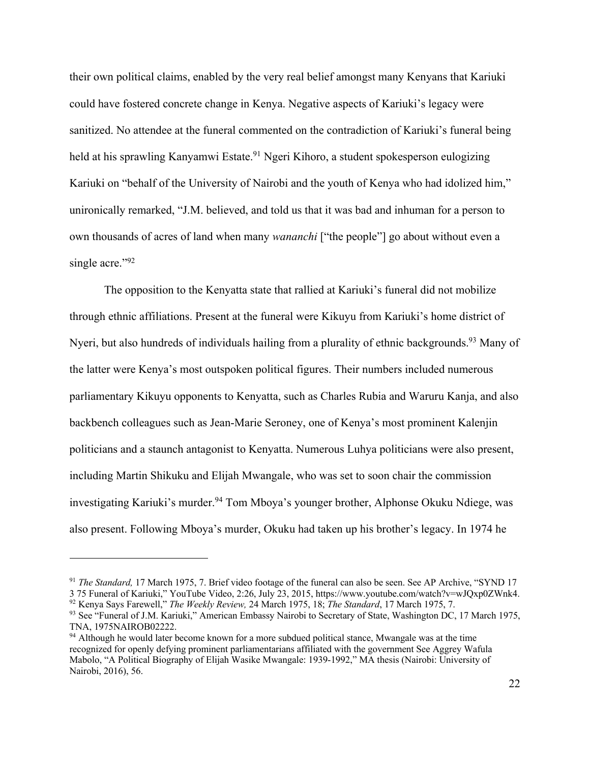their own political claims, enabled by the very real belief amongst many Kenyans that Kariuki could have fostered concrete change in Kenya. Negative aspects of Kariuki's legacy were sanitized. No attendee at the funeral commented on the contradiction of Kariuki's funeral being held at his sprawling Kanyamwi Estate.[91] Ngeri Kihoro, a student spokesperson eulogizing Kariuki on "behalf of the University of Nairobi and the youth of Kenya who had idolized him," unironically remarked, "J.M. believed, and told us that it was bad and inhuman for a person to own thousands of acres of land when many *wananchi* ["the people"] go about without even a single acre."[92]

The opposition to the Kenyatta state that rallied at Kariuki's funeral did not mobilize through ethnic affiliations. Present at the funeral were Kikuyu from Kariuki's home district of Nyeri, but also hundreds of individuals hailing from a plurality of ethnic backgrounds.[93] Many of the latter were Kenya's most outspoken political figures. Their numbers included numerous parliamentary Kikuyu opponents to Kenyatta, such as Charles Rubia and Waruru Kanja, and also backbench colleagues such as Jean-Marie Seroney, one of Kenya's most prominent Kalenjin politicians and a staunch antagonist to Kenyatta. Numerous Luhya politicians were also present, including Martin Shikuku and Elijah Mwangale, who was set to soon chair the commission investigating Kariuki's murder.[94] Tom Mboya's younger brother, Alphonse Okuku Ndiege, was also present. Following Mboya's murder, Okuku had taken up his brother's legacy. In 1974 he

---

[91] *The Standard,* 17 March 1975, 7. Brief video footage of the funeral can also be seen. See AP Archive, "SYND 17 3 75 Funeral of Kariuki," YouTube Video, 2:26, July 23, 2015, https://www.youtube.com/watch?v=wJQxp0ZWnk4.

[92] Kenya Says Farewell," *The Weekly Review,* 24 March 1975, 18; *The Standard*, 17 March 1975, 7.

[93] See "Funeral of J.M. Kariuki," American Embassy Nairobi to Secretary of State, Washington DC, 17 March 1975, TNA, 1975NAIROB02222.

[94] Although he would later become known for a more subdued political stance, Mwangale was at the time recognized for openly defying prominent parliamentarians affiliated with the government See Aggrey Wafula Mabolo, "A Political Biography of Elijah Wasike Mwangale: 1939-1992," MA thesis (Nairobi: University of Nairobi, 2016), 56.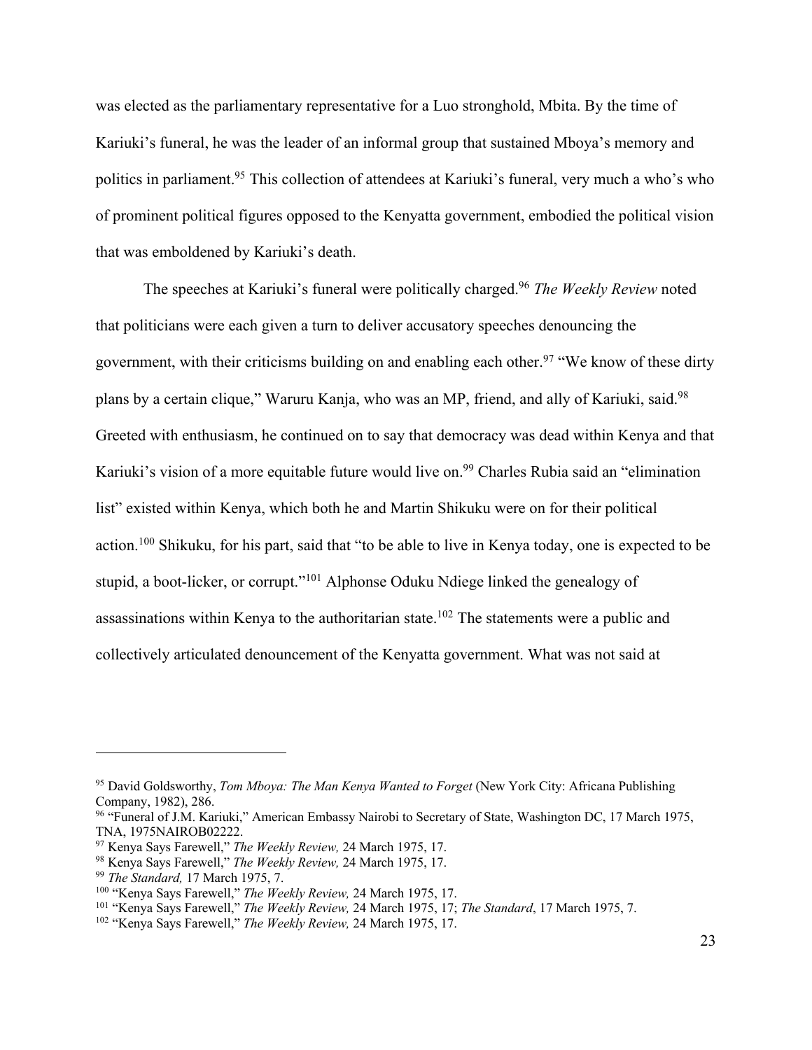was elected as the parliamentary representative for a Luo stronghold, Mbita. By the time of Kariuki's funeral, he was the leader of an informal group that sustained Mboya's memory and politics in parliament.[95] This collection of attendees at Kariuki's funeral, very much a who's who of prominent political figures opposed to the Kenyatta government, embodied the political vision that was emboldened by Kariuki's death.

The speeches at Kariuki's funeral were politically charged.[96] *The Weekly Review* noted that politicians were each given a turn to deliver accusatory speeches denouncing the government, with their criticisms building on and enabling each other.[97] "We know of these dirty plans by a certain clique," Waruru Kanja, who was an MP, friend, and ally of Kariuki, said.[98] Greeted with enthusiasm, he continued on to say that democracy was dead within Kenya and that Kariuki's vision of a more equitable future would live on.[99] Charles Rubia said an "elimination list" existed within Kenya, which both he and Martin Shikuku were on for their political action.[100] Shikuku, for his part, said that "to be able to live in Kenya today, one is expected to be stupid, a boot-licker, or corrupt."[101] Alphonse Oduku Ndiege linked the genealogy of assassinations within Kenya to the authoritarian state.[102] The statements were a public and collectively articulated denouncement of the Kenyatta government. What was not said at

---

[95] David Goldsworthy, *Tom Mboya: The Man Kenya Wanted to Forget* (New York City: Africana Publishing Company, 1982), 286.

[96] "Funeral of J.M. Kariuki," American Embassy Nairobi to Secretary of State, Washington DC, 17 March 1975, TNA, 1975NAIROB02222.

[97] Kenya Says Farewell," *The Weekly Review,* 24 March 1975, 17.

[98] Kenya Says Farewell," *The Weekly Review,* 24 March 1975, 17.

[99] *The Standard,* 17 March 1975, 7.

[100] "Kenya Says Farewell," *The Weekly Review,* 24 March 1975, 17.

[101] "Kenya Says Farewell," *The Weekly Review,* 24 March 1975, 17; *The Standard*, 17 March 1975, 7.

[102] "Kenya Says Farewell," *The Weekly Review,* 24 March 1975, 17.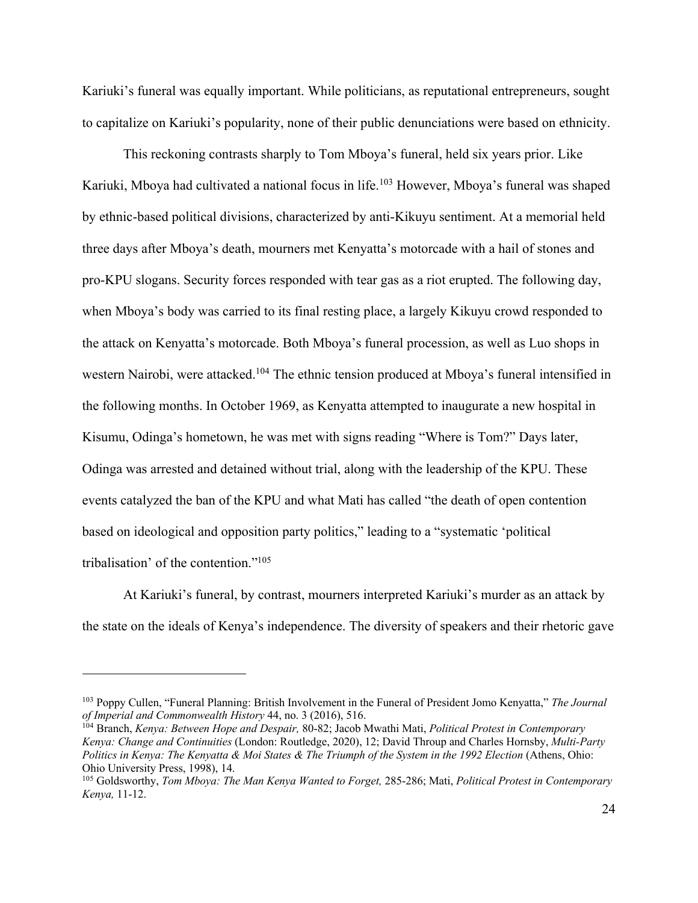Kariuki's funeral was equally important. While politicians, as reputational entrepreneurs, sought to capitalize on Kariuki's popularity, none of their public denunciations were based on ethnicity.

This reckoning contrasts sharply to Tom Mboya's funeral, held six years prior. Like Kariuki, Mboya had cultivated a national focus in life.[103] However, Mboya's funeral was shaped by ethnic-based political divisions, characterized by anti-Kikuyu sentiment. At a memorial held three days after Mboya's death, mourners met Kenyatta's motorcade with a hail of stones and pro-KPU slogans. Security forces responded with tear gas as a riot erupted. The following day, when Mboya's body was carried to its final resting place, a largely Kikuyu crowd responded to the attack on Kenyatta's motorcade. Both Mboya's funeral procession, as well as Luo shops in western Nairobi, were attacked.[104] The ethnic tension produced at Mboya's funeral intensified in the following months. In October 1969, as Kenyatta attempted to inaugurate a new hospital in Kisumu, Odinga's hometown, he was met with signs reading "Where is Tom?" Days later, Odinga was arrested and detained without trial, along with the leadership of the KPU. These events catalyzed the ban of the KPU and what Mati has called "the death of open contention based on ideological and opposition party politics," leading to a "systematic 'political tribalisation' of the contention."[105]

At Kariuki's funeral, by contrast, mourners interpreted Kariuki's murder as an attack by the state on the ideals of Kenya's independence. The diversity of speakers and their rhetoric gave

---

[103] Poppy Cullen, "Funeral Planning: British Involvement in the Funeral of President Jomo Kenyatta," *The Journal of Imperial and Commonwealth History* 44, no. 3 (2016), 516.

[104] Branch, *Kenya: Between Hope and Despair,* 80-82; Jacob Mwathi Mati, *Political Protest in Contemporary Kenya: Change and Continuities* (London: Routledge, 2020), 12; David Throup and Charles Hornsby, *Multi-Party Politics in Kenya: The Kenyatta & Moi States & The Triumph of the System in the 1992 Election* (Athens, Ohio: Ohio University Press, 1998), 14.

[105] Goldsworthy, *Tom Mboya: The Man Kenya Wanted to Forget,* 285-286; Mati, *Political Protest in Contemporary Kenya,* 11-12.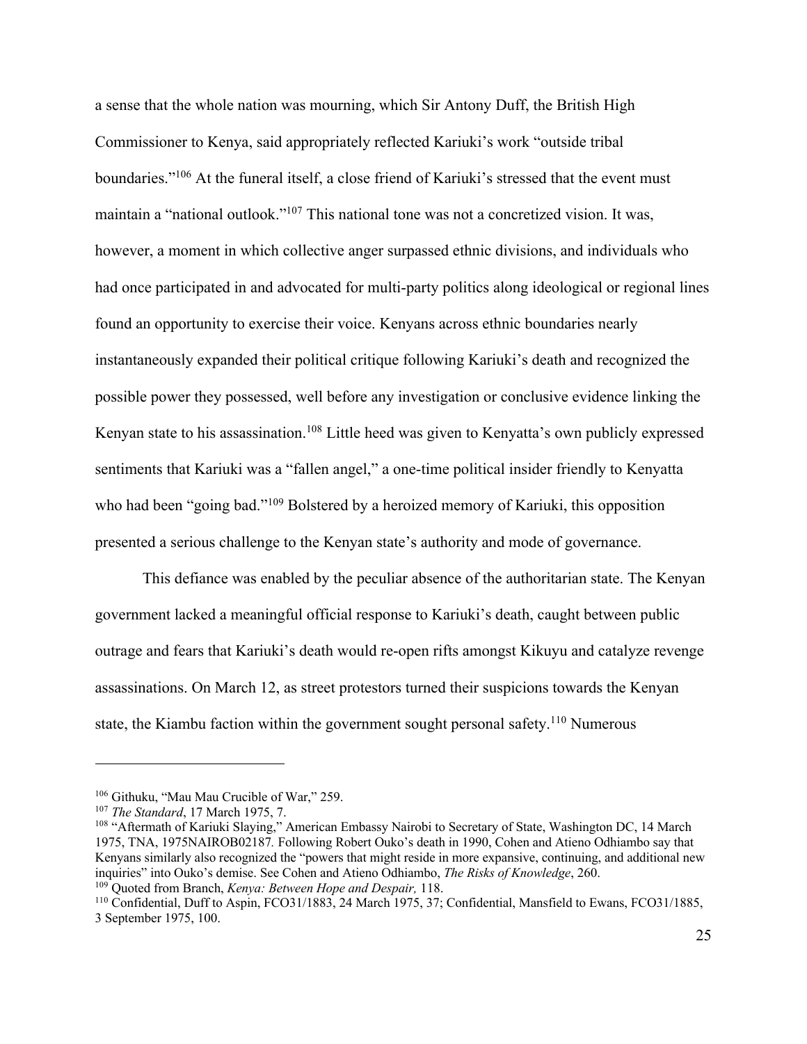a sense that the whole nation was mourning, which Sir Antony Duff, the British High Commissioner to Kenya, said appropriately reflected Kariuki's work "outside tribal boundaries."[106] At the funeral itself, a close friend of Kariuki's stressed that the event must maintain a "national outlook."[107] This national tone was not a concretized vision. It was, however, a moment in which collective anger surpassed ethnic divisions, and individuals who had once participated in and advocated for multi-party politics along ideological or regional lines found an opportunity to exercise their voice. Kenyans across ethnic boundaries nearly instantaneously expanded their political critique following Kariuki's death and recognized the possible power they possessed, well before any investigation or conclusive evidence linking the Kenyan state to his assassination.[108] Little heed was given to Kenyatta's own publicly expressed sentiments that Kariuki was a "fallen angel," a one-time political insider friendly to Kenyatta who had been "going bad."[109] Bolstered by a heroized memory of Kariuki, this opposition presented a serious challenge to the Kenyan state's authority and mode of governance.

This defiance was enabled by the peculiar absence of the authoritarian state. The Kenyan government lacked a meaningful official response to Kariuki's death, caught between public outrage and fears that Kariuki's death would re-open rifts amongst Kikuyu and catalyze revenge assassinations. On March 12, as street protestors turned their suspicions towards the Kenyan state, the Kiambu faction within the government sought personal safety.[110] Numerous

---

[106] Githuku, "Mau Mau Crucible of War," 259.

[107] *The Standard*, 17 March 1975, 7.

[108] "Aftermath of Kariuki Slaying," American Embassy Nairobi to Secretary of State, Washington DC, 14 March 1975, TNA, 1975NAIROB02187. Following Robert Ouko's death in 1990, Cohen and Atieno Odhiambo say that Kenyans similarly also recognized the "powers that might reside in more expansive, continuing, and additional new inquiries" into Ouko's demise. See Cohen and Atieno Odhiambo, *The Risks of Knowledge*, 260.

[109] Quoted from Branch, *Kenya: Between Hope and Despair,* 118.

[110] Confidential, Duff to Aspin, FCO31/1883, 24 March 1975, 37; Confidential, Mansfield to Ewans, FCO31/1885, 3 September 1975, 100.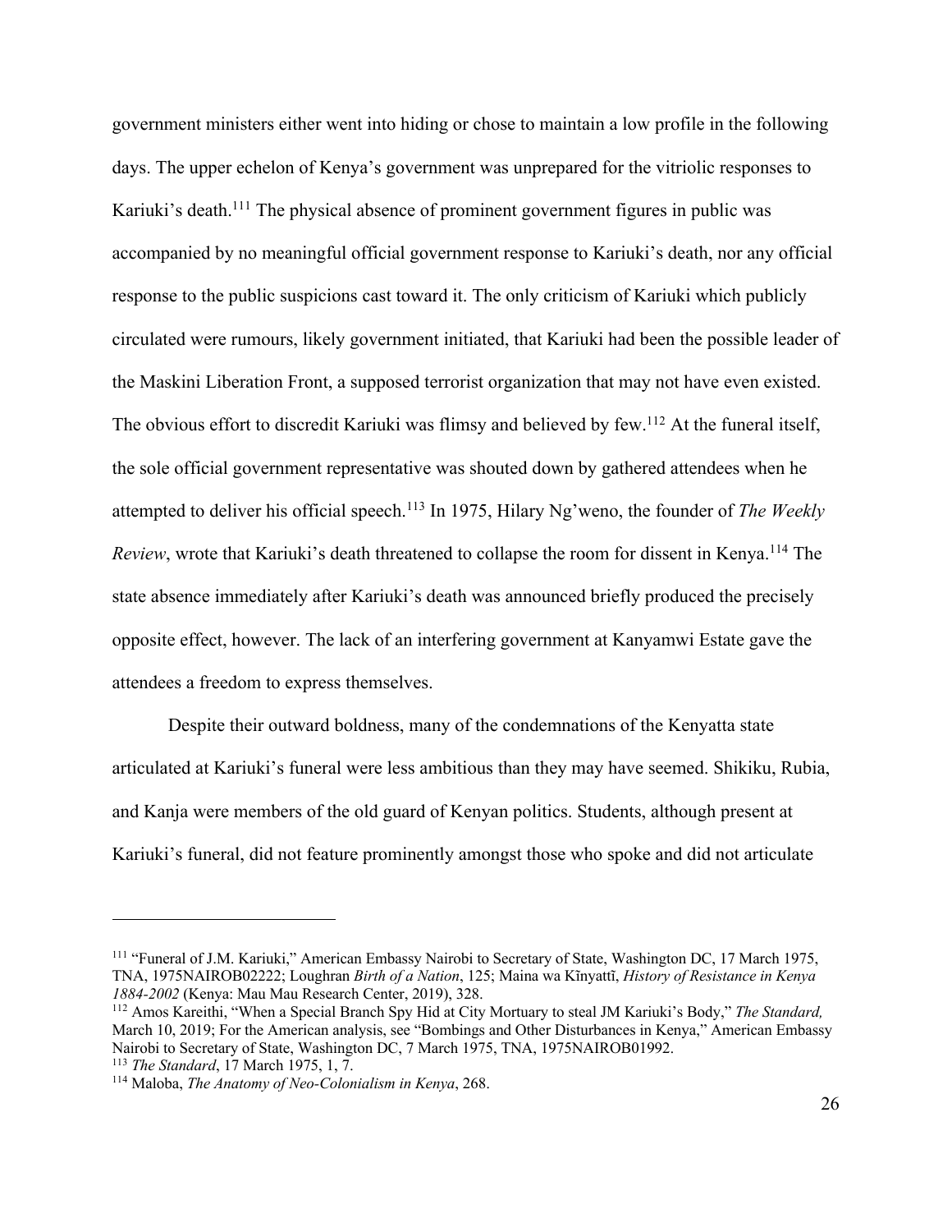government ministers either went into hiding or chose to maintain a low profile in the following days. The upper echelon of Kenya's government was unprepared for the vitriolic responses to Kariuki's death.[111] The physical absence of prominent government figures in public was accompanied by no meaningful official government response to Kariuki's death, nor any official response to the public suspicions cast toward it. The only criticism of Kariuki which publicly circulated were rumours, likely government initiated, that Kariuki had been the possible leader of the Maskini Liberation Front, a supposed terrorist organization that may not have even existed. The obvious effort to discredit Kariuki was flimsy and believed by few.[112] At the funeral itself, the sole official government representative was shouted down by gathered attendees when he attempted to deliver his official speech.[113] In 1975, Hilary Ng'weno, the founder of *The Weekly Review*, wrote that Kariuki's death threatened to collapse the room for dissent in Kenya.[114] The state absence immediately after Kariuki's death was announced briefly produced the precisely opposite effect, however. The lack of an interfering government at Kanyamwi Estate gave the attendees a freedom to express themselves.

Despite their outward boldness, many of the condemnations of the Kenyatta state articulated at Kariuki's funeral were less ambitious than they may have seemed. Shikiku, Rubia, and Kanja were members of the old guard of Kenyan politics. Students, although present at Kariuki's funeral, did not feature prominently amongst those who spoke and did not articulate

---

[111] "Funeral of J.M. Kariuki," American Embassy Nairobi to Secretary of State, Washington DC, 17 March 1975, TNA, 1975NAIROB02222; Loughran *Birth of a Nation*, 125; Maina wa Kĩnyattĩ, *History of Resistance in Kenya 1884-2002* (Kenya: Mau Mau Research Center, 2019), 328.

[112] Amos Kareithi, "When a Special Branch Spy Hid at City Mortuary to steal JM Kariuki's Body," *The Standard,* March 10, 2019; For the American analysis, see "Bombings and Other Disturbances in Kenya," American Embassy Nairobi to Secretary of State, Washington DC, 7 March 1975, TNA, 1975NAIROB01992.

[113] *The Standard*, 17 March 1975, 1, 7.

[114] Maloba, *The Anatomy of Neo-Colonialism in Kenya*, 268.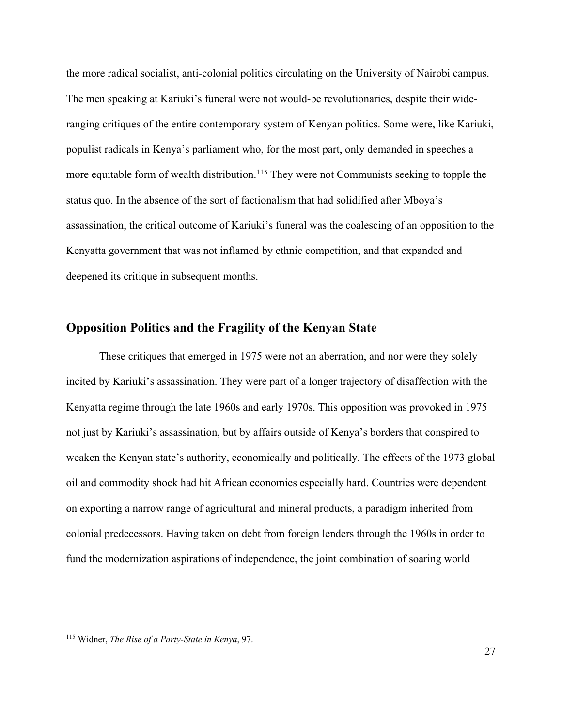the more radical socialist, anti-colonial politics circulating on the University of Nairobi campus. The men speaking at Kariuki's funeral were not would-be revolutionaries, despite their wide-ranging critiques of the entire contemporary system of Kenyan politics. Some were, like Kariuki, populist radicals in Kenya's parliament who, for the most part, only demanded in speeches a more equitable form of wealth distribution.[115] They were not Communists seeking to topple the status quo. In the absence of the sort of factionalism that had solidified after Mboya's assassination, the critical outcome of Kariuki's funeral was the coalescing of an opposition to the Kenyatta government that was not inflamed by ethnic competition, and that expanded and deepened its critique in subsequent months.

## Opposition Politics and the Fragility of the Kenyan State

These critiques that emerged in 1975 were not an aberration, and nor were they solely incited by Kariuki's assassination. They were part of a longer trajectory of disaffection with the Kenyatta regime through the late 1960s and early 1970s. This opposition was provoked in 1975 not just by Kariuki's assassination, but by affairs outside of Kenya's borders that conspired to weaken the Kenyan state's authority, economically and politically. The effects of the 1973 global oil and commodity shock had hit African economies especially hard. Countries were dependent on exporting a narrow range of agricultural and mineral products, a paradigm inherited from colonial predecessors. Having taken on debt from foreign lenders through the 1960s in order to fund the modernization aspirations of independence, the joint combination of soaring world

---

[115] Widner, *The Rise of a Party-State in Kenya*, 97.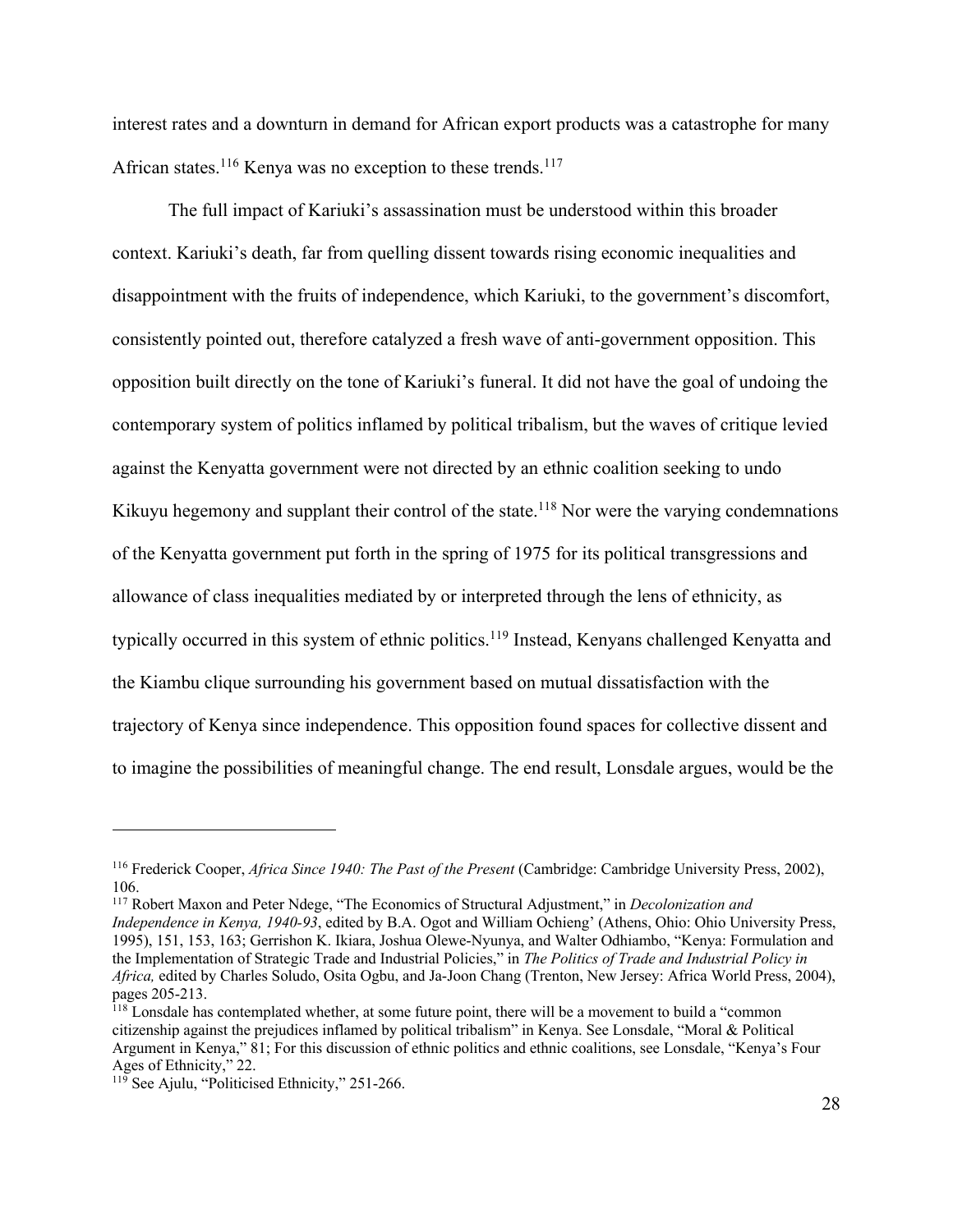interest rates and a downturn in demand for African export products was a catastrophe for many African states.[116] Kenya was no exception to these trends.[117]

The full impact of Kariuki's assassination must be understood within this broader context. Kariuki's death, far from quelling dissent towards rising economic inequalities and disappointment with the fruits of independence, which Kariuki, to the government's discomfort, consistently pointed out, therefore catalyzed a fresh wave of anti-government opposition. This opposition built directly on the tone of Kariuki's funeral. It did not have the goal of undoing the contemporary system of politics inflamed by political tribalism, but the waves of critique levied against the Kenyatta government were not directed by an ethnic coalition seeking to undo Kikuyu hegemony and supplant their control of the state.[118] Nor were the varying condemnations of the Kenyatta government put forth in the spring of 1975 for its political transgressions and allowance of class inequalities mediated by or interpreted through the lens of ethnicity, as typically occurred in this system of ethnic politics.[119] Instead, Kenyans challenged Kenyatta and the Kiambu clique surrounding his government based on mutual dissatisfaction with the trajectory of Kenya since independence. This opposition found spaces for collective dissent and to imagine the possibilities of meaningful change. The end result, Lonsdale argues, would be the

---

[116] Frederick Cooper, *Africa Since 1940: The Past of the Present* (Cambridge: Cambridge University Press, 2002), 106.

[117] Robert Maxon and Peter Ndege, "The Economics of Structural Adjustment," in *Decolonization and Independence in Kenya, 1940-93*, edited by B.A. Ogot and William Ochieng' (Athens, Ohio: Ohio University Press, 1995), 151, 153, 163; Gerrishon K. Ikiara, Joshua Olewe-Nyunya, and Walter Odhiambo, "Kenya: Formulation and the Implementation of Strategic Trade and Industrial Policies," in *The Politics of Trade and Industrial Policy in Africa,* edited by Charles Soludo, Osita Ogbu, and Ja-Joon Chang (Trenton, New Jersey: Africa World Press, 2004), pages 205-213.

[118] Lonsdale has contemplated whether, at some future point, there will be a movement to build a "common citizenship against the prejudices inflamed by political tribalism" in Kenya. See Lonsdale, "Moral & Political Argument in Kenya," 81; For this discussion of ethnic politics and ethnic coalitions, see Lonsdale, "Kenya's Four Ages of Ethnicity," 22.

[119] See Ajulu, "Politicised Ethnicity," 251-266.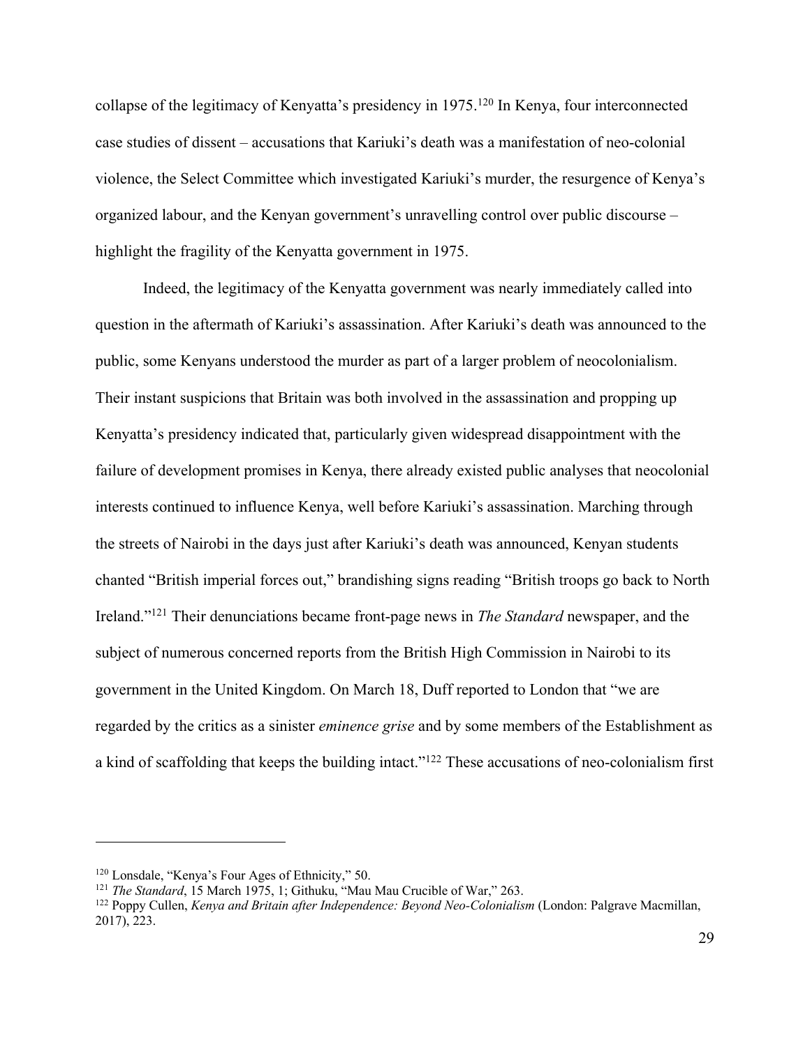collapse of the legitimacy of Kenyatta's presidency in 1975.[120] In Kenya, four interconnected case studies of dissent – accusations that Kariuki's death was a manifestation of neo-colonial violence, the Select Committee which investigated Kariuki's murder, the resurgence of Kenya's organized labour, and the Kenyan government's unravelling control over public discourse – highlight the fragility of the Kenyatta government in 1975.

Indeed, the legitimacy of the Kenyatta government was nearly immediately called into question in the aftermath of Kariuki's assassination. After Kariuki's death was announced to the public, some Kenyans understood the murder as part of a larger problem of neocolonialism. Their instant suspicions that Britain was both involved in the assassination and propping up Kenyatta's presidency indicated that, particularly given widespread disappointment with the failure of development promises in Kenya, there already existed public analyses that neocolonial interests continued to influence Kenya, well before Kariuki's assassination. Marching through the streets of Nairobi in the days just after Kariuki's death was announced, Kenyan students chanted "British imperial forces out," brandishing signs reading "British troops go back to North Ireland."[121] Their denunciations became front-page news in *The Standard* newspaper, and the subject of numerous concerned reports from the British High Commission in Nairobi to its government in the United Kingdom. On March 18, Duff reported to London that "we are regarded by the critics as a sinister *eminence grise* and by some members of the Establishment as a kind of scaffolding that keeps the building intact."[122] These accusations of neo-colonialism first

---

[120] Lonsdale, "Kenya's Four Ages of Ethnicity," 50.

[121] *The Standard*, 15 March 1975, 1; Githuku, "Mau Mau Crucible of War," 263.

[122] Poppy Cullen, *Kenya and Britain after Independence: Beyond Neo-Colonialism* (London: Palgrave Macmillan, 2017), 223.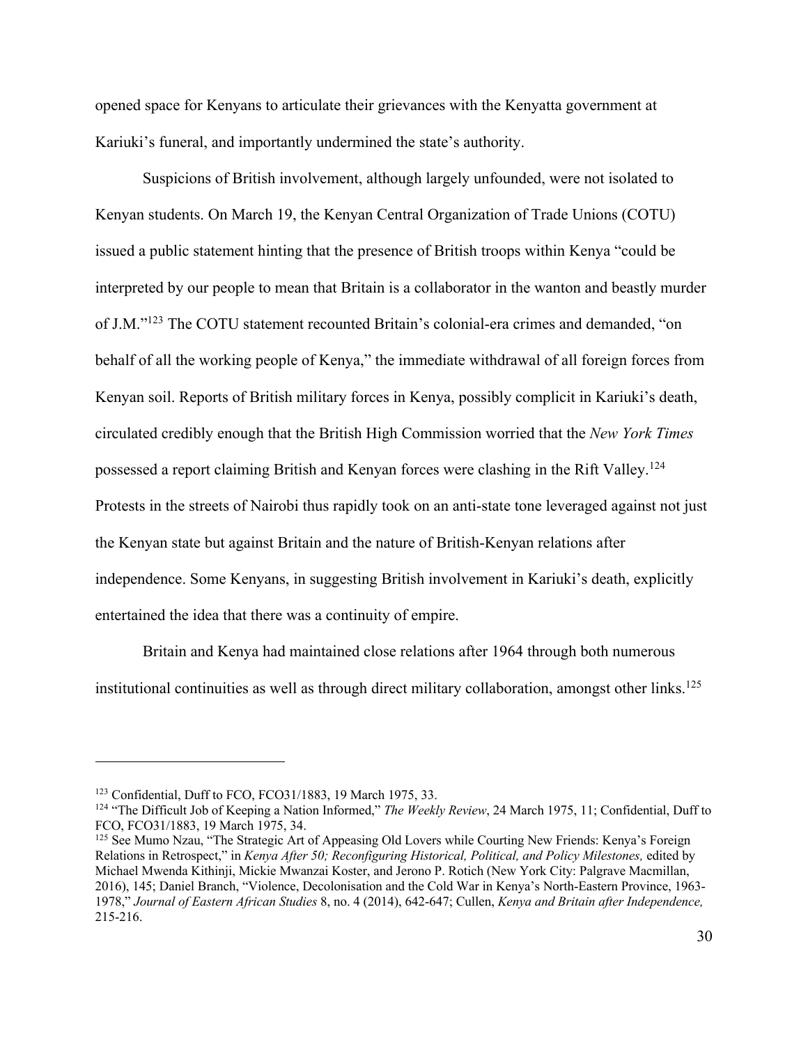opened space for Kenyans to articulate their grievances with the Kenyatta government at Kariuki's funeral, and importantly undermined the state's authority.

Suspicions of British involvement, although largely unfounded, were not isolated to Kenyan students. On March 19, the Kenyan Central Organization of Trade Unions (COTU) issued a public statement hinting that the presence of British troops within Kenya "could be interpreted by our people to mean that Britain is a collaborator in the wanton and beastly murder of J.M."[123] The COTU statement recounted Britain's colonial-era crimes and demanded, "on behalf of all the working people of Kenya," the immediate withdrawal of all foreign forces from Kenyan soil. Reports of British military forces in Kenya, possibly complicit in Kariuki's death, circulated credibly enough that the British High Commission worried that the *New York Times* possessed a report claiming British and Kenyan forces were clashing in the Rift Valley.[124] Protests in the streets of Nairobi thus rapidly took on an anti-state tone leveraged against not just the Kenyan state but against Britain and the nature of British-Kenyan relations after independence. Some Kenyans, in suggesting British involvement in Kariuki's death, explicitly entertained the idea that there was a continuity of empire.

Britain and Kenya had maintained close relations after 1964 through both numerous institutional continuities as well as through direct military collaboration, amongst other links.[125]

---

[123] Confidential, Duff to FCO, FCO31/1883, 19 March 1975, 33.

[124] "The Difficult Job of Keeping a Nation Informed," *The Weekly Review*, 24 March 1975, 11; Confidential, Duff to FCO, FCO31/1883, 19 March 1975, 34.

[125] See Mumo Nzau, "The Strategic Art of Appeasing Old Lovers while Courting New Friends: Kenya's Foreign Relations in Retrospect," in *Kenya After 50; Reconfiguring Historical, Political, and Policy Milestones,* edited by Michael Mwenda Kithinji, Mickie Mwanzai Koster, and Jerono P. Rotich (New York City: Palgrave Macmillan, 2016), 145; Daniel Branch, "Violence, Decolonisation and the Cold War in Kenya's North-Eastern Province, 1963-1978," *Journal of Eastern African Studies* 8, no. 4 (2014), 642-647; Cullen, *Kenya and Britain after Independence,* 215-216.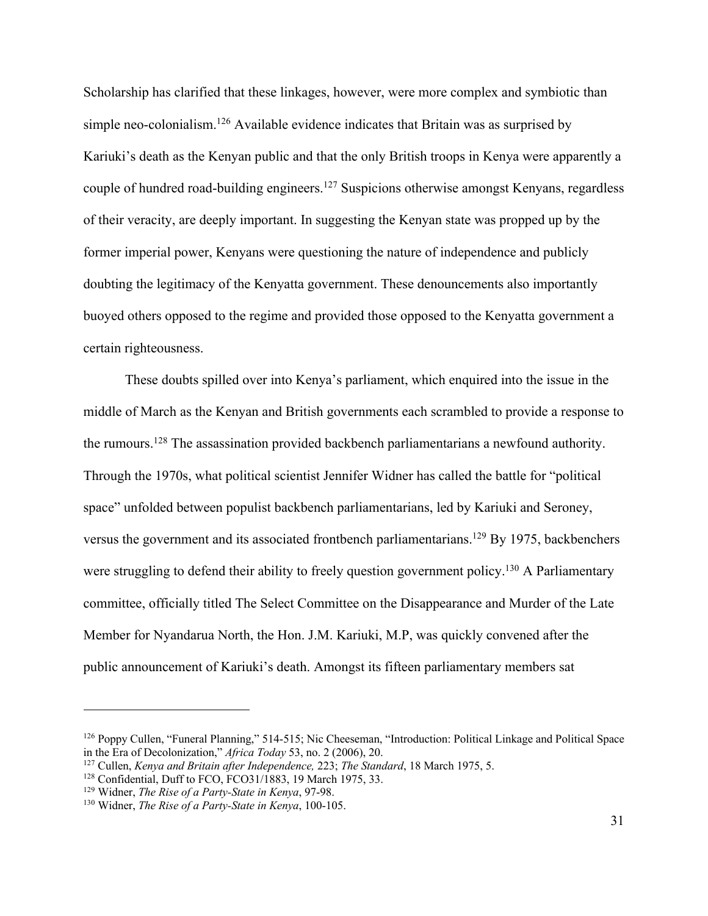Scholarship has clarified that these linkages, however, were more complex and symbiotic than simple neo-colonialism.[126] Available evidence indicates that Britain was as surprised by Kariuki's death as the Kenyan public and that the only British troops in Kenya were apparently a couple of hundred road-building engineers.[127] Suspicions otherwise amongst Kenyans, regardless of their veracity, are deeply important. In suggesting the Kenyan state was propped up by the former imperial power, Kenyans were questioning the nature of independence and publicly doubting the legitimacy of the Kenyatta government. These denouncements also importantly buoyed others opposed to the regime and provided those opposed to the Kenyatta government a certain righteousness.

These doubts spilled over into Kenya's parliament, which enquired into the issue in the middle of March as the Kenyan and British governments each scrambled to provide a response to the rumours.[128] The assassination provided backbench parliamentarians a newfound authority. Through the 1970s, what political scientist Jennifer Widner has called the battle for "political space" unfolded between populist backbench parliamentarians, led by Kariuki and Seroney, versus the government and its associated frontbench parliamentarians.[129] By 1975, backbenchers were struggling to defend their ability to freely question government policy.[130] A Parliamentary committee, officially titled The Select Committee on the Disappearance and Murder of the Late Member for Nyandarua North, the Hon. J.M. Kariuki, M.P, was quickly convened after the public announcement of Kariuki's death. Amongst its fifteen parliamentary members sat

---

[126] Poppy Cullen, "Funeral Planning," 514-515; Nic Cheeseman, "Introduction: Political Linkage and Political Space in the Era of Decolonization," *Africa Today* 53, no. 2 (2006), 20.

[127] Cullen, *Kenya and Britain after Independence,* 223; *The Standard*, 18 March 1975, 5.

[128] Confidential, Duff to FCO, FCO31/1883, 19 March 1975, 33.

[129] Widner, *The Rise of a Party-State in Kenya*, 97-98.

[130] Widner, *The Rise of a Party-State in Kenya*, 100-105.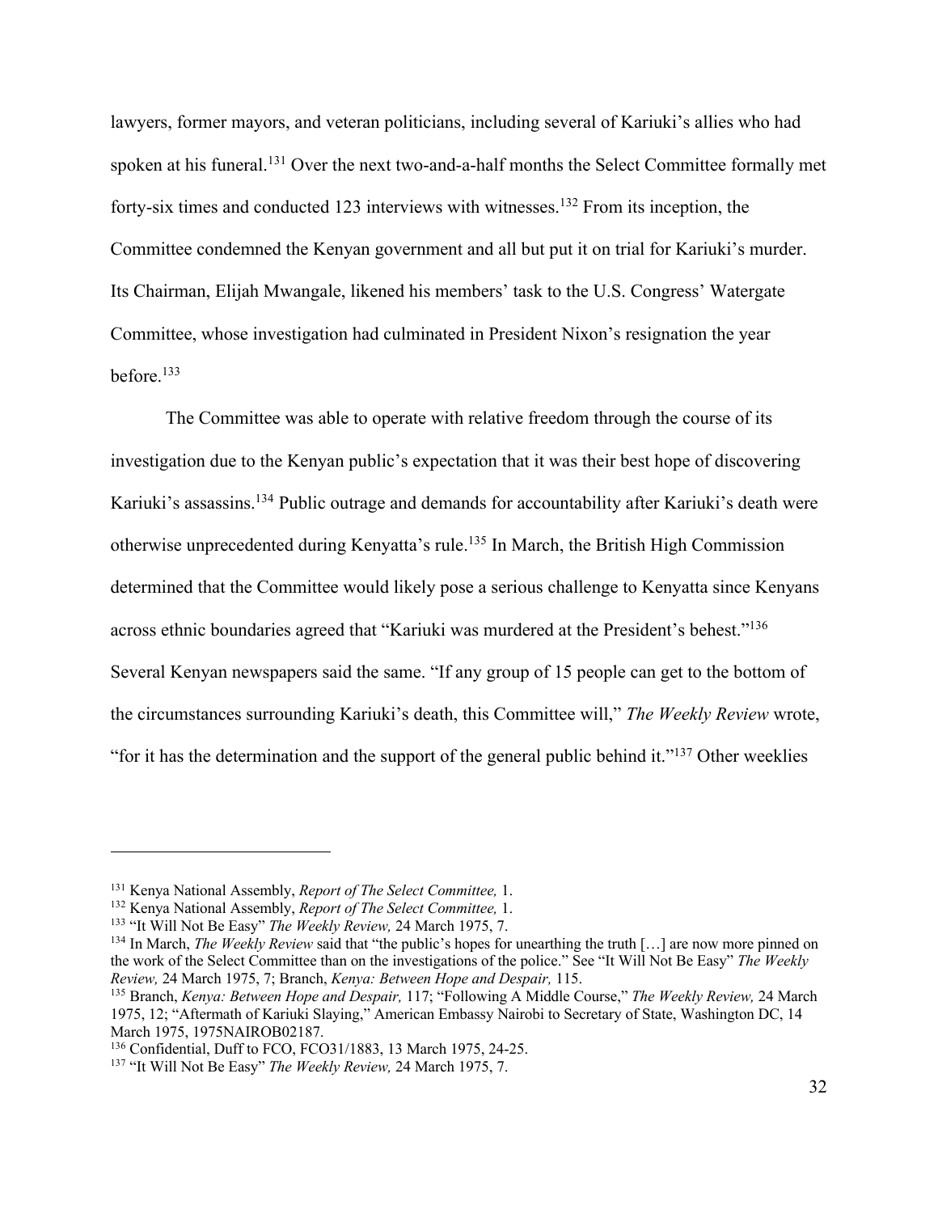lawyers, former mayors, and veteran politicians, including several of Kariuki's allies who had spoken at his funeral.[131] Over the next two-and-a-half months the Select Committee formally met forty-six times and conducted 123 interviews with witnesses.[132] From its inception, the Committee condemned the Kenyan government and all but put it on trial for Kariuki's murder. Its Chairman, Elijah Mwangale, likened his members' task to the U.S. Congress' Watergate Committee, whose investigation had culminated in President Nixon's resignation the year before.[133]

The Committee was able to operate with relative freedom through the course of its investigation due to the Kenyan public's expectation that it was their best hope of discovering Kariuki's assassins.[134] Public outrage and demands for accountability after Kariuki's death were otherwise unprecedented during Kenyatta's rule.[135] In March, the British High Commission determined that the Committee would likely pose a serious challenge to Kenyatta since Kenyans across ethnic boundaries agreed that "Kariuki was murdered at the President's behest."[136] Several Kenyan newspapers said the same. "If any group of 15 people can get to the bottom of the circumstances surrounding Kariuki's death, this Committee will," *The Weekly Review* wrote, "for it has the determination and the support of the general public behind it."[137] Other weeklies

---

[131] Kenya National Assembly, *Report of The Select Committee,* 1.

[132] Kenya National Assembly, *Report of The Select Committee,* 1.

[133] "It Will Not Be Easy" *The Weekly Review,* 24 March 1975, 7.

[134] In March, *The Weekly Review* said that "the public's hopes for unearthing the truth […] are now more pinned on the work of the Select Committee than on the investigations of the police." See "It Will Not Be Easy" *The Weekly Review,* 24 March 1975, 7; Branch, *Kenya: Between Hope and Despair,* 115.

[135] Branch, *Kenya: Between Hope and Despair,* 117; "Following A Middle Course," *The Weekly Review,* 24 March 1975, 12; "Aftermath of Kariuki Slaying," American Embassy Nairobi to Secretary of State, Washington DC, 14 March 1975, 1975NAIROB02187.

[136] Confidential, Duff to FCO, FCO31/1883, 13 March 1975, 24-25.

[137] "It Will Not Be Easy" *The Weekly Review,* 24 March 1975, 7.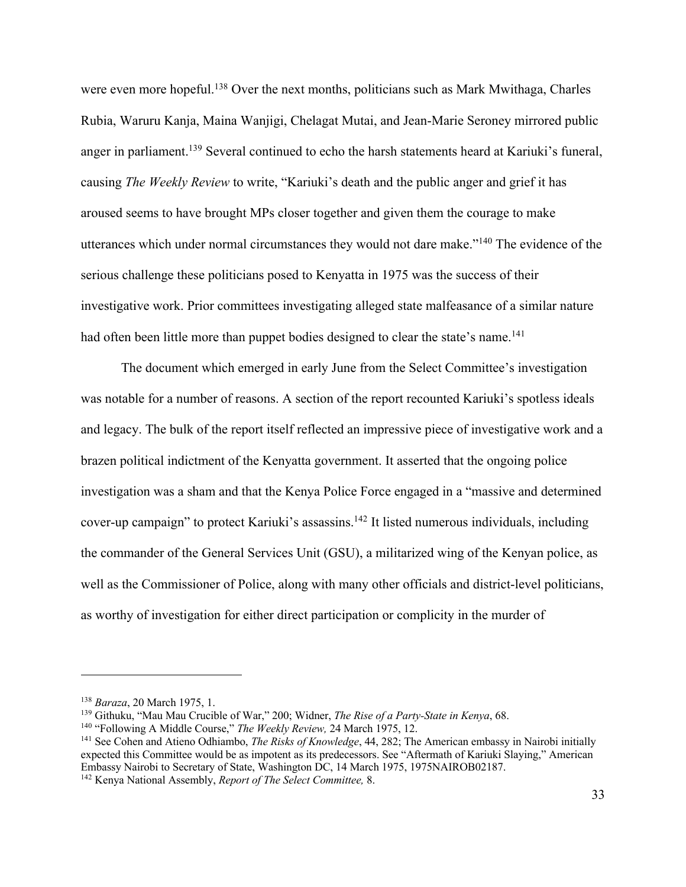were even more hopeful.[138] Over the next months, politicians such as Mark Mwithaga, Charles Rubia, Waruru Kanja, Maina Wanjigi, Chelagat Mutai, and Jean-Marie Seroney mirrored public anger in parliament.[139] Several continued to echo the harsh statements heard at Kariuki's funeral, causing *The Weekly Review* to write, "Kariuki's death and the public anger and grief it has aroused seems to have brought MPs closer together and given them the courage to make utterances which under normal circumstances they would not dare make."[140] The evidence of the serious challenge these politicians posed to Kenyatta in 1975 was the success of their investigative work. Prior committees investigating alleged state malfeasance of a similar nature had often been little more than puppet bodies designed to clear the state's name.[141]

The document which emerged in early June from the Select Committee's investigation was notable for a number of reasons. A section of the report recounted Kariuki's spotless ideals and legacy. The bulk of the report itself reflected an impressive piece of investigative work and a brazen political indictment of the Kenyatta government. It asserted that the ongoing police investigation was a sham and that the Kenya Police Force engaged in a "massive and determined cover-up campaign" to protect Kariuki's assassins.[142] It listed numerous individuals, including the commander of the General Services Unit (GSU), a militarized wing of the Kenyan police, as well as the Commissioner of Police, along with many other officials and district-level politicians, as worthy of investigation for either direct participation or complicity in the murder of

---

[138] *Baraza*, 20 March 1975, 1.

[139] Githuku, "Mau Mau Crucible of War," 200; Widner, *The Rise of a Party-State in Kenya*, 68.

[140] "Following A Middle Course," *The Weekly Review,* 24 March 1975, 12.

[141] See Cohen and Atieno Odhiambo, *The Risks of Knowledge*, 44, 282; The American embassy in Nairobi initially expected this Committee would be as impotent as its predecessors. See "Aftermath of Kariuki Slaying," American Embassy Nairobi to Secretary of State, Washington DC, 14 March 1975, 1975NAIROB02187.

[142] Kenya National Assembly, *Report of The Select Committee,* 8.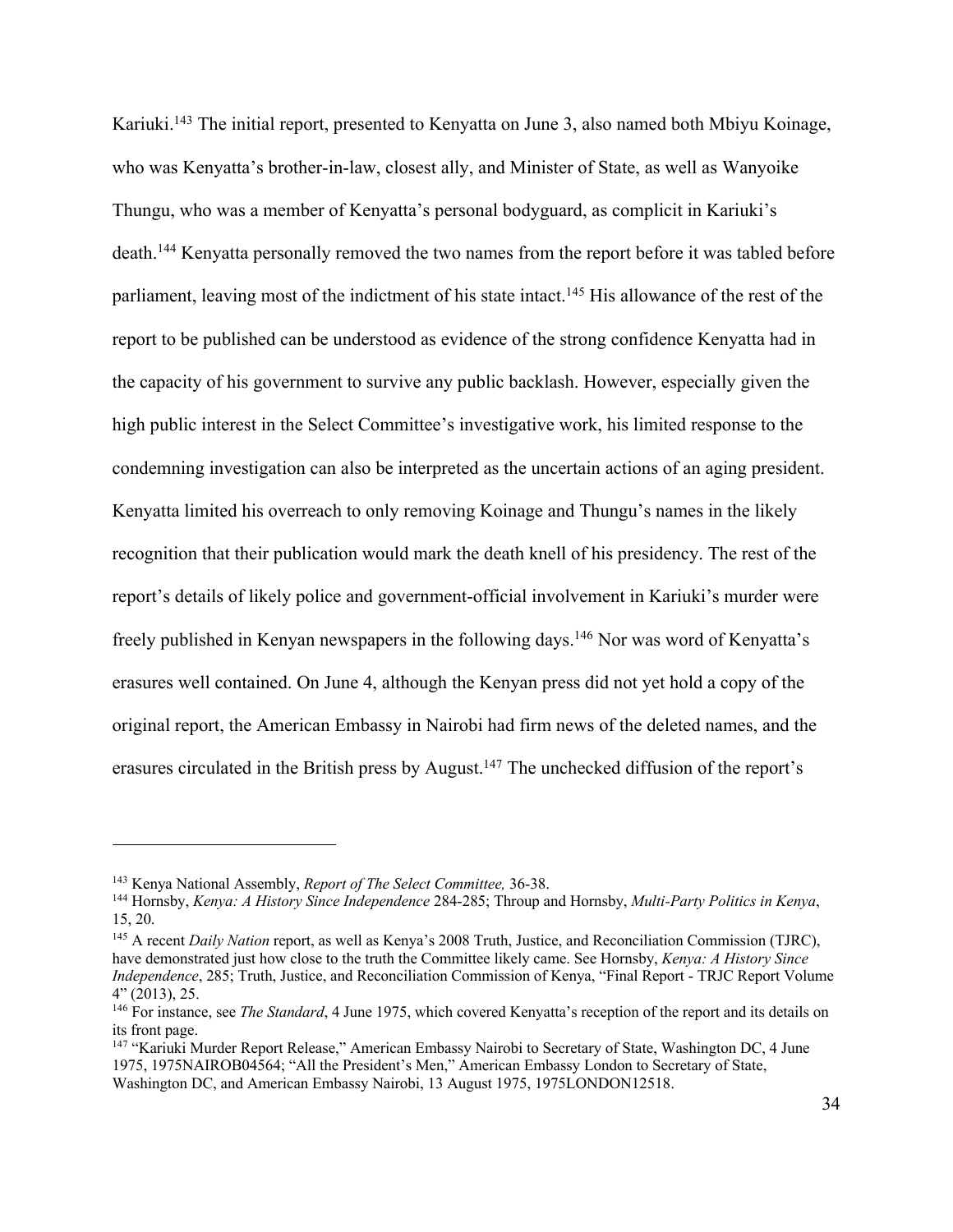Kariuki.[143] The initial report, presented to Kenyatta on June 3, also named both Mbiyu Koinage, who was Kenyatta's brother-in-law, closest ally, and Minister of State, as well as Wanyoike Thungu, who was a member of Kenyatta's personal bodyguard, as complicit in Kariuki's death.[144] Kenyatta personally removed the two names from the report before it was tabled before parliament, leaving most of the indictment of his state intact.[145] His allowance of the rest of the report to be published can be understood as evidence of the strong confidence Kenyatta had in the capacity of his government to survive any public backlash. However, especially given the high public interest in the Select Committee's investigative work, his limited response to the condemning investigation can also be interpreted as the uncertain actions of an aging president. Kenyatta limited his overreach to only removing Koinage and Thungu's names in the likely recognition that their publication would mark the death knell of his presidency. The rest of the report's details of likely police and government-official involvement in Kariuki's murder were freely published in Kenyan newspapers in the following days.[146] Nor was word of Kenyatta's erasures well contained. On June 4, although the Kenyan press did not yet hold a copy of the original report, the American Embassy in Nairobi had firm news of the deleted names, and the erasures circulated in the British press by August.[147] The unchecked diffusion of the report's

---

[143] Kenya National Assembly, *Report of The Select Committee,* 36-38.

[144] Hornsby, *Kenya: A History Since Independence* 284-285; Throup and Hornsby, *Multi-Party Politics in Kenya*, 15, 20.

[145] A recent *Daily Nation* report, as well as Kenya's 2008 Truth, Justice, and Reconciliation Commission (TJRC), have demonstrated just how close to the truth the Committee likely came. See Hornsby, *Kenya: A History Since Independence*, 285; Truth, Justice, and Reconciliation Commission of Kenya, "Final Report - TRJC Report Volume 4" (2013), 25.

[146] For instance, see *The Standard*, 4 June 1975, which covered Kenyatta's reception of the report and its details on its front page.

[147] "Kariuki Murder Report Release," American Embassy Nairobi to Secretary of State, Washington DC, 4 June 1975, 1975NAIROB04564; "All the President's Men," American Embassy London to Secretary of State, Washington DC, and American Embassy Nairobi, 13 August 1975, 1975LONDON12518.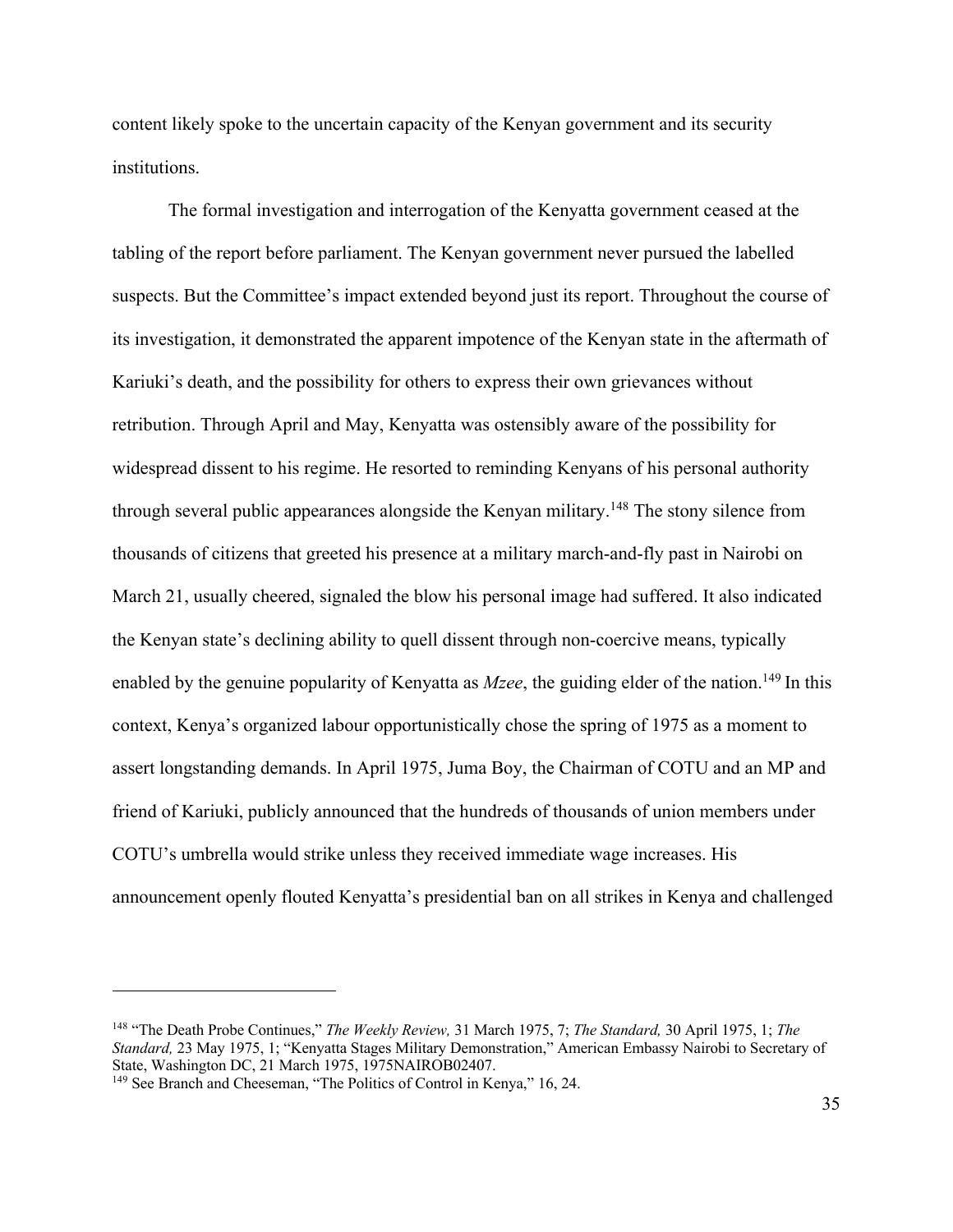content likely spoke to the uncertain capacity of the Kenyan government and its security institutions.

The formal investigation and interrogation of the Kenyatta government ceased at the tabling of the report before parliament. The Kenyan government never pursued the labelled suspects. But the Committee's impact extended beyond just its report. Throughout the course of its investigation, it demonstrated the apparent impotence of the Kenyan state in the aftermath of Kariuki's death, and the possibility for others to express their own grievances without retribution. Through April and May, Kenyatta was ostensibly aware of the possibility for widespread dissent to his regime. He resorted to reminding Kenyans of his personal authority through several public appearances alongside the Kenyan military.[148] The stony silence from thousands of citizens that greeted his presence at a military march-and-fly past in Nairobi on March 21, usually cheered, signaled the blow his personal image had suffered. It also indicated the Kenyan state's declining ability to quell dissent through non-coercive means, typically enabled by the genuine popularity of Kenyatta as *Mzee*, the guiding elder of the nation.[149] In this context, Kenya's organized labour opportunistically chose the spring of 1975 as a moment to assert longstanding demands. In April 1975, Juma Boy, the Chairman of COTU and an MP and friend of Kariuki, publicly announced that the hundreds of thousands of union members under COTU's umbrella would strike unless they received immediate wage increases. His announcement openly flouted Kenyatta's presidential ban on all strikes in Kenya and challenged

---

[148] "The Death Probe Continues," *The Weekly Review,* 31 March 1975, 7; *The Standard,* 30 April 1975, 1; *The Standard,* 23 May 1975, 1; "Kenyatta Stages Military Demonstration," American Embassy Nairobi to Secretary of State, Washington DC, 21 March 1975, 1975NAIROB02407.

[149] See Branch and Cheeseman, "The Politics of Control in Kenya," 16, 24.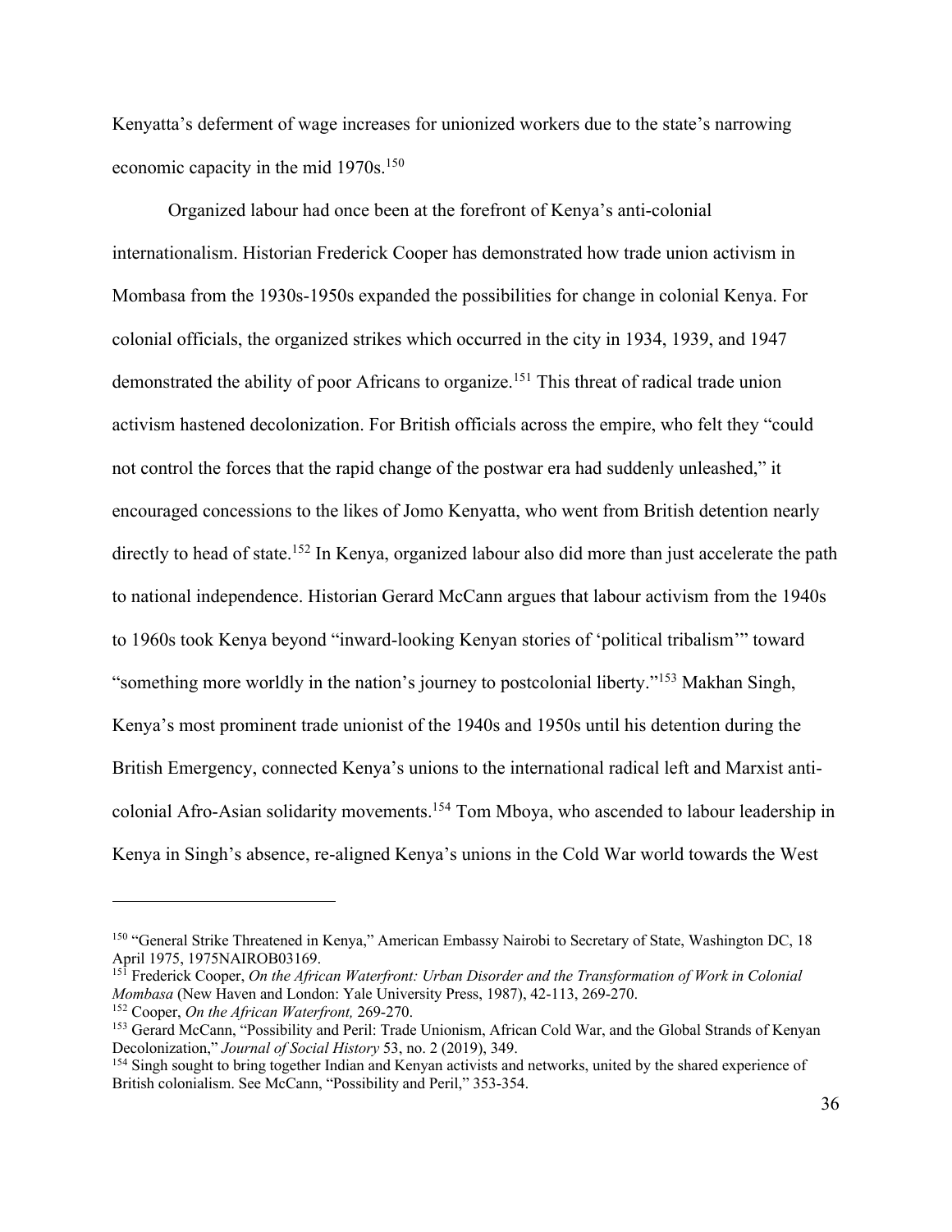Kenyatta's deferment of wage increases for unionized workers due to the state's narrowing economic capacity in the mid 1970s.[150]

Organized labour had once been at the forefront of Kenya's anti-colonial internationalism. Historian Frederick Cooper has demonstrated how trade union activism in Mombasa from the 1930s-1950s expanded the possibilities for change in colonial Kenya. For colonial officials, the organized strikes which occurred in the city in 1934, 1939, and 1947 demonstrated the ability of poor Africans to organize.[151] This threat of radical trade union activism hastened decolonization. For British officials across the empire, who felt they "could not control the forces that the rapid change of the postwar era had suddenly unleashed," it encouraged concessions to the likes of Jomo Kenyatta, who went from British detention nearly directly to head of state.[152] In Kenya, organized labour also did more than just accelerate the path to national independence. Historian Gerard McCann argues that labour activism from the 1940s to 1960s took Kenya beyond "inward-looking Kenyan stories of 'political tribalism'" toward "something more worldly in the nation's journey to postcolonial liberty."[153] Makhan Singh, Kenya's most prominent trade unionist of the 1940s and 1950s until his detention during the British Emergency, connected Kenya's unions to the international radical left and Marxist anti-colonial Afro-Asian solidarity movements.[154] Tom Mboya, who ascended to labour leadership in Kenya in Singh's absence, re-aligned Kenya's unions in the Cold War world towards the West

---

[150] "General Strike Threatened in Kenya," American Embassy Nairobi to Secretary of State, Washington DC, 18 April 1975, 1975NAIROB03169.

[151] Frederick Cooper, *On the African Waterfront: Urban Disorder and the Transformation of Work in Colonial Mombasa* (New Haven and London: Yale University Press, 1987), 42-113, 269-270.

[152] Cooper, *On the African Waterfront,* 269-270.

[153] Gerard McCann, "Possibility and Peril: Trade Unionism, African Cold War, and the Global Strands of Kenyan Decolonization," *Journal of Social History* 53, no. 2 (2019), 349.

[154] Singh sought to bring together Indian and Kenyan activists and networks, united by the shared experience of British colonialism. See McCann, "Possibility and Peril," 353-354.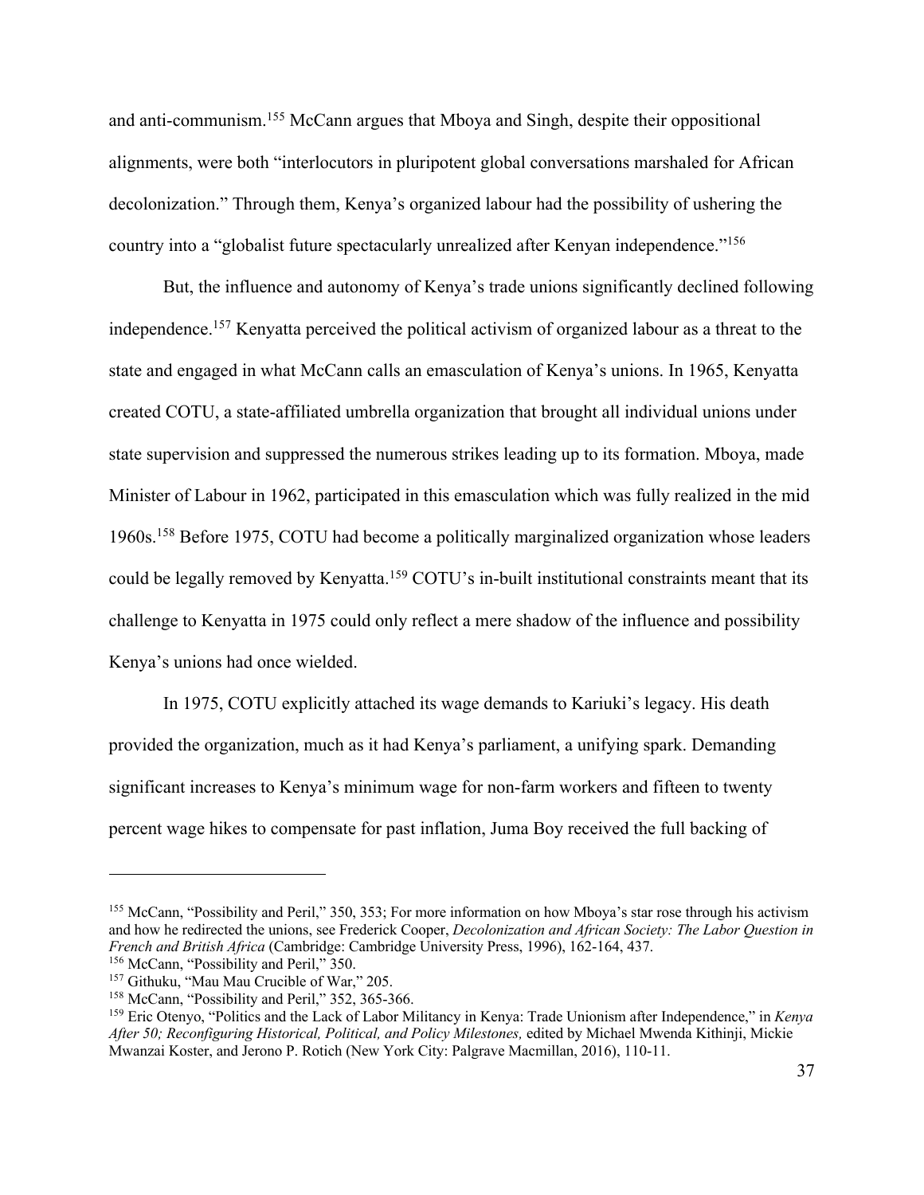and anti-communism.[155] McCann argues that Mboya and Singh, despite their oppositional alignments, were both "interlocutors in pluripotent global conversations marshaled for African decolonization." Through them, Kenya's organized labour had the possibility of ushering the country into a "globalist future spectacularly unrealized after Kenyan independence."[156]

But, the influence and autonomy of Kenya's trade unions significantly declined following independence.[157] Kenyatta perceived the political activism of organized labour as a threat to the state and engaged in what McCann calls an emasculation of Kenya's unions. In 1965, Kenyatta created COTU, a state-affiliated umbrella organization that brought all individual unions under state supervision and suppressed the numerous strikes leading up to its formation. Mboya, made Minister of Labour in 1962, participated in this emasculation which was fully realized in the mid 1960s.[158] Before 1975, COTU had become a politically marginalized organization whose leaders could be legally removed by Kenyatta.[159] COTU's in-built institutional constraints meant that its challenge to Kenyatta in 1975 could only reflect a mere shadow of the influence and possibility Kenya's unions had once wielded.

In 1975, COTU explicitly attached its wage demands to Kariuki's legacy. His death provided the organization, much as it had Kenya's parliament, a unifying spark. Demanding significant increases to Kenya's minimum wage for non-farm workers and fifteen to twenty percent wage hikes to compensate for past inflation, Juma Boy received the full backing of

---

[155] McCann, "Possibility and Peril," 350, 353; For more information on how Mboya's star rose through his activism and how he redirected the unions, see Frederick Cooper, *Decolonization and African Society: The Labor Question in French and British Africa* (Cambridge: Cambridge University Press, 1996), 162-164, 437.

[156] McCann, "Possibility and Peril," 350.

[157] Githuku, "Mau Mau Crucible of War," 205.

[158] McCann, "Possibility and Peril," 352, 365-366.

[159] Eric Otenyo, "Politics and the Lack of Labor Militancy in Kenya: Trade Unionism after Independence," in *Kenya After 50; Reconfiguring Historical, Political, and Policy Milestones,* edited by Michael Mwenda Kithinji, Mickie Mwanzai Koster, and Jerono P. Rotich (New York City: Palgrave Macmillan, 2016), 110-11.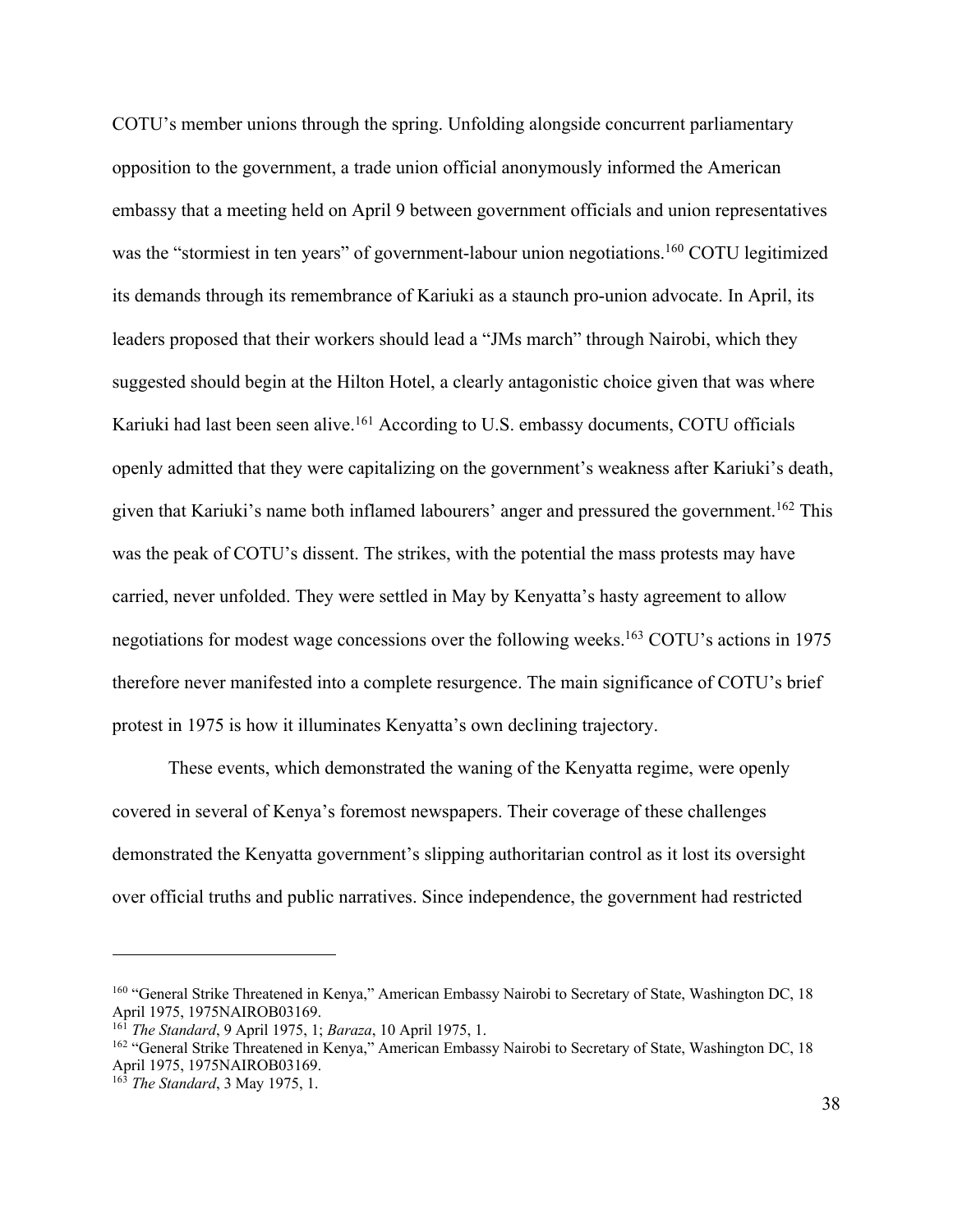COTU's member unions through the spring. Unfolding alongside concurrent parliamentary opposition to the government, a trade union official anonymously informed the American embassy that a meeting held on April 9 between government officials and union representatives was the "stormiest in ten years" of government-labour union negotiations.[160] COTU legitimized its demands through its remembrance of Kariuki as a staunch pro-union advocate. In April, its leaders proposed that their workers should lead a "JMs march" through Nairobi, which they suggested should begin at the Hilton Hotel, a clearly antagonistic choice given that was where Kariuki had last been seen alive.[161] According to U.S. embassy documents, COTU officials openly admitted that they were capitalizing on the government's weakness after Kariuki's death, given that Kariuki's name both inflamed labourers' anger and pressured the government.[162] This was the peak of COTU's dissent. The strikes, with the potential the mass protests may have carried, never unfolded. They were settled in May by Kenyatta's hasty agreement to allow negotiations for modest wage concessions over the following weeks.[163] COTU's actions in 1975 therefore never manifested into a complete resurgence. The main significance of COTU's brief protest in 1975 is how it illuminates Kenyatta's own declining trajectory.

These events, which demonstrated the waning of the Kenyatta regime, were openly covered in several of Kenya's foremost newspapers. Their coverage of these challenges demonstrated the Kenyatta government's slipping authoritarian control as it lost its oversight over official truths and public narratives. Since independence, the government had restricted

---

[160] "General Strike Threatened in Kenya," American Embassy Nairobi to Secretary of State, Washington DC, 18 April 1975, 1975NAIROB03169.

[161] *The Standard*, 9 April 1975, 1; *Baraza*, 10 April 1975, 1.

[162] "General Strike Threatened in Kenya," American Embassy Nairobi to Secretary of State, Washington DC, 18 April 1975, 1975NAIROB03169.

[163] *The Standard*, 3 May 1975, 1.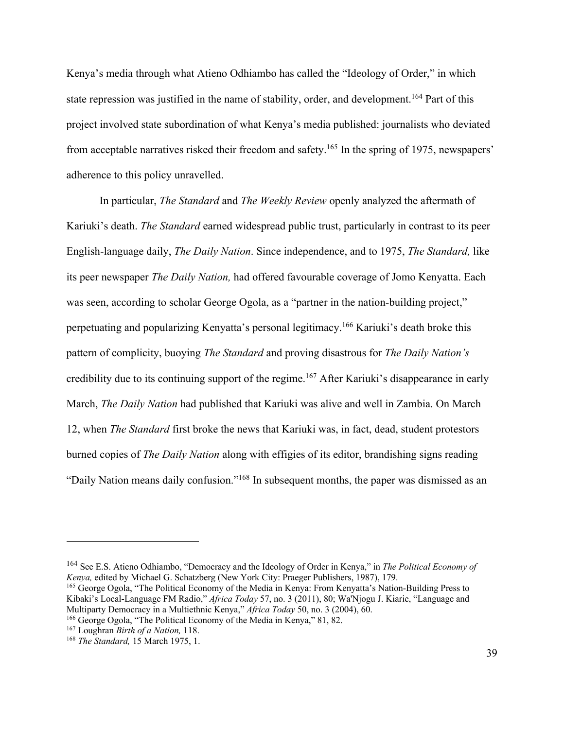Kenya's media through what Atieno Odhiambo has called the "Ideology of Order," in which state repression was justified in the name of stability, order, and development.[164] Part of this project involved state subordination of what Kenya's media published: journalists who deviated from acceptable narratives risked their freedom and safety.[165] In the spring of 1975, newspapers' adherence to this policy unravelled.

In particular, *The Standard* and *The Weekly Review* openly analyzed the aftermath of Kariuki's death. *The Standard* earned widespread public trust, particularly in contrast to its peer English-language daily, *The Daily Nation*. Since independence, and to 1975, *The Standard,* like its peer newspaper *The Daily Nation,* had offered favourable coverage of Jomo Kenyatta. Each was seen, according to scholar George Ogola, as a "partner in the nation-building project," perpetuating and popularizing Kenyatta's personal legitimacy.[166] Kariuki's death broke this pattern of complicity, buoying *The Standard* and proving disastrous for *The Daily Nation's* credibility due to its continuing support of the regime.[167] After Kariuki's disappearance in early March, *The Daily Nation* had published that Kariuki was alive and well in Zambia. On March 12, when *The Standard* first broke the news that Kariuki was, in fact, dead, student protestors burned copies of *The Daily Nation* along with effigies of its editor, brandishing signs reading "Daily Nation means daily confusion."[168] In subsequent months, the paper was dismissed as an

---

[164] See E.S. Atieno Odhiambo, "Democracy and the Ideology of Order in Kenya," in *The Political Economy of Kenya,* edited by Michael G. Schatzberg (New York City: Praeger Publishers, 1987), 179.

[165] George Ogola, "The Political Economy of the Media in Kenya: From Kenyatta's Nation-Building Press to Kibaki's Local-Language FM Radio," *Africa Today* 57, no. 3 (2011), 80; Wa'Njogu J. Kiarie, "Language and Multiparty Democracy in a Multiethnic Kenya," *Africa Today* 50, no. 3 (2004), 60.

[166] George Ogola, "The Political Economy of the Media in Kenya," 81, 82.

[167] Loughran *Birth of a Nation,* 118.

[168] *The Standard,* 15 March 1975, 1.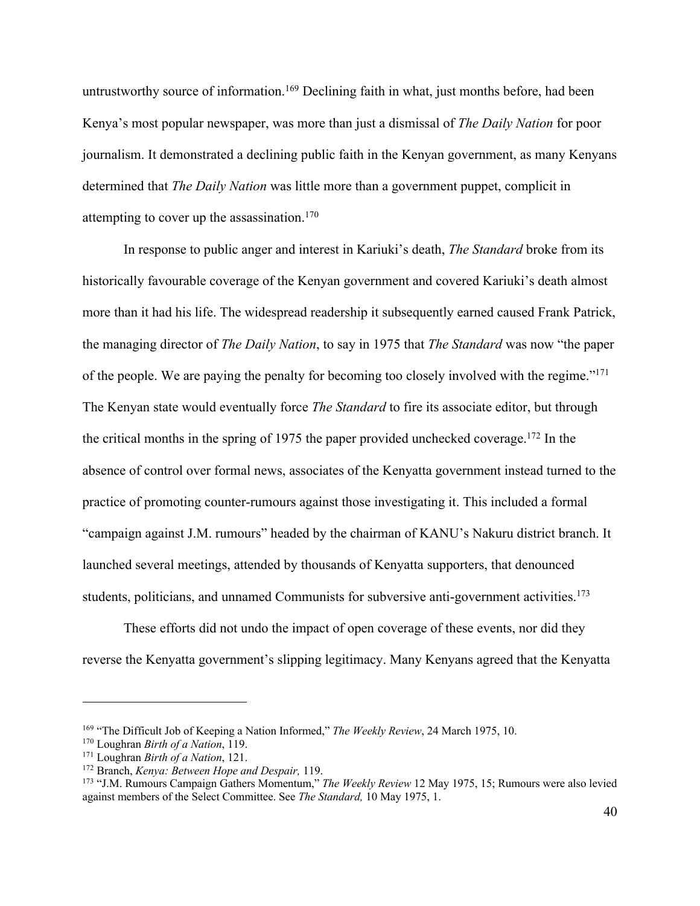untrustworthy source of information.[169] Declining faith in what, just months before, had been Kenya's most popular newspaper, was more than just a dismissal of *The Daily Nation* for poor journalism. It demonstrated a declining public faith in the Kenyan government, as many Kenyans determined that *The Daily Nation* was little more than a government puppet, complicit in attempting to cover up the assassination.[170]

In response to public anger and interest in Kariuki's death, *The Standard* broke from its historically favourable coverage of the Kenyan government and covered Kariuki's death almost more than it had his life. The widespread readership it subsequently earned caused Frank Patrick, the managing director of *The Daily Nation*, to say in 1975 that *The Standard* was now "the paper of the people. We are paying the penalty for becoming too closely involved with the regime."[171] The Kenyan state would eventually force *The Standard* to fire its associate editor, but through the critical months in the spring of 1975 the paper provided unchecked coverage.[172] In the absence of control over formal news, associates of the Kenyatta government instead turned to the practice of promoting counter-rumours against those investigating it. This included a formal "campaign against J.M. rumours" headed by the chairman of KANU's Nakuru district branch. It launched several meetings, attended by thousands of Kenyatta supporters, that denounced students, politicians, and unnamed Communists for subversive anti-government activities.[173]

These efforts did not undo the impact of open coverage of these events, nor did they reverse the Kenyatta government's slipping legitimacy. Many Kenyans agreed that the Kenyatta

---

[169] "The Difficult Job of Keeping a Nation Informed," *The Weekly Review*, 24 March 1975, 10.

[170] Loughran *Birth of a Nation*, 119.

[171] Loughran *Birth of a Nation*, 121.

[172] Branch, *Kenya: Between Hope and Despair,* 119.

[173] "J.M. Rumours Campaign Gathers Momentum," *The Weekly Review* 12 May 1975, 15; Rumours were also levied against members of the Select Committee. See *The Standard,* 10 May 1975, 1.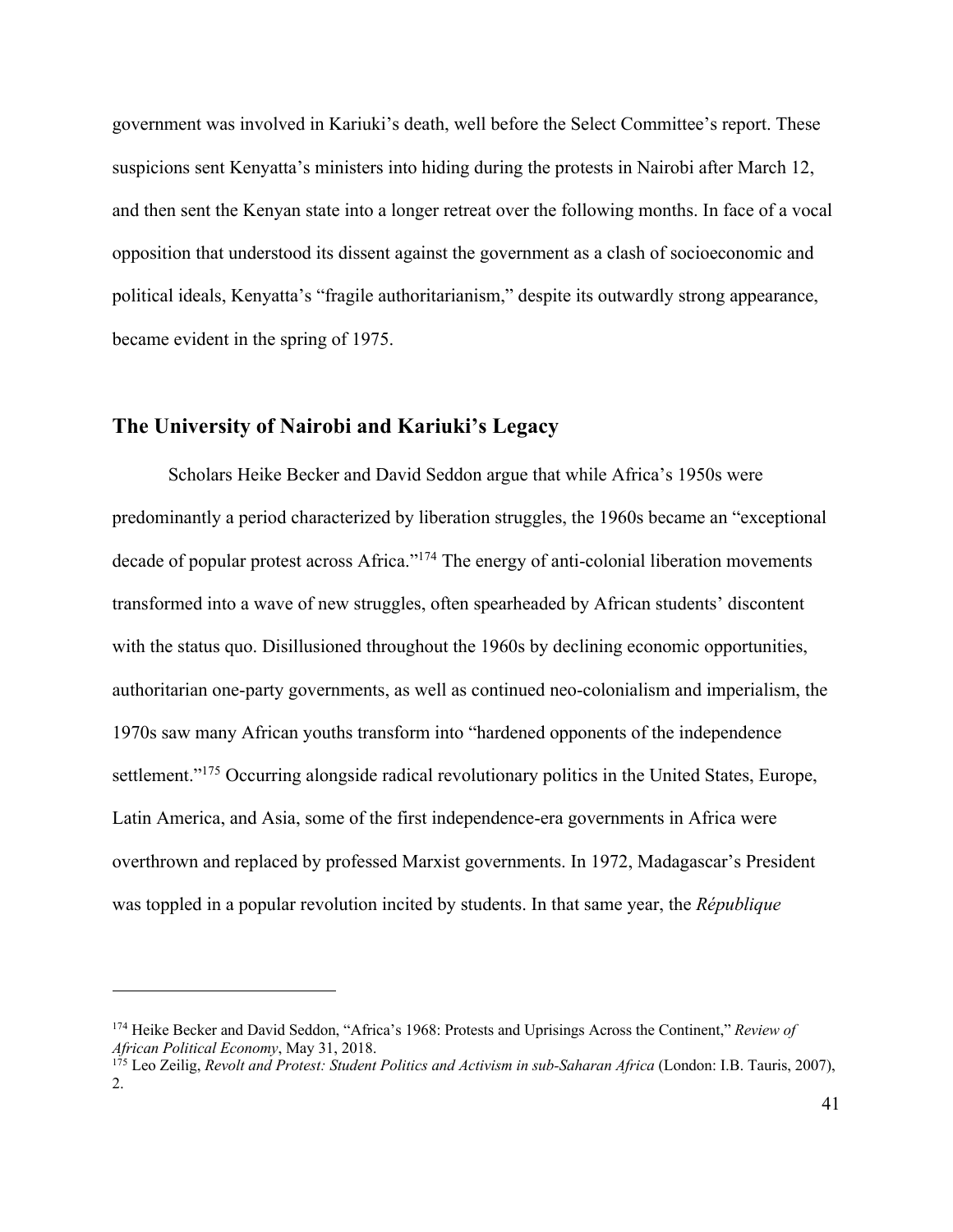government was involved in Kariuki's death, well before the Select Committee's report. These suspicions sent Kenyatta's ministers into hiding during the protests in Nairobi after March 12, and then sent the Kenyan state into a longer retreat over the following months. In face of a vocal opposition that understood its dissent against the government as a clash of socioeconomic and political ideals, Kenyatta's "fragile authoritarianism," despite its outwardly strong appearance, became evident in the spring of 1975.

## The University of Nairobi and Kariuki's Legacy

Scholars Heike Becker and David Seddon argue that while Africa's 1950s were predominantly a period characterized by liberation struggles, the 1960s became an "exceptional decade of popular protest across Africa."[174] The energy of anti-colonial liberation movements transformed into a wave of new struggles, often spearheaded by African students' discontent with the status quo. Disillusioned throughout the 1960s by declining economic opportunities, authoritarian one-party governments, as well as continued neo-colonialism and imperialism, the 1970s saw many African youths transform into "hardened opponents of the independence settlement."[175] Occurring alongside radical revolutionary politics in the United States, Europe, Latin America, and Asia, some of the first independence-era governments in Africa were overthrown and replaced by professed Marxist governments. In 1972, Madagascar's President was toppled in a popular revolution incited by students. In that same year, the *République*

---

[174] Heike Becker and David Seddon, "Africa's 1968: Protests and Uprisings Across the Continent," *Review of African Political Economy*, May 31, 2018.

[175] Leo Zeilig, *Revolt and Protest: Student Politics and Activism in sub-Saharan Africa* (London: I.B. Tauris, 2007), 2.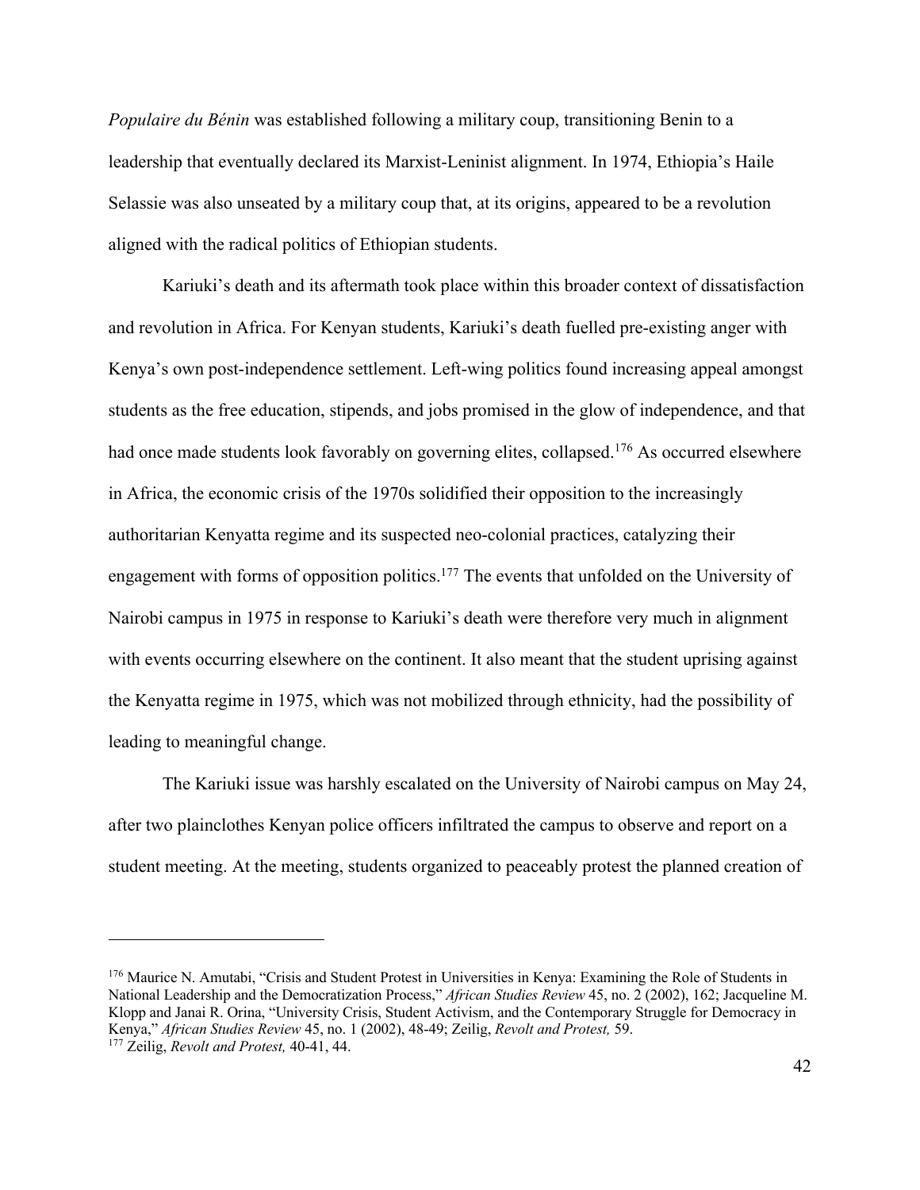*Populaire du Bénin* was established following a military coup, transitioning Benin to a leadership that eventually declared its Marxist-Leninist alignment. In 1974, Ethiopia's Haile Selassie was also unseated by a military coup that, at its origins, appeared to be a revolution aligned with the radical politics of Ethiopian students.

Kariuki's death and its aftermath took place within this broader context of dissatisfaction and revolution in Africa. For Kenyan students, Kariuki's death fuelled pre-existing anger with Kenya's own post-independence settlement. Left-wing politics found increasing appeal amongst students as the free education, stipends, and jobs promised in the glow of independence, and that had once made students look favorably on governing elites, collapsed.[176] As occurred elsewhere in Africa, the economic crisis of the 1970s solidified their opposition to the increasingly authoritarian Kenyatta regime and its suspected neo-colonial practices, catalyzing their engagement with forms of opposition politics.[177] The events that unfolded on the University of Nairobi campus in 1975 in response to Kariuki's death were therefore very much in alignment with events occurring elsewhere on the continent. It also meant that the student uprising against the Kenyatta regime in 1975, which was not mobilized through ethnicity, had the possibility of leading to meaningful change.

The Kariuki issue was harshly escalated on the University of Nairobi campus on May 24, after two plainclothes Kenyan police officers infiltrated the campus to observe and report on a student meeting. At the meeting, students organized to peaceably protest the planned creation of

---

[176] Maurice N. Amutabi, "Crisis and Student Protest in Universities in Kenya: Examining the Role of Students in National Leadership and the Democratization Process," *African Studies Review* 45, no. 2 (2002), 162; Jacqueline M. Klopp and Janai R. Orina, "University Crisis, Student Activism, and the Contemporary Struggle for Democracy in Kenya," *African Studies Review* 45, no. 1 (2002), 48-49; Zeilig, *Revolt and Protest,* 59.

[177] Zeilig, *Revolt and Protest,* 40-41, 44.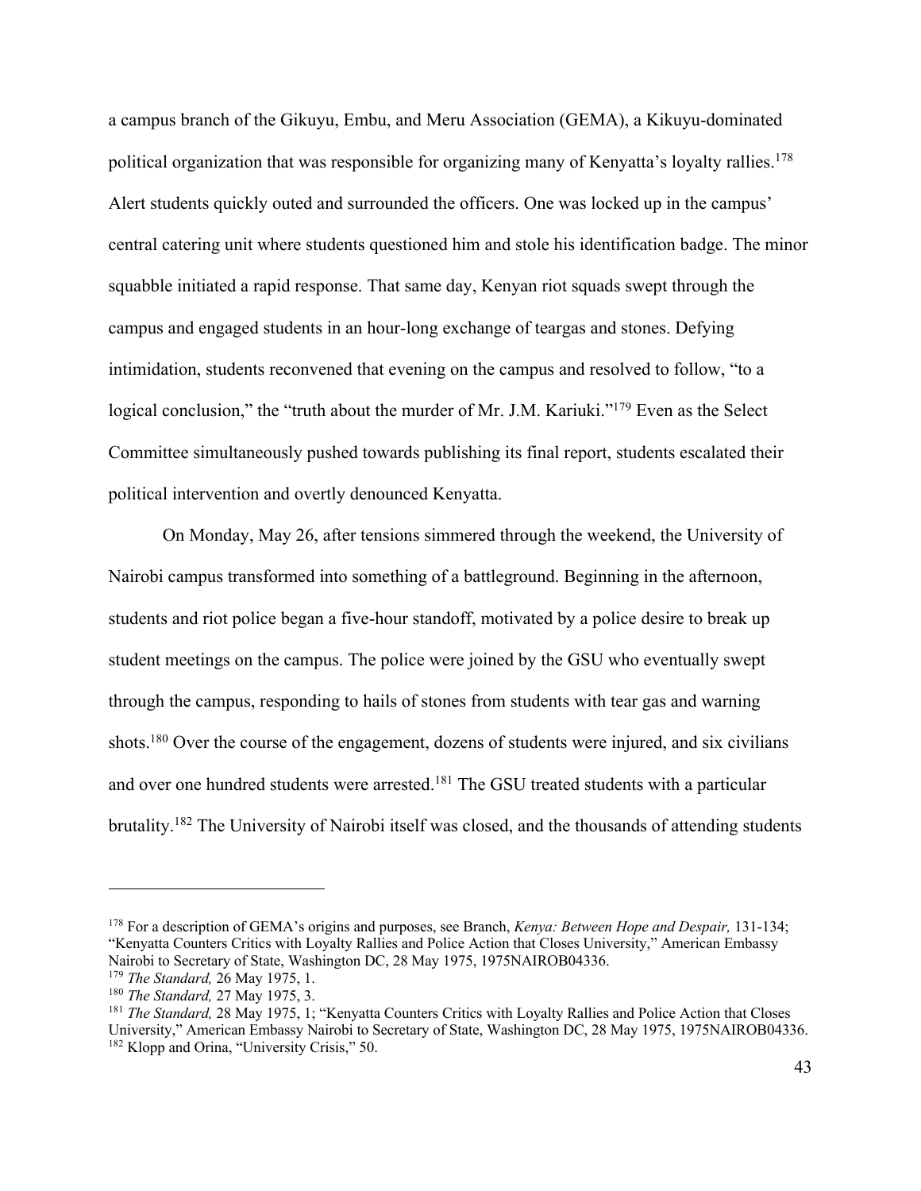a campus branch of the Gikuyu, Embu, and Meru Association (GEMA), a Kikuyu-dominated political organization that was responsible for organizing many of Kenyatta's loyalty rallies.[178] Alert students quickly outed and surrounded the officers. One was locked up in the campus' central catering unit where students questioned him and stole his identification badge. The minor squabble initiated a rapid response. That same day, Kenyan riot squads swept through the campus and engaged students in an hour-long exchange of teargas and stones. Defying intimidation, students reconvened that evening on the campus and resolved to follow, "to a logical conclusion," the "truth about the murder of Mr. J.M. Kariuki."[179] Even as the Select Committee simultaneously pushed towards publishing its final report, students escalated their political intervention and overtly denounced Kenyatta.

On Monday, May 26, after tensions simmered through the weekend, the University of Nairobi campus transformed into something of a battleground. Beginning in the afternoon, students and riot police began a five-hour standoff, motivated by a police desire to break up student meetings on the campus. The police were joined by the GSU who eventually swept through the campus, responding to hails of stones from students with tear gas and warning shots.[180] Over the course of the engagement, dozens of students were injured, and six civilians and over one hundred students were arrested.[181] The GSU treated students with a particular brutality.[182] The University of Nairobi itself was closed, and the thousands of attending students

---

[178] For a description of GEMA's origins and purposes, see Branch, *Kenya: Between Hope and Despair,* 131-134; "Kenyatta Counters Critics with Loyalty Rallies and Police Action that Closes University," American Embassy Nairobi to Secretary of State, Washington DC, 28 May 1975, 1975NAIROB04336.

[179] *The Standard,* 26 May 1975, 1.

[180] *The Standard,* 27 May 1975, 3.

[181] *The Standard,* 28 May 1975, 1; "Kenyatta Counters Critics with Loyalty Rallies and Police Action that Closes University," American Embassy Nairobi to Secretary of State, Washington DC, 28 May 1975, 1975NAIROB04336.

[182] Klopp and Orina, "University Crisis," 50.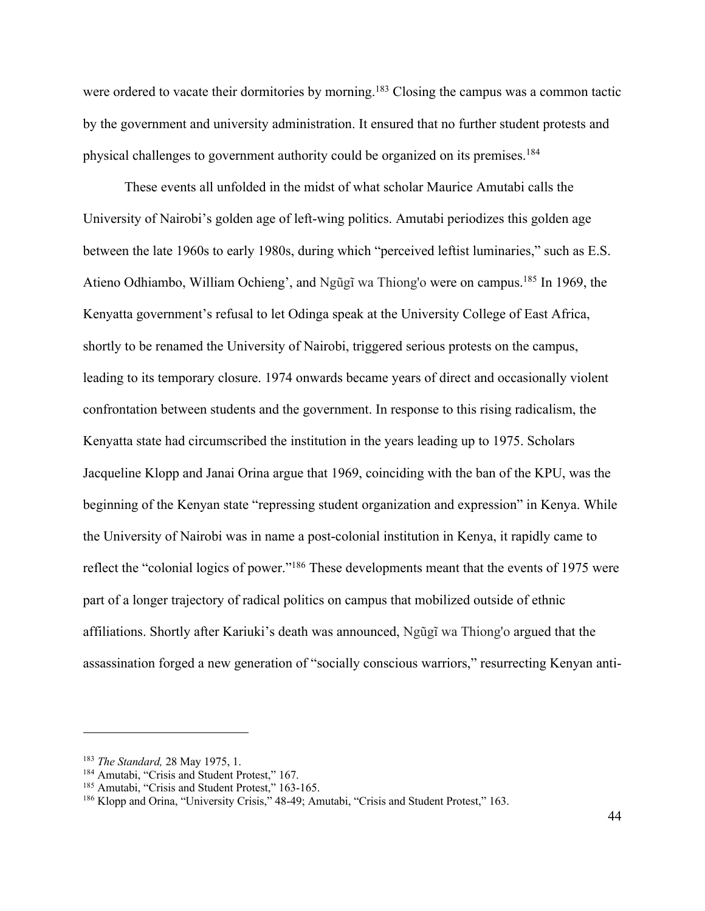were ordered to vacate their dormitories by morning.[183] Closing the campus was a common tactic by the government and university administration. It ensured that no further student protests and physical challenges to government authority could be organized on its premises.[184]

These events all unfolded in the midst of what scholar Maurice Amutabi calls the University of Nairobi's golden age of left-wing politics. Amutabi periodizes this golden age between the late 1960s to early 1980s, during which "perceived leftist luminaries," such as E.S. Atieno Odhiambo, William Ochieng', and Ngũgĩ wa Thiong'o were on campus.[185] In 1969, the Kenyatta government's refusal to let Odinga speak at the University College of East Africa, shortly to be renamed the University of Nairobi, triggered serious protests on the campus, leading to its temporary closure. 1974 onwards became years of direct and occasionally violent confrontation between students and the government. In response to this rising radicalism, the Kenyatta state had circumscribed the institution in the years leading up to 1975. Scholars Jacqueline Klopp and Janai Orina argue that 1969, coinciding with the ban of the KPU, was the beginning of the Kenyan state "repressing student organization and expression" in Kenya. While the University of Nairobi was in name a post-colonial institution in Kenya, it rapidly came to reflect the "colonial logics of power."[186] These developments meant that the events of 1975 were part of a longer trajectory of radical politics on campus that mobilized outside of ethnic affiliations. Shortly after Kariuki's death was announced, Ngũgĩ wa Thiong'o argued that the assassination forged a new generation of "socially conscious warriors," resurrecting Kenyan anti-

---

[183] *The Standard,* 28 May 1975, 1.

[184] Amutabi, "Crisis and Student Protest," 167.

[185] Amutabi, "Crisis and Student Protest," 163-165.

[186] Klopp and Orina, "University Crisis," 48-49; Amutabi, "Crisis and Student Protest," 163.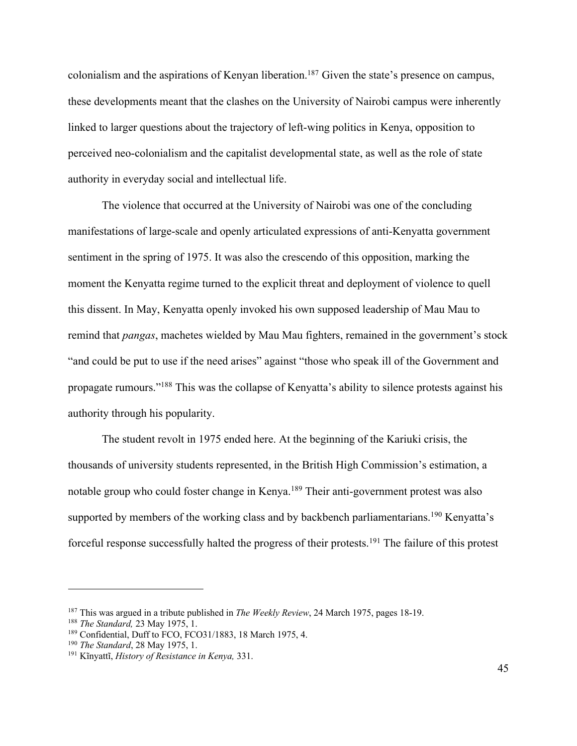colonialism and the aspirations of Kenyan liberation.[187] Given the state's presence on campus, these developments meant that the clashes on the University of Nairobi campus were inherently linked to larger questions about the trajectory of left-wing politics in Kenya, opposition to perceived neo-colonialism and the capitalist developmental state, as well as the role of state authority in everyday social and intellectual life.

The violence that occurred at the University of Nairobi was one of the concluding manifestations of large-scale and openly articulated expressions of anti-Kenyatta government sentiment in the spring of 1975. It was also the crescendo of this opposition, marking the moment the Kenyatta regime turned to the explicit threat and deployment of violence to quell this dissent. In May, Kenyatta openly invoked his own supposed leadership of Mau Mau to remind that *pangas*, machetes wielded by Mau Mau fighters, remained in the government's stock "and could be put to use if the need arises" against "those who speak ill of the Government and propagate rumours."[188] This was the collapse of Kenyatta's ability to silence protests against his authority through his popularity.

The student revolt in 1975 ended here. At the beginning of the Kariuki crisis, the thousands of university students represented, in the British High Commission's estimation, a notable group who could foster change in Kenya.[189] Their anti-government protest was also supported by members of the working class and by backbench parliamentarians.[190] Kenyatta's forceful response successfully halted the progress of their protests.[191] The failure of this protest

---

[187] This was argued in a tribute published in *The Weekly Review*, 24 March 1975, pages 18-19.

[188] *The Standard,* 23 May 1975, 1.

[189] Confidential, Duff to FCO, FCO31/1883, 18 March 1975, 4.

[190] *The Standard*, 28 May 1975, 1.

[191] Kĩnyattĩ, *History of Resistance in Kenya,* 331.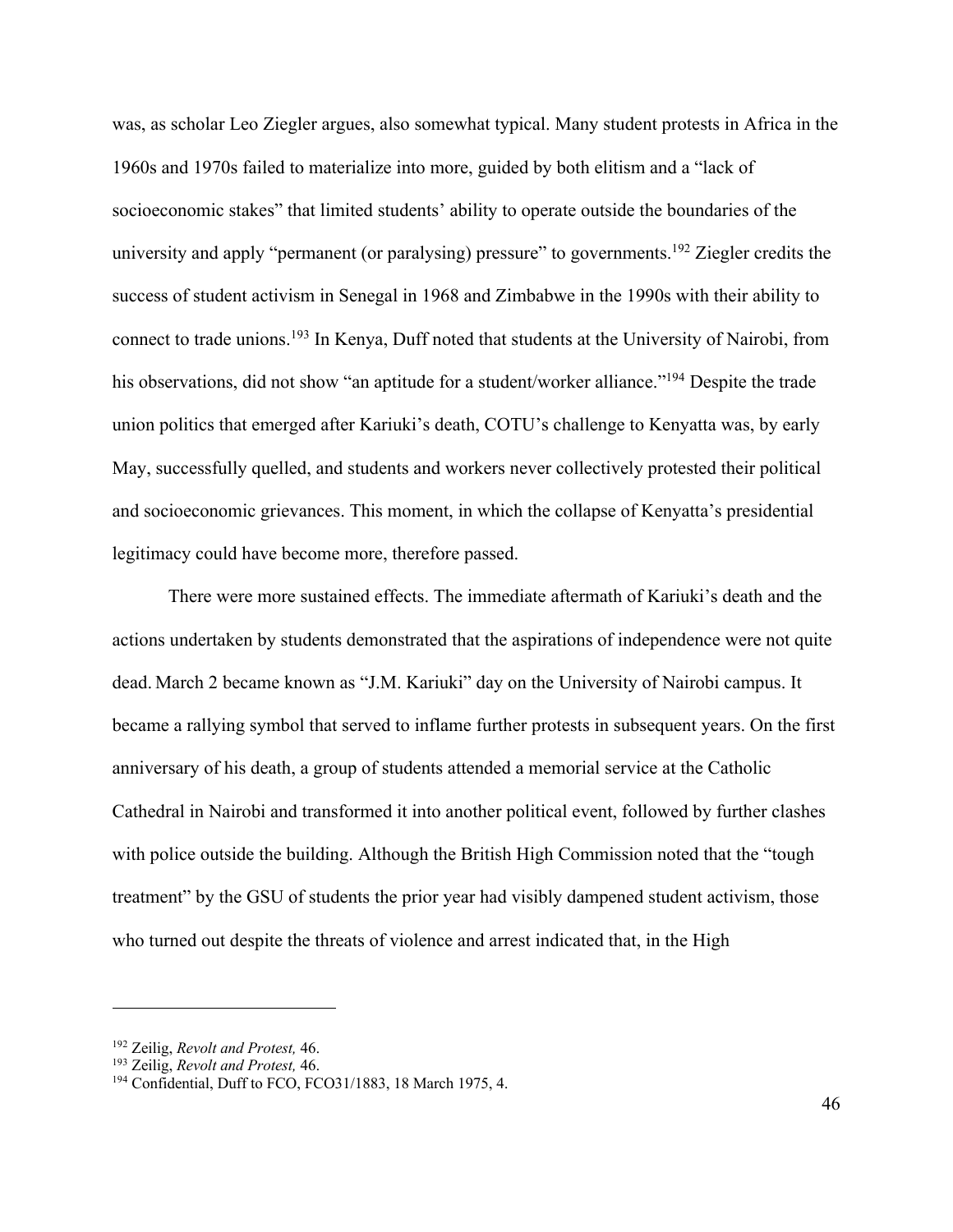was, as scholar Leo Ziegler argues, also somewhat typical. Many student protests in Africa in the 1960s and 1970s failed to materialize into more, guided by both elitism and a "lack of socioeconomic stakes" that limited students' ability to operate outside the boundaries of the university and apply "permanent (or paralysing) pressure" to governments.[192] Ziegler credits the success of student activism in Senegal in 1968 and Zimbabwe in the 1990s with their ability to connect to trade unions.[193] In Kenya, Duff noted that students at the University of Nairobi, from his observations, did not show "an aptitude for a student/worker alliance."[194] Despite the trade union politics that emerged after Kariuki's death, COTU's challenge to Kenyatta was, by early May, successfully quelled, and students and workers never collectively protested their political and socioeconomic grievances. This moment, in which the collapse of Kenyatta's presidential legitimacy could have become more, therefore passed.

There were more sustained effects. The immediate aftermath of Kariuki's death and the actions undertaken by students demonstrated that the aspirations of independence were not quite dead. March 2 became known as "J.M. Kariuki" day on the University of Nairobi campus. It became a rallying symbol that served to inflame further protests in subsequent years. On the first anniversary of his death, a group of students attended a memorial service at the Catholic Cathedral in Nairobi and transformed it into another political event, followed by further clashes with police outside the building. Although the British High Commission noted that the "tough treatment" by the GSU of students the prior year had visibly dampened student activism, those who turned out despite the threats of violence and arrest indicated that, in the High

---

[192] Zeilig, *Revolt and Protest,* 46.
[193] Zeilig, *Revolt and Protest,* 46.
[194] Confidential, Duff to FCO, FCO31/1883, 18 March 1975, 4.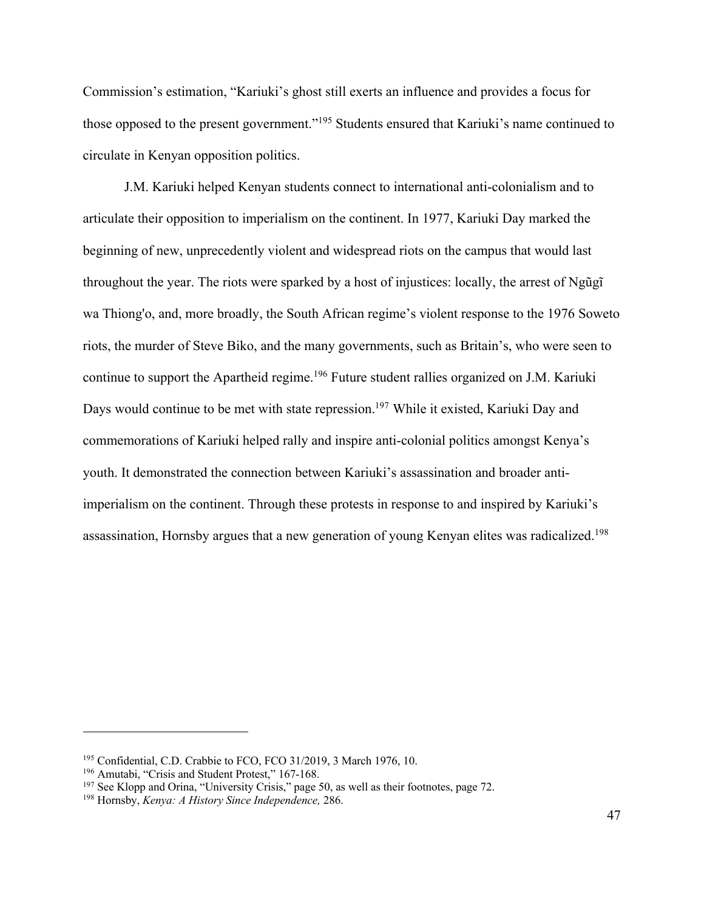Commission's estimation, "Kariuki's ghost still exerts an influence and provides a focus for those opposed to the present government."[195] Students ensured that Kariuki's name continued to circulate in Kenyan opposition politics.

J.M. Kariuki helped Kenyan students connect to international anti-colonialism and to articulate their opposition to imperialism on the continent. In 1977, Kariuki Day marked the beginning of new, unprecedently violent and widespread riots on the campus that would last throughout the year. The riots were sparked by a host of injustices: locally, the arrest of Ngũgĩ wa Thiong'o, and, more broadly, the South African regime's violent response to the 1976 Soweto riots, the murder of Steve Biko, and the many governments, such as Britain's, who were seen to continue to support the Apartheid regime.[196] Future student rallies organized on J.M. Kariuki Days would continue to be met with state repression.[197] While it existed, Kariuki Day and commemorations of Kariuki helped rally and inspire anti-colonial politics amongst Kenya's youth. It demonstrated the connection between Kariuki's assassination and broader anti-imperialism on the continent. Through these protests in response to and inspired by Kariuki's assassination, Hornsby argues that a new generation of young Kenyan elites was radicalized.[198]

---

[195] Confidential, C.D. Crabbie to FCO, FCO 31/2019, 3 March 1976, 10.

[196] Amutabi, "Crisis and Student Protest," 167-168.

[197] See Klopp and Orina, "University Crisis," page 50, as well as their footnotes, page 72.

[198] Hornsby, *Kenya: A History Since Independence,* 286.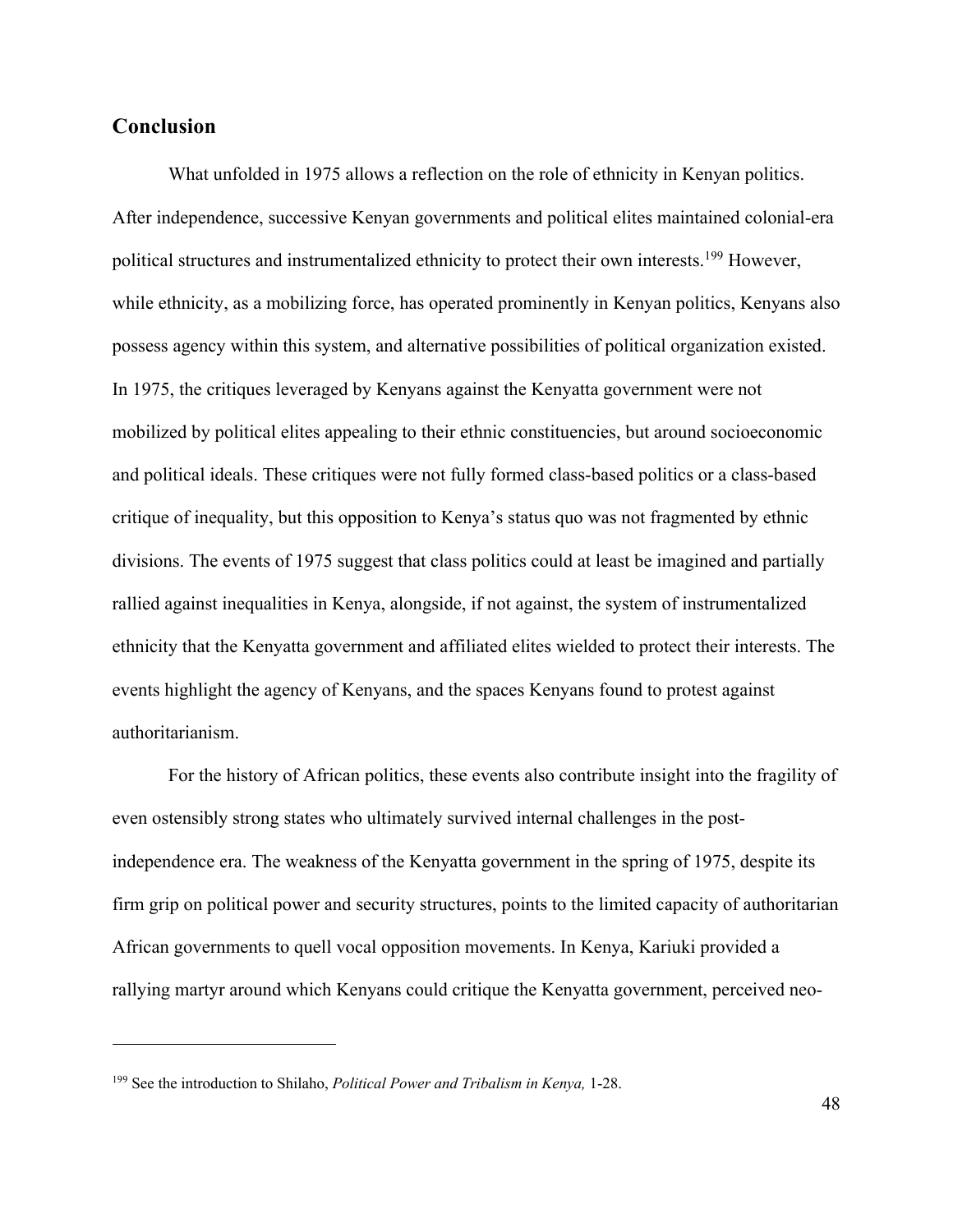## Conclusion

What unfolded in 1975 allows a reflection on the role of ethnicity in Kenyan politics. After independence, successive Kenyan governments and political elites maintained colonial-era political structures and instrumentalized ethnicity to protect their own interests.[199] However, while ethnicity, as a mobilizing force, has operated prominently in Kenyan politics, Kenyans also possess agency within this system, and alternative possibilities of political organization existed. In 1975, the critiques leveraged by Kenyans against the Kenyatta government were not mobilized by political elites appealing to their ethnic constituencies, but around socioeconomic and political ideals. These critiques were not fully formed class-based politics or a class-based critique of inequality, but this opposition to Kenya's status quo was not fragmented by ethnic divisions. The events of 1975 suggest that class politics could at least be imagined and partially rallied against inequalities in Kenya, alongside, if not against, the system of instrumentalized ethnicity that the Kenyatta government and affiliated elites wielded to protect their interests. The events highlight the agency of Kenyans, and the spaces Kenyans found to protest against authoritarianism.

For the history of African politics, these events also contribute insight into the fragility of even ostensibly strong states who ultimately survived internal challenges in the post-independence era. The weakness of the Kenyatta government in the spring of 1975, despite its firm grip on political power and security structures, points to the limited capacity of authoritarian African governments to quell vocal opposition movements. In Kenya, Kariuki provided a rallying martyr around which Kenyans could critique the Kenyatta government, perceived neo-

[199] See the introduction to Shilaho, *Political Power and Tribalism in Kenya,* 1-28.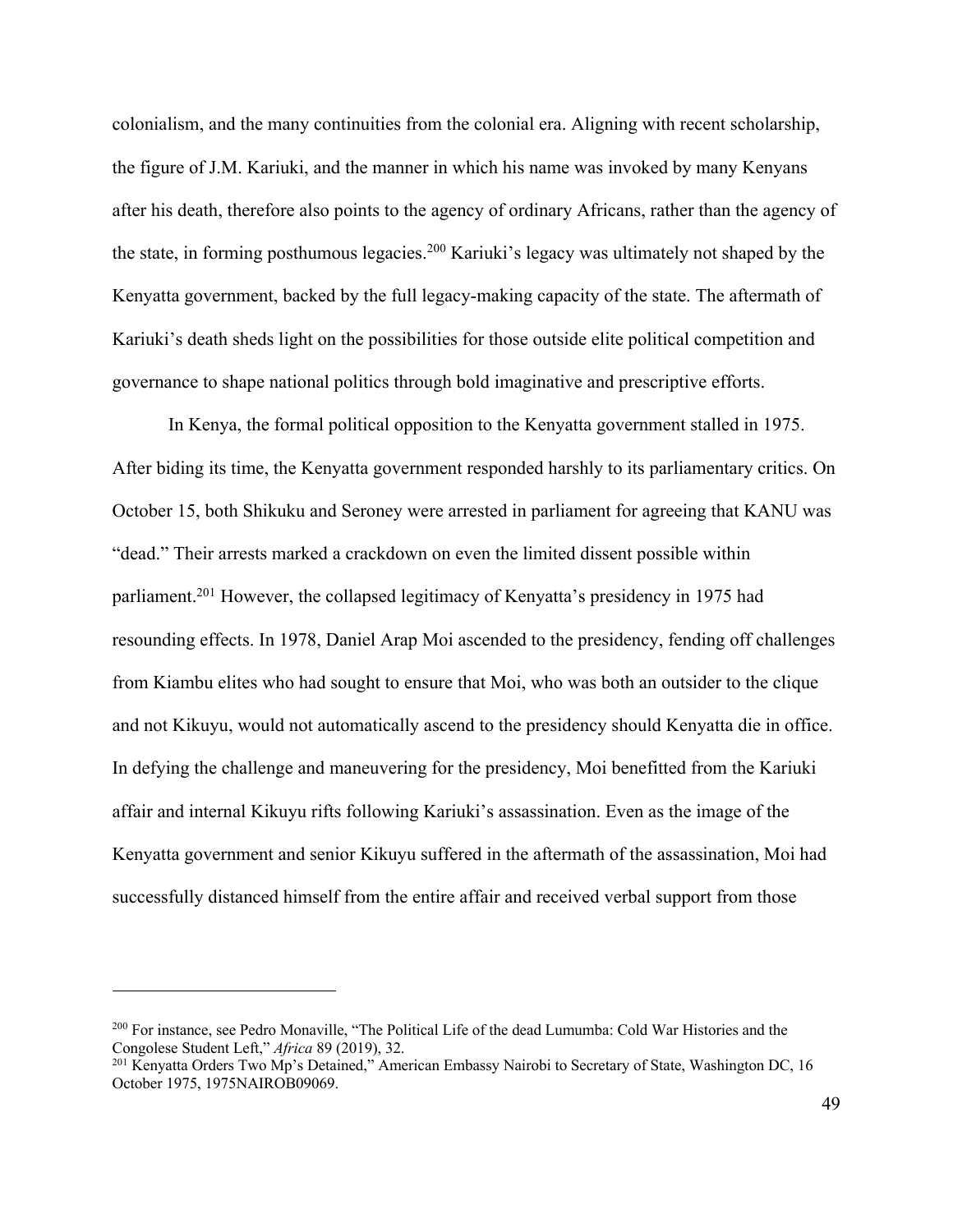colonialism, and the many continuities from the colonial era. Aligning with recent scholarship, the figure of J.M. Kariuki, and the manner in which his name was invoked by many Kenyans after his death, therefore also points to the agency of ordinary Africans, rather than the agency of the state, in forming posthumous legacies.[200] Kariuki's legacy was ultimately not shaped by the Kenyatta government, backed by the full legacy-making capacity of the state. The aftermath of Kariuki's death sheds light on the possibilities for those outside elite political competition and governance to shape national politics through bold imaginative and prescriptive efforts.

In Kenya, the formal political opposition to the Kenyatta government stalled in 1975. After biding its time, the Kenyatta government responded harshly to its parliamentary critics. On October 15, both Shikuku and Seroney were arrested in parliament for agreeing that KANU was "dead." Their arrests marked a crackdown on even the limited dissent possible within parliament.[201] However, the collapsed legitimacy of Kenyatta's presidency in 1975 had resounding effects. In 1978, Daniel Arap Moi ascended to the presidency, fending off challenges from Kiambu elites who had sought to ensure that Moi, who was both an outsider to the clique and not Kikuyu, would not automatically ascend to the presidency should Kenyatta die in office. In defying the challenge and maneuvering for the presidency, Moi benefitted from the Kariuki affair and internal Kikuyu rifts following Kariuki's assassination. Even as the image of the Kenyatta government and senior Kikuyu suffered in the aftermath of the assassination, Moi had successfully distanced himself from the entire affair and received verbal support from those

---

[200] For instance, see Pedro Monaville, "The Political Life of the dead Lumumba: Cold War Histories and the Congolese Student Left," *Africa* 89 (2019), 32.

[201] Kenyatta Orders Two Mp's Detained," American Embassy Nairobi to Secretary of State, Washington DC, 16 October 1975, 1975NAIROB09069.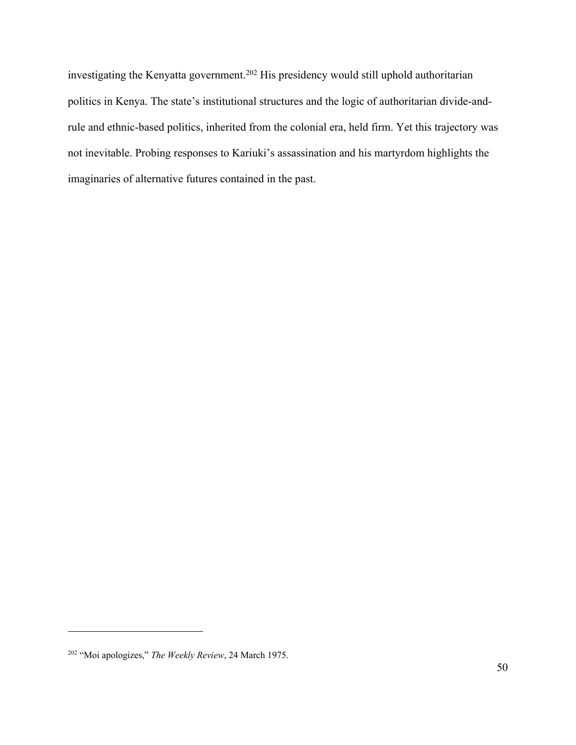investigating the Kenyatta government.[202] His presidency would still uphold authoritarian politics in Kenya. The state's institutional structures and the logic of authoritarian divide-and-rule and ethnic-based politics, inherited from the colonial era, held firm. Yet this trajectory was not inevitable. Probing responses to Kariuki's assassination and his martyrdom highlights the imaginaries of alternative futures contained in the past.

---

[202] "Moi apologizes," *The Weekly Review*, 24 March 1975.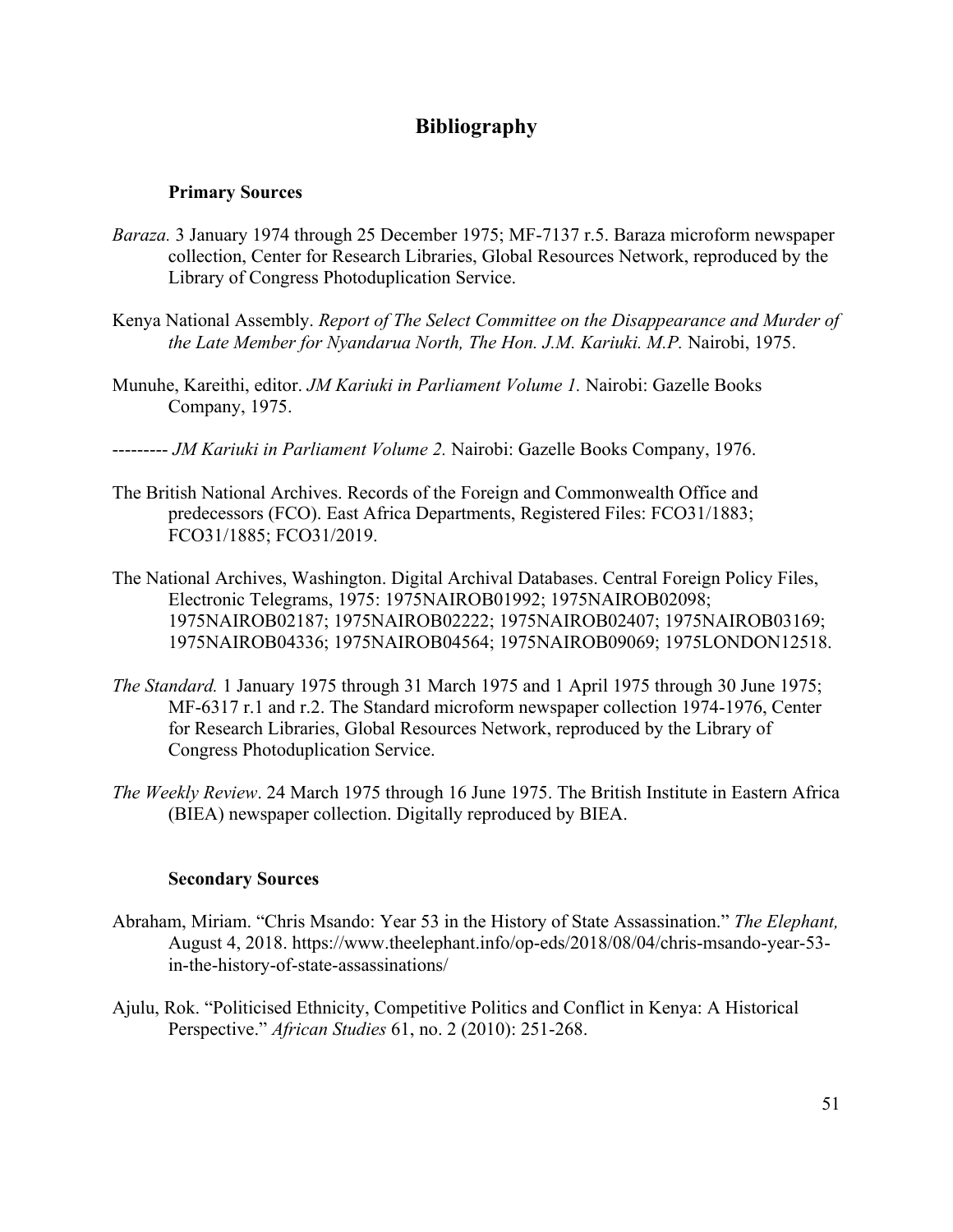# Bibliography

### Primary Sources

*Baraza.* 3 January 1974 through 25 December 1975; MF-7137 r.5. Baraza microform newspaper collection, Center for Research Libraries, Global Resources Network, reproduced by the Library of Congress Photoduplication Service.

Kenya National Assembly. *Report of The Select Committee on the Disappearance and Murder of the Late Member for Nyandarua North, The Hon. J.M. Kariuki. M.P.* Nairobi, 1975.

Munuhe, Kareithi, editor. *JM Kariuki in Parliament Volume 1.* Nairobi: Gazelle Books Company, 1975.

--------- *JM Kariuki in Parliament Volume 2.* Nairobi: Gazelle Books Company, 1976.

The British National Archives. Records of the Foreign and Commonwealth Office and predecessors (FCO). East Africa Departments, Registered Files: FCO31/1883; FCO31/1885; FCO31/2019.

The National Archives, Washington. Digital Archival Databases. Central Foreign Policy Files, Electronic Telegrams, 1975: 1975NAIROB01992; 1975NAIROB02098; 1975NAIROB02187; 1975NAIROB02222; 1975NAIROB02407; 1975NAIROB03169; 1975NAIROB04336; 1975NAIROB04564; 1975NAIROB09069; 1975LONDON12518.

*The Standard.* 1 January 1975 through 31 March 1975 and 1 April 1975 through 30 June 1975; MF-6317 r.1 and r.2. The Standard microform newspaper collection 1974-1976, Center for Research Libraries, Global Resources Network, reproduced by the Library of Congress Photoduplication Service.

*The Weekly Review*. 24 March 1975 through 16 June 1975. The British Institute in Eastern Africa (BIEA) newspaper collection. Digitally reproduced by BIEA.

### Secondary Sources

Abraham, Miriam. "Chris Msando: Year 53 in the History of State Assassination." *The Elephant,* August 4, 2018. https://www.theelephant.info/op-eds/2018/08/04/chris-msando-year-53-in-the-history-of-state-assassinations/

Ajulu, Rok. "Politicised Ethnicity, Competitive Politics and Conflict in Kenya: A Historical Perspective." *African Studies* 61, no. 2 (2010): 251-268.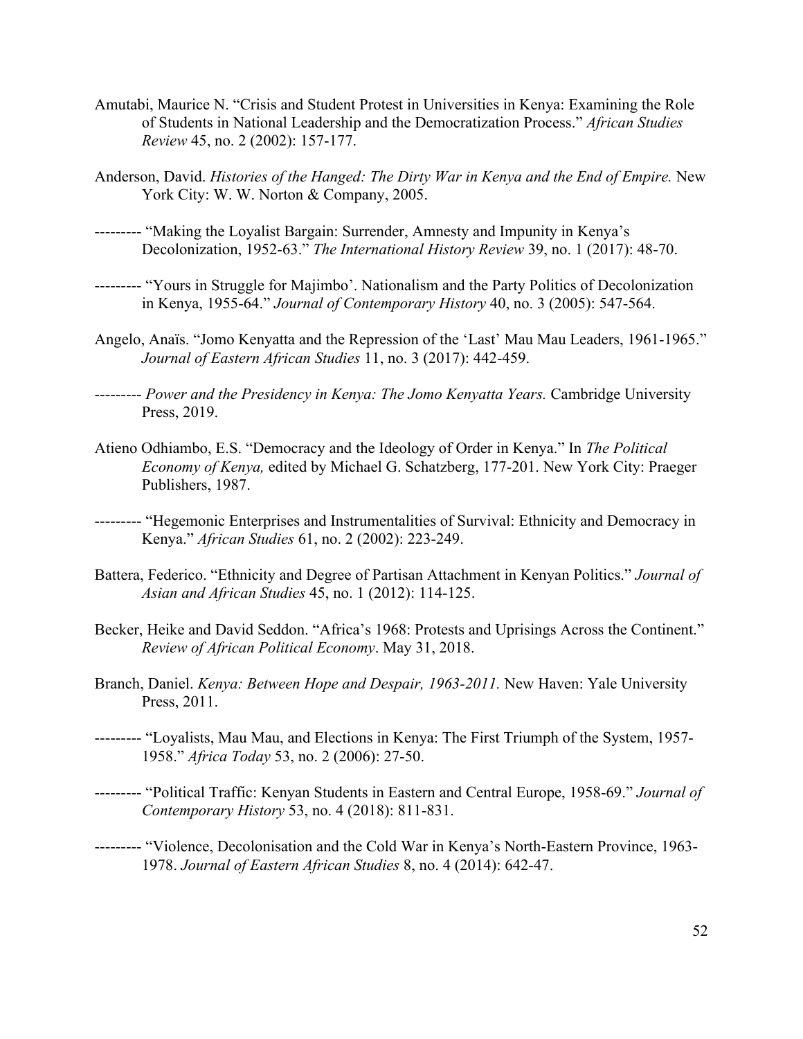Amutabi, Maurice N. "Crisis and Student Protest in Universities in Kenya: Examining the Role of Students in National Leadership and the Democratization Process." *African Studies Review* 45, no. 2 (2002): 157-177.

Anderson, David. *Histories of the Hanged: The Dirty War in Kenya and the End of Empire.* New York City: W. W. Norton & Company, 2005.

--------- "Making the Loyalist Bargain: Surrender, Amnesty and Impunity in Kenya's Decolonization, 1952-63." *The International History Review* 39, no. 1 (2017): 48-70.

--------- "Yours in Struggle for Majimbo'. Nationalism and the Party Politics of Decolonization in Kenya, 1955-64." *Journal of Contemporary History* 40, no. 3 (2005): 547-564.

Angelo, Anaïs. "Jomo Kenyatta and the Repression of the 'Last' Mau Mau Leaders, 1961-1965." *Journal of Eastern African Studies* 11, no. 3 (2017): 442-459.

--------- *Power and the Presidency in Kenya: The Jomo Kenyatta Years.* Cambridge University Press, 2019.

Atieno Odhiambo, E.S. "Democracy and the Ideology of Order in Kenya." In *The Political Economy of Kenya,* edited by Michael G. Schatzberg, 177-201. New York City: Praeger Publishers, 1987.

--------- "Hegemonic Enterprises and Instrumentalities of Survival: Ethnicity and Democracy in Kenya." *African Studies* 61, no. 2 (2002): 223-249.

Battera, Federico. "Ethnicity and Degree of Partisan Attachment in Kenyan Politics." *Journal of Asian and African Studies* 45, no. 1 (2012): 114-125.

Becker, Heike and David Seddon. "Africa's 1968: Protests and Uprisings Across the Continent." *Review of African Political Economy*. May 31, 2018.

Branch, Daniel. *Kenya: Between Hope and Despair, 1963-2011.* New Haven: Yale University Press, 2011.

--------- "Loyalists, Mau Mau, and Elections in Kenya: The First Triumph of the System, 1957-1958." *Africa Today* 53, no. 2 (2006): 27-50.

--------- "Political Traffic: Kenyan Students in Eastern and Central Europe, 1958-69." *Journal of Contemporary History* 53, no. 4 (2018): 811-831.

--------- "Violence, Decolonisation and the Cold War in Kenya's North-Eastern Province, 1963-1978. *Journal of Eastern African Studies* 8, no. 4 (2014): 642-47.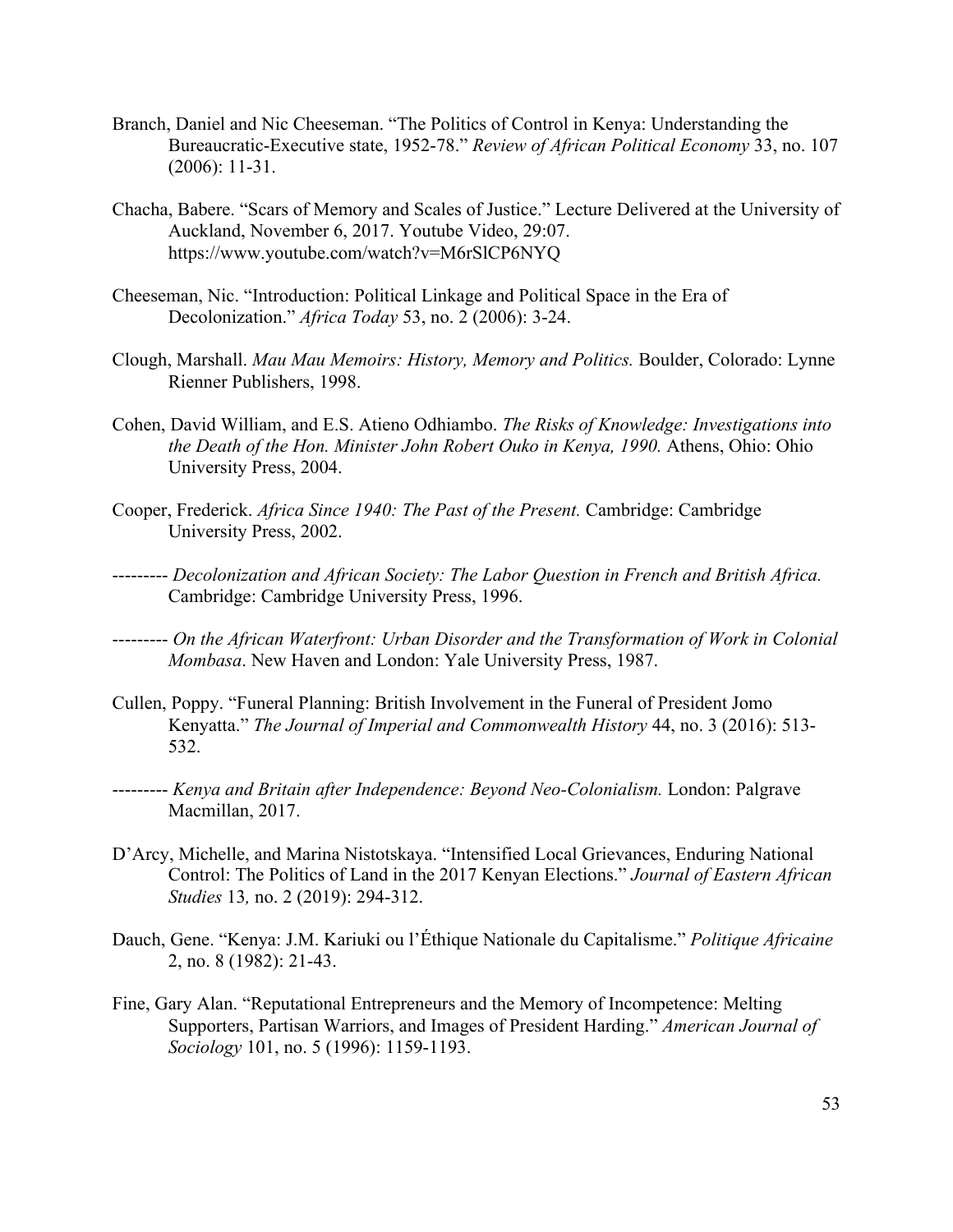Branch, Daniel and Nic Cheeseman. "The Politics of Control in Kenya: Understanding the Bureaucratic-Executive state, 1952-78." *Review of African Political Economy* 33, no. 107 (2006): 11-31.

Chacha, Babere. "Scars of Memory and Scales of Justice." Lecture Delivered at the University of Auckland, November 6, 2017. Youtube Video, 29:07. https://www.youtube.com/watch?v=M6rSlCP6NYQ

Cheeseman, Nic. "Introduction: Political Linkage and Political Space in the Era of Decolonization." *Africa Today* 53, no. 2 (2006): 3-24.

Clough, Marshall. *Mau Mau Memoirs: History, Memory and Politics.* Boulder, Colorado: Lynne Rienner Publishers, 1998.

Cohen, David William, and E.S. Atieno Odhiambo. *The Risks of Knowledge: Investigations into the Death of the Hon. Minister John Robert Ouko in Kenya, 1990.* Athens, Ohio: Ohio University Press, 2004.

Cooper, Frederick. *Africa Since 1940: The Past of the Present.* Cambridge: Cambridge University Press, 2002.

--------- *Decolonization and African Society: The Labor Question in French and British Africa.* Cambridge: Cambridge University Press, 1996.

--------- *On the African Waterfront: Urban Disorder and the Transformation of Work in Colonial Mombasa*. New Haven and London: Yale University Press, 1987.

Cullen, Poppy. "Funeral Planning: British Involvement in the Funeral of President Jomo Kenyatta." *The Journal of Imperial and Commonwealth History* 44, no. 3 (2016): 513-532.

--------- *Kenya and Britain after Independence: Beyond Neo-Colonialism.* London: Palgrave Macmillan, 2017.

D'Arcy, Michelle, and Marina Nistotskaya. "Intensified Local Grievances, Enduring National Control: The Politics of Land in the 2017 Kenyan Elections." *Journal of Eastern African Studies* 13*,* no. 2 (2019): 294-312.

Dauch, Gene. "Kenya: J.M. Kariuki ou l'Éthique Nationale du Capitalisme." *Politique Africaine* 2, no. 8 (1982): 21-43.

Fine, Gary Alan. "Reputational Entrepreneurs and the Memory of Incompetence: Melting Supporters, Partisan Warriors, and Images of President Harding." *American Journal of Sociology* 101, no. 5 (1996): 1159-1193.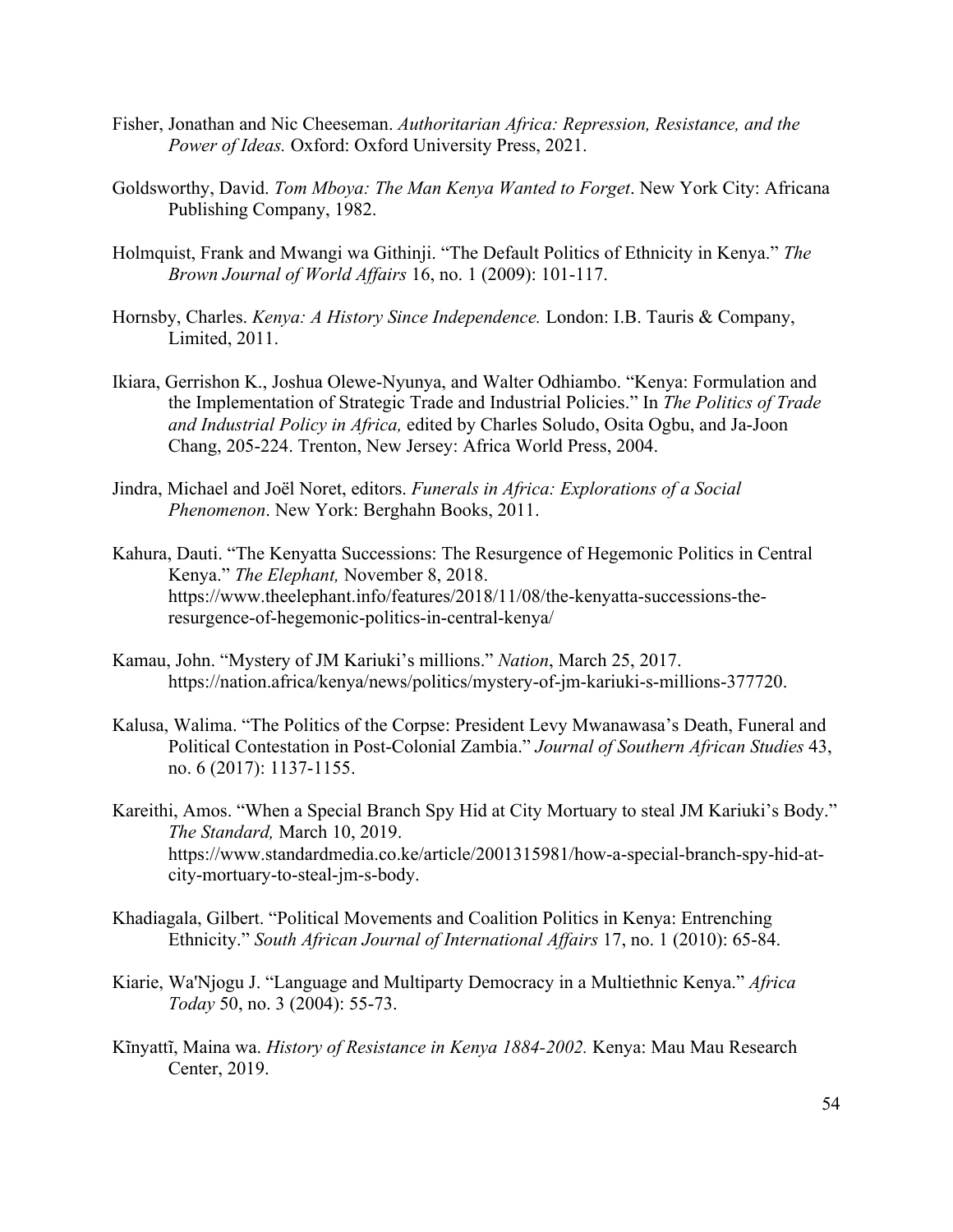Fisher, Jonathan and Nic Cheeseman. *Authoritarian Africa: Repression, Resistance, and the Power of Ideas.* Oxford: Oxford University Press, 2021.

Goldsworthy, David. *Tom Mboya: The Man Kenya Wanted to Forget*. New York City: Africana Publishing Company, 1982.

Holmquist, Frank and Mwangi wa Githinji. "The Default Politics of Ethnicity in Kenya." *The Brown Journal of World Affairs* 16, no. 1 (2009): 101-117.

Hornsby, Charles. *Kenya: A History Since Independence.* London: I.B. Tauris & Company, Limited, 2011.

Ikiara, Gerrishon K., Joshua Olewe-Nyunya, and Walter Odhiambo. "Kenya: Formulation and the Implementation of Strategic Trade and Industrial Policies." In *The Politics of Trade and Industrial Policy in Africa,* edited by Charles Soludo, Osita Ogbu, and Ja-Joon Chang, 205-224. Trenton, New Jersey: Africa World Press, 2004.

Jindra, Michael and Joël Noret, editors. *Funerals in Africa: Explorations of a Social Phenomenon*. New York: Berghahn Books, 2011.

Kahura, Dauti. "The Kenyatta Successions: The Resurgence of Hegemonic Politics in Central Kenya." *The Elephant,* November 8, 2018. https://www.theelephant.info/features/2018/11/08/the-kenyatta-successions-the-resurgence-of-hegemonic-politics-in-central-kenya/

Kamau, John. "Mystery of JM Kariuki's millions." *Nation*, March 25, 2017. https://nation.africa/kenya/news/politics/mystery-of-jm-kariuki-s-millions-377720.

Kalusa, Walima. "The Politics of the Corpse: President Levy Mwanawasa's Death, Funeral and Political Contestation in Post-Colonial Zambia." *Journal of Southern African Studies* 43, no. 6 (2017): 1137-1155.

Kareithi, Amos. "When a Special Branch Spy Hid at City Mortuary to steal JM Kariuki's Body." *The Standard,* March 10, 2019. https://www.standardmedia.co.ke/article/2001315981/how-a-special-branch-spy-hid-at-city-mortuary-to-steal-jm-s-body.

Khadiagala, Gilbert. "Political Movements and Coalition Politics in Kenya: Entrenching Ethnicity." *South African Journal of International Affairs* 17, no. 1 (2010): 65-84.

Kiarie, Wa'Njogu J. "Language and Multiparty Democracy in a Multiethnic Kenya." *Africa Today* 50, no. 3 (2004): 55-73.

Kĩnyattĩ, Maina wa. *History of Resistance in Kenya 1884-2002.* Kenya: Mau Mau Research Center, 2019.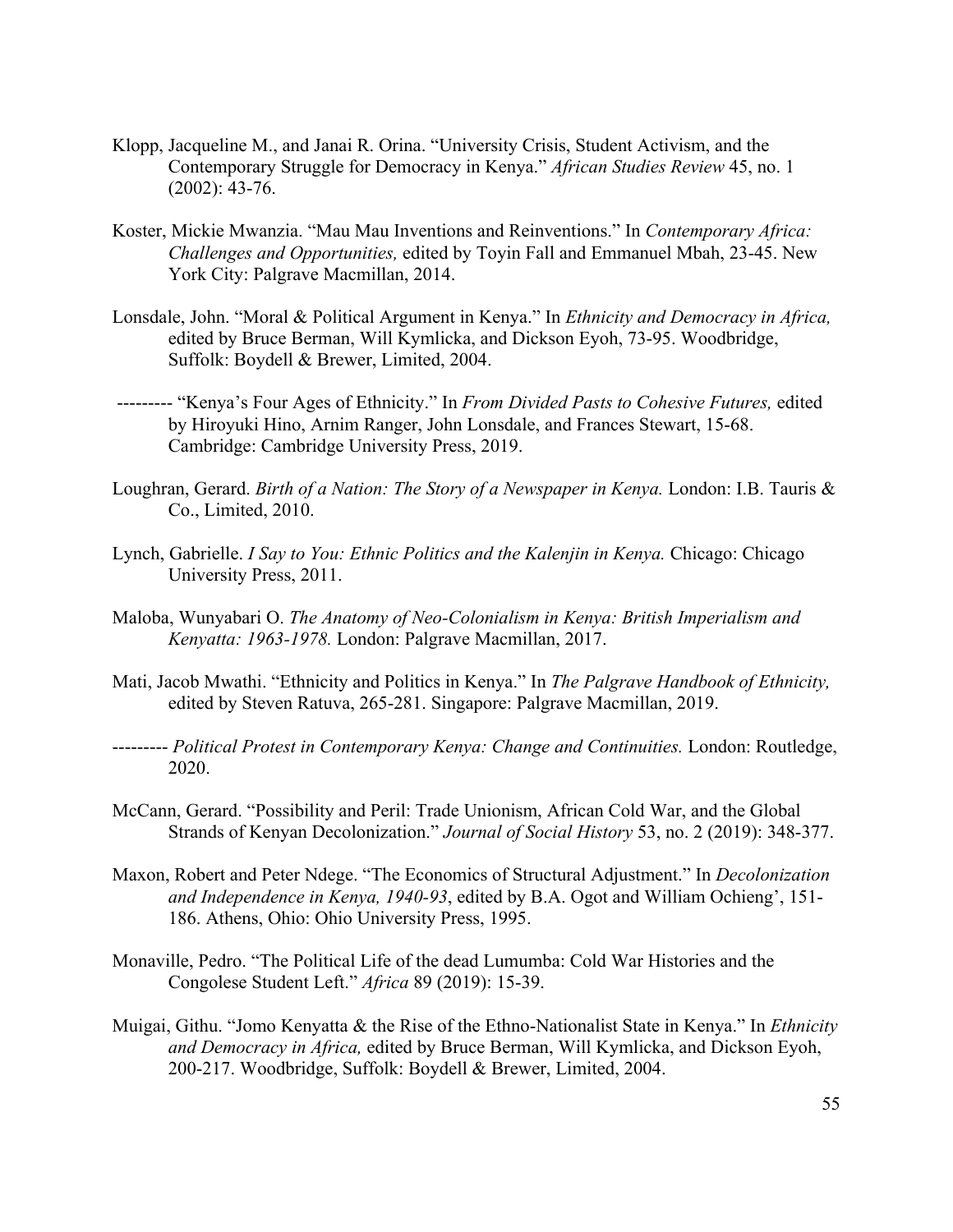Klopp, Jacqueline M., and Janai R. Orina. "University Crisis, Student Activism, and the Contemporary Struggle for Democracy in Kenya." *African Studies Review* 45, no. 1 (2002): 43-76.

Koster, Mickie Mwanzia. "Mau Mau Inventions and Reinventions." In *Contemporary Africa: Challenges and Opportunities,* edited by Toyin Fall and Emmanuel Mbah, 23-45. New York City: Palgrave Macmillan, 2014.

Lonsdale, John. "Moral & Political Argument in Kenya." In *Ethnicity and Democracy in Africa,* edited by Bruce Berman, Will Kymlicka, and Dickson Eyoh, 73-95. Woodbridge, Suffolk: Boydell & Brewer, Limited, 2004.

--------- "Kenya's Four Ages of Ethnicity." In *From Divided Pasts to Cohesive Futures,* edited by Hiroyuki Hino, Arnim Ranger, John Lonsdale, and Frances Stewart, 15-68. Cambridge: Cambridge University Press, 2019.

Loughran, Gerard. *Birth of a Nation: The Story of a Newspaper in Kenya.* London: I.B. Tauris & Co., Limited, 2010.

Lynch, Gabrielle. *I Say to You: Ethnic Politics and the Kalenjin in Kenya.* Chicago: Chicago University Press, 2011.

Maloba, Wunyabari O. *The Anatomy of Neo-Colonialism in Kenya: British Imperialism and Kenyatta: 1963-1978.* London: Palgrave Macmillan, 2017.

Mati, Jacob Mwathi. "Ethnicity and Politics in Kenya." In *The Palgrave Handbook of Ethnicity,* edited by Steven Ratuva, 265-281. Singapore: Palgrave Macmillan, 2019.

--------- *Political Protest in Contemporary Kenya: Change and Continuities.* London: Routledge, 2020.

McCann, Gerard. "Possibility and Peril: Trade Unionism, African Cold War, and the Global Strands of Kenyan Decolonization." *Journal of Social History* 53, no. 2 (2019): 348-377.

Maxon, Robert and Peter Ndege. "The Economics of Structural Adjustment." In *Decolonization and Independence in Kenya, 1940-93*, edited by B.A. Ogot and William Ochieng', 151-186. Athens, Ohio: Ohio University Press, 1995.

Monaville, Pedro. "The Political Life of the dead Lumumba: Cold War Histories and the Congolese Student Left." *Africa* 89 (2019): 15-39.

Muigai, Githu. "Jomo Kenyatta & the Rise of the Ethno-Nationalist State in Kenya." In *Ethnicity and Democracy in Africa,* edited by Bruce Berman, Will Kymlicka, and Dickson Eyoh, 200-217. Woodbridge, Suffolk: Boydell & Brewer, Limited, 2004.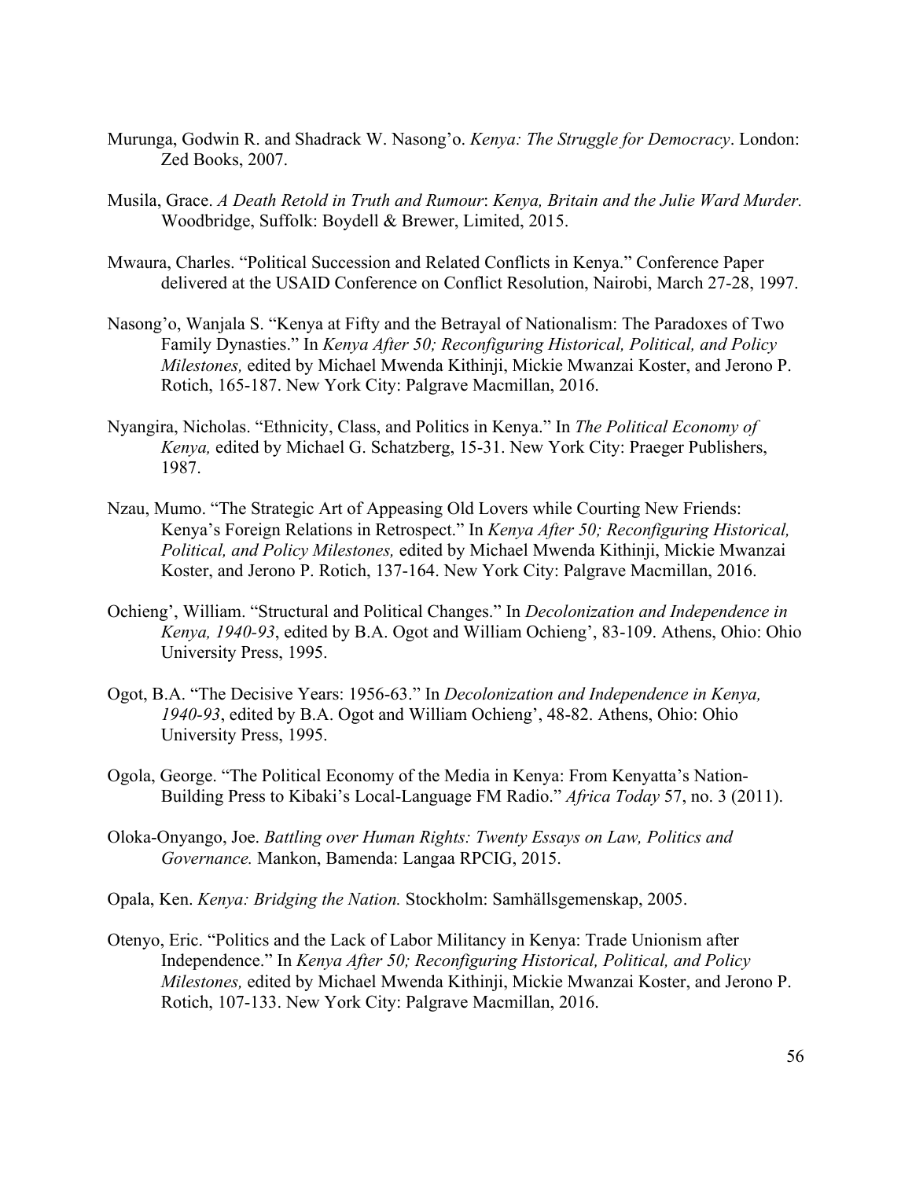Murunga, Godwin R. and Shadrack W. Nasong'o. *Kenya: The Struggle for Democracy*. London: Zed Books, 2007.

Musila, Grace. *A Death Retold in Truth and Rumour*: *Kenya, Britain and the Julie Ward Murder.* Woodbridge, Suffolk: Boydell & Brewer, Limited, 2015.

Mwaura, Charles. "Political Succession and Related Conflicts in Kenya." Conference Paper delivered at the USAID Conference on Conflict Resolution, Nairobi, March 27-28, 1997.

Nasong'o, Wanjala S. "Kenya at Fifty and the Betrayal of Nationalism: The Paradoxes of Two Family Dynasties." In *Kenya After 50; Reconfiguring Historical, Political, and Policy Milestones,* edited by Michael Mwenda Kithinji, Mickie Mwanzai Koster, and Jerono P. Rotich, 165-187. New York City: Palgrave Macmillan, 2016.

Nyangira, Nicholas. "Ethnicity, Class, and Politics in Kenya." In *The Political Economy of Kenya,* edited by Michael G. Schatzberg, 15-31. New York City: Praeger Publishers, 1987.

Nzau, Mumo. "The Strategic Art of Appeasing Old Lovers while Courting New Friends: Kenya's Foreign Relations in Retrospect." In *Kenya After 50; Reconfiguring Historical, Political, and Policy Milestones,* edited by Michael Mwenda Kithinji, Mickie Mwanzai Koster, and Jerono P. Rotich, 137-164. New York City: Palgrave Macmillan, 2016.

Ochieng', William. "Structural and Political Changes." In *Decolonization and Independence in Kenya, 1940-93*, edited by B.A. Ogot and William Ochieng', 83-109. Athens, Ohio: Ohio University Press, 1995.

Ogot, B.A. "The Decisive Years: 1956-63." In *Decolonization and Independence in Kenya, 1940-93*, edited by B.A. Ogot and William Ochieng', 48-82. Athens, Ohio: Ohio University Press, 1995.

Ogola, George. "The Political Economy of the Media in Kenya: From Kenyatta's Nation-Building Press to Kibaki's Local-Language FM Radio." *Africa Today* 57, no. 3 (2011).

Oloka-Onyango, Joe. *Battling over Human Rights: Twenty Essays on Law, Politics and Governance.* Mankon, Bamenda: Langaa RPCIG, 2015.

Opala, Ken. *Kenya: Bridging the Nation.* Stockholm: Samhällsgemenskap, 2005.

Otenyo, Eric. "Politics and the Lack of Labor Militancy in Kenya: Trade Unionism after Independence." In *Kenya After 50; Reconfiguring Historical, Political, and Policy Milestones,* edited by Michael Mwenda Kithinji, Mickie Mwanzai Koster, and Jerono P. Rotich, 107-133. New York City: Palgrave Macmillan, 2016.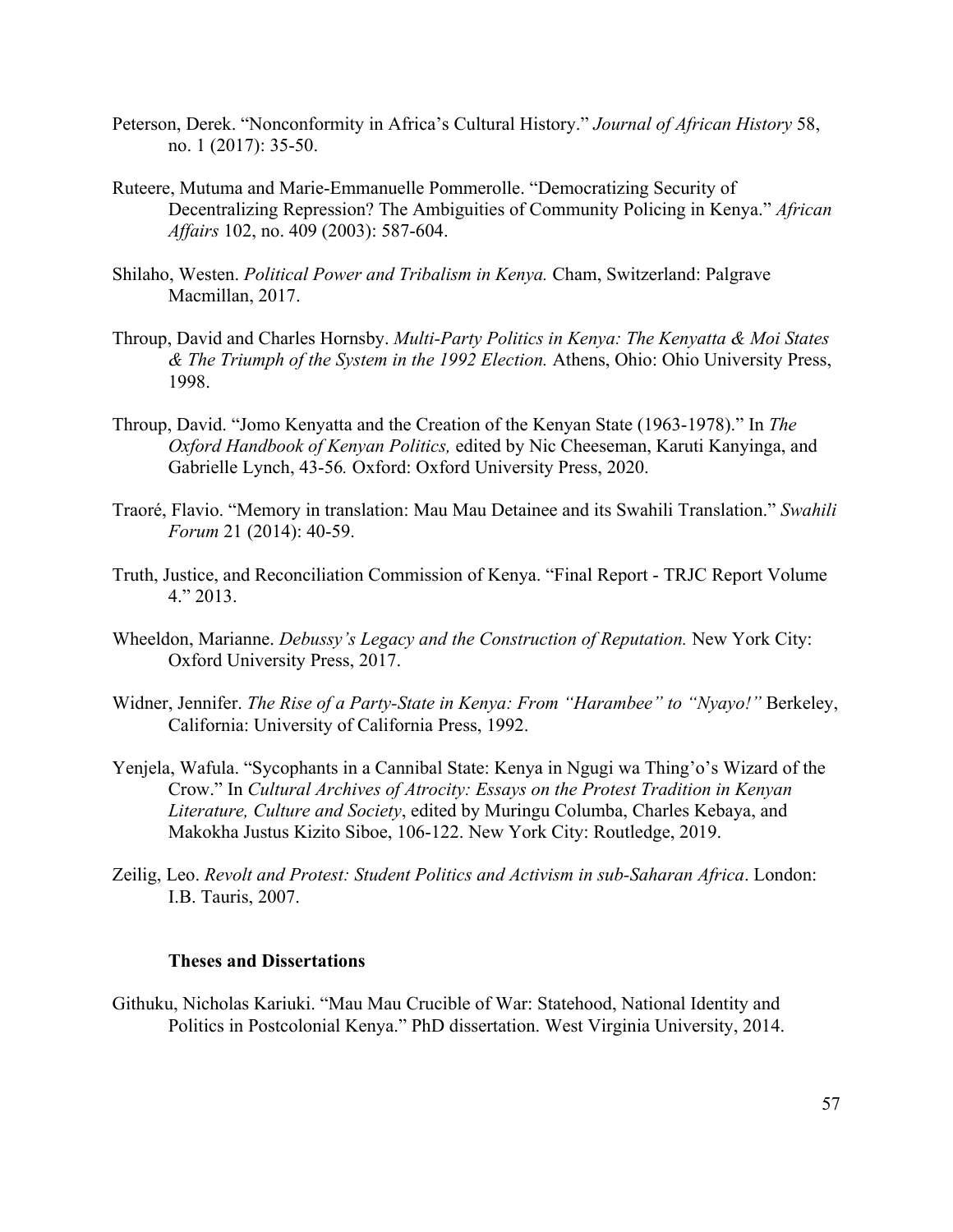Peterson, Derek. “Nonconformity in Africa’s Cultural History.” *Journal of African History* 58, no. 1 (2017): 35-50.

Ruteere, Mutuma and Marie-Emmanuelle Pommerolle. “Democratizing Security of Decentralizing Repression? The Ambiguities of Community Policing in Kenya.” *African Affairs* 102, no. 409 (2003): 587-604.

Shilaho, Westen. *Political Power and Tribalism in Kenya.* Cham, Switzerland: Palgrave Macmillan, 2017.

Throup, David and Charles Hornsby. *Multi-Party Politics in Kenya: The Kenyatta & Moi States & The Triumph of the System in the 1992 Election.* Athens, Ohio: Ohio University Press, 1998.

Throup, David. “Jomo Kenyatta and the Creation of the Kenyan State (1963-1978).” In *The Oxford Handbook of Kenyan Politics,* edited by Nic Cheeseman, Karuti Kanyinga, and Gabrielle Lynch, 43-56*.* Oxford: Oxford University Press, 2020.

Traoré, Flavio. “Memory in translation: Mau Mau Detainee and its Swahili Translation.” *Swahili Forum* 21 (2014): 40-59.

Truth, Justice, and Reconciliation Commission of Kenya. “Final Report - TRJC Report Volume 4.” 2013.

Wheeldon, Marianne. *Debussy’s Legacy and the Construction of Reputation.* New York City: Oxford University Press, 2017.

Widner, Jennifer. *The Rise of a Party-State in Kenya: From “Harambee” to “Nyayo!”* Berkeley, California: University of California Press, 1992.

Yenjela, Wafula. “Sycophants in a Cannibal State: Kenya in Ngugi wa Thing’o’s Wizard of the Crow.” In *Cultural Archives of Atrocity: Essays on the Protest Tradition in Kenyan Literature, Culture and Society*, edited by Muringu Columba, Charles Kebaya, and Makokha Justus Kizito Siboe, 106-122. New York City: Routledge, 2019.

Zeilig, Leo. *Revolt and Protest: Student Politics and Activism in sub-Saharan Africa*. London: I.B. Tauris, 2007.

**Theses and Dissertations**

Githuku, Nicholas Kariuki. “Mau Mau Crucible of War: Statehood, National Identity and Politics in Postcolonial Kenya.” PhD dissertation. West Virginia University, 2014.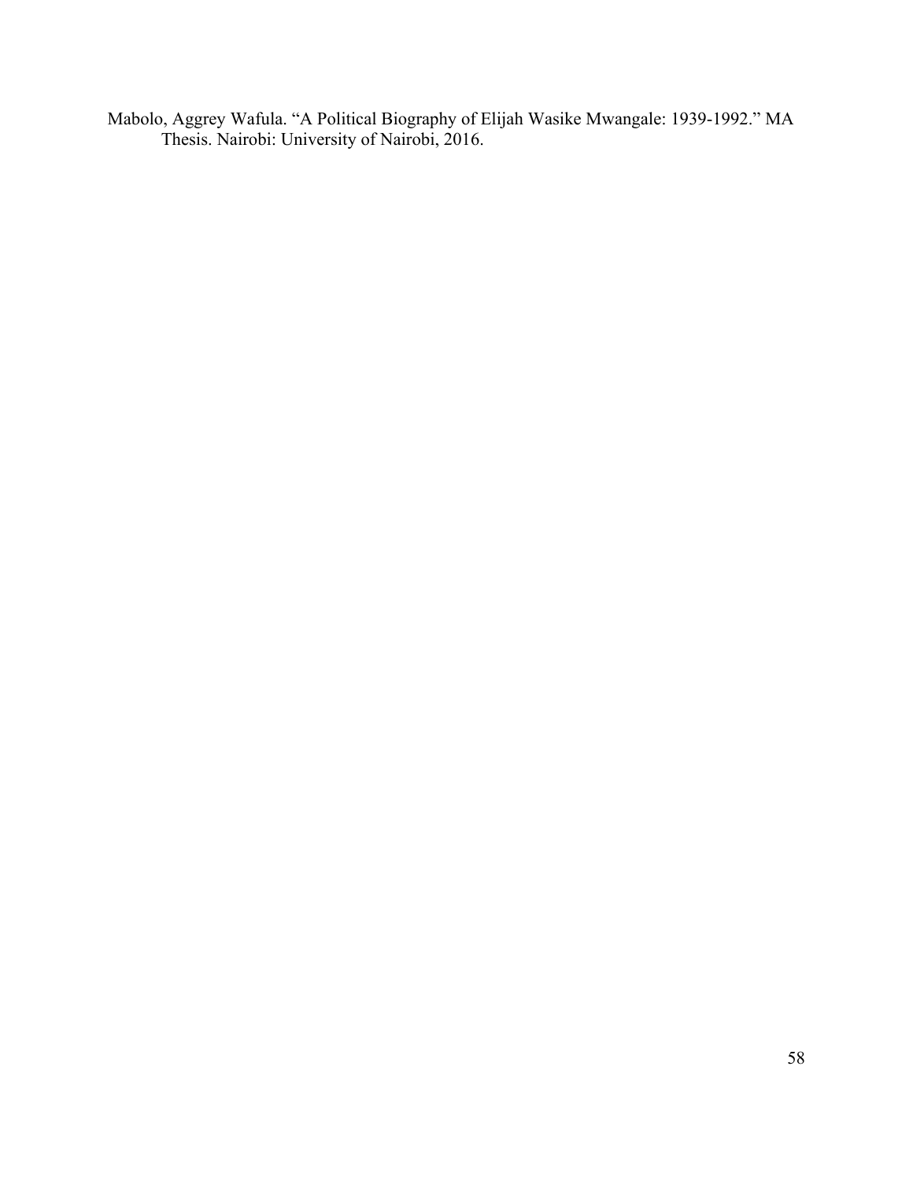Mabolo, Aggrey Wafula. "A Political Biography of Elijah Wasike Mwangale: 1939-1992." MA Thesis. Nairobi: University of Nairobi, 2016.